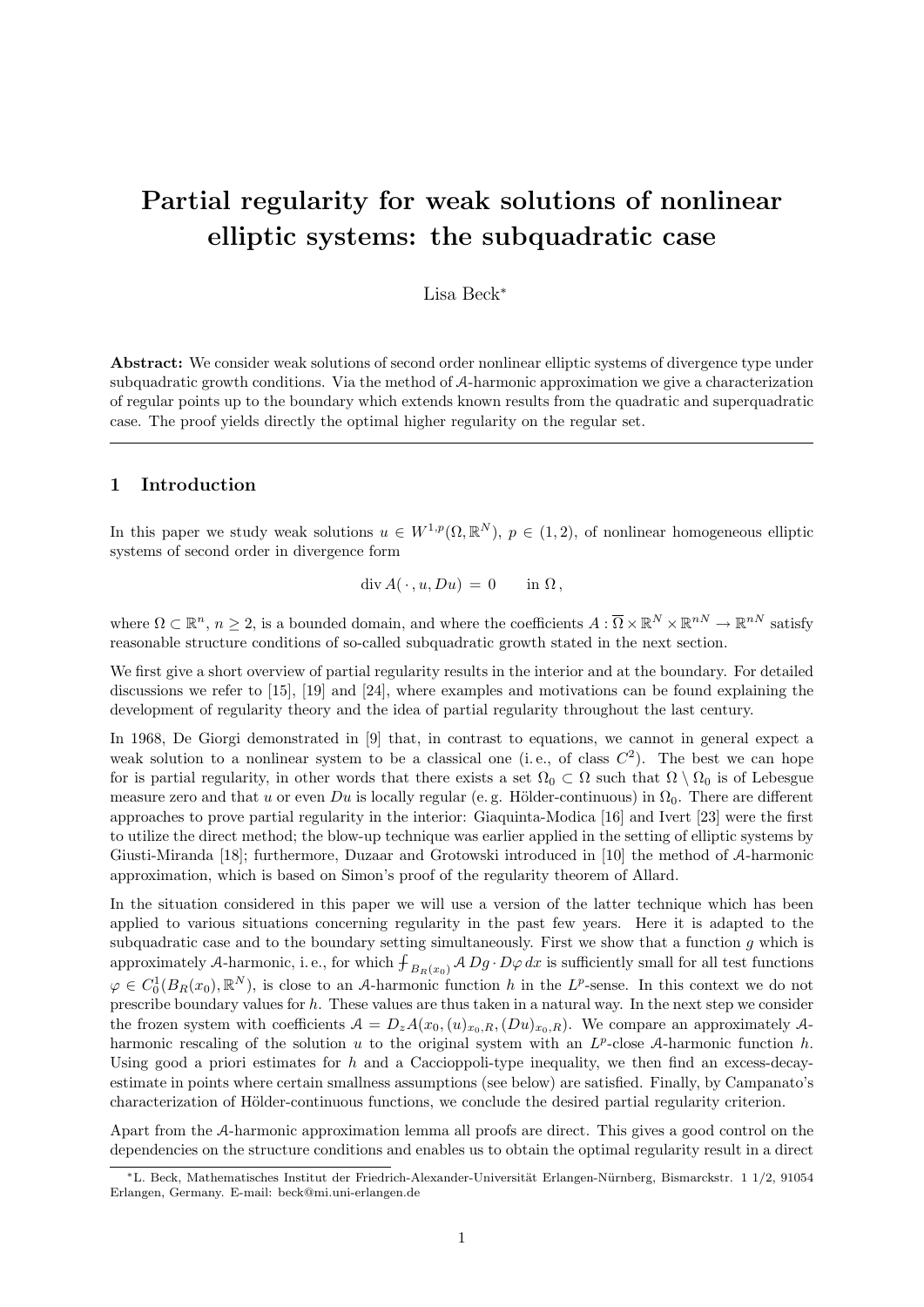# Partial regularity for weak solutions of nonlinear elliptic systems: the subquadratic case

Lisa Beck*

**Abstract:** We consider weak solutions of second order nonlinear elliptic systems of divergence type under subquadratic growth conditions. Via the method of $\mathcal{A}$-harmonic approximation we give a characterization of regular points up to the boundary which extends known results from the quadratic and superquadratic case. The proof yields directly the optimal higher regularity on the regular set.

---

## 1 Introduction

In this paper we study weak solutions $u \in W^{1,p}(\Omega, \mathbb{R}^N)$, $p \in (1,2)$, of nonlinear homogeneous elliptic systems of second order in divergence form

$$\operatorname{div} A(\,\cdot\,, u, Du) \;=\; 0 \qquad \text{in } \Omega\,,$$

where $\Omega \subset \mathbb{R}^n$, $n \geq 2$, is a bounded domain, and where the coefficients $A : \overline{\Omega} \times \mathbb{R}^N \times \mathbb{R}^{nN} \to \mathbb{R}^{nN}$ satisfy reasonable structure conditions of so-called subquadratic growth stated in the next section.

We first give a short overview of partial regularity results in the interior and at the boundary. For detailed discussions we refer to [15], [19] and [24], where examples and motivations can be found explaining the development of regularity theory and the idea of partial regularity throughout the last century.

In 1968, De Giorgi demonstrated in [9] that, in contrast to equations, we cannot in general expect a weak solution to a nonlinear system to be a classical one (i. e., of class $C^2$). The best we can hope for is partial regularity, in other words that there exists a set $\Omega_0 \subset \Omega$ such that $\Omega \setminus \Omega_0$ is of Lebesgue measure zero and that $u$ or even $Du$ is locally regular (e. g. Hölder-continuous) in $\Omega_0$. There are different approaches to prove partial regularity in the interior: Giaquinta-Modica [16] and Ivert [23] were the first to utilize the direct method; the blow-up technique was earlier applied in the setting of elliptic systems by Giusti-Miranda [18]; furthermore, Duzaar and Grotowski introduced in [10] the method of $\mathcal{A}$-harmonic approximation, which is based on Simon's proof of the regularity theorem of Allard.

In the situation considered in this paper we will use a version of the latter technique which has been applied to various situations concerning regularity in the past few years. Here it is adapted to the subquadratic case and to the boundary setting simultaneously. First we show that a function $g$ which is approximately $\mathcal{A}$-harmonic, i. e., for which $\fint_{B_R(x_0)} \mathcal{A}\, Dg \cdot D\varphi \, dx$ is sufficiently small for all test functions $\varphi \in C^1_0(B_R(x_0), \mathbb{R}^N)$, is close to an $\mathcal{A}$-harmonic function $h$ in the $L^p$-sense. In this context we do not prescribe boundary values for $h$. These values are thus taken in a natural way. In the next step we consider the frozen system with coefficients $\mathcal{A} = D_z A(x_0, (u)_{x_0,R}, (Du)_{x_0,R})$. We compare an approximately $\mathcal{A}$-harmonic rescaling of the solution $u$ to the original system with an $L^p$-close $\mathcal{A}$-harmonic function $h$. Using good a priori estimates for $h$ and a Caccioppoli-type inequality, we then find an excess-decay-estimate in points where certain smallness assumptions (see below) are satisfied. Finally, by Campanato's characterization of Hölder-continuous functions, we conclude the desired partial regularity criterion.

Apart from the $\mathcal{A}$-harmonic approximation lemma all proofs are direct. This gives a good control on the dependencies on the structure conditions and enables us to obtain the optimal regularity result in a direct

---

*L. Beck, Mathematisches Institut der Friedrich-Alexander-Universität Erlangen-Nürnberg, Bismarckstr. 1 1/2, 91054 Erlangen, Germany. E-mail: beck@mi.uni-erlangen.de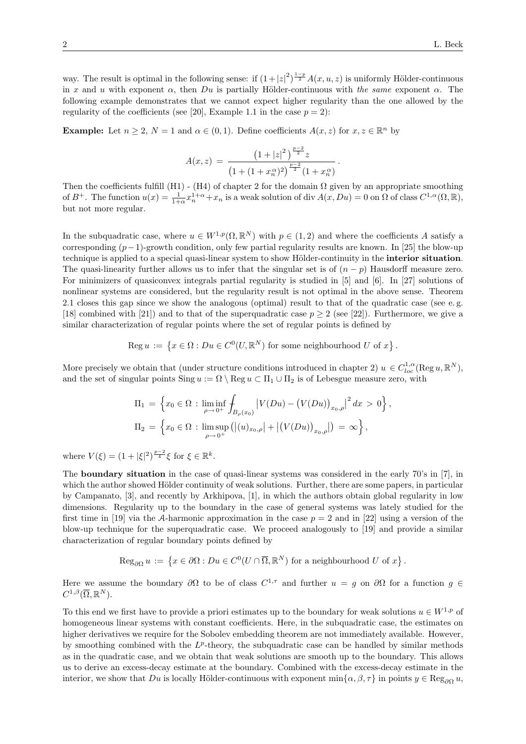way. The result is optimal in the following sense: if $(1+|z|^2)^{\frac{1-p}{2}} A(x,u,z)$ is uniformly Hölder-continuous in $x$ and $u$ with exponent $\alpha$, then $Du$ is partially Hölder-continuous with *the same* exponent $\alpha$. The following example demonstrates that we cannot expect higher regularity than the one allowed by the regularity of the coefficients (see [20], Example 1.1 in the case $p=2$):

**Example:** Let $n \geq 2$, $N=1$ and $\alpha \in (0,1)$. Define coefficients $A(x,z)$ for $x, z \in \mathbb{R}^n$ by

$$A(x,z) \;=\; \frac{\left(1+|z|^2\right)^{\frac{p-2}{2}} z}{\left(1+(1+x_n^\alpha)^2\right)^{\frac{p-2}{2}}(1+x_n^\alpha)}\,.$$

Then the coefficients fulfill (H1) - (H4) of chapter 2 for the domain $\Omega$ given by an appropriate smoothing of $B^+$. The function $u(x) = \frac{1}{1+\alpha} x_n^{1+\alpha} + x_n$ is a weak solution of $\operatorname{div} A(x,Du) = 0$ on $\Omega$ of class $C^{1,\alpha}(\Omega,\mathbb{R})$, but not more regular.

In the subquadratic case, where $u \in W^{1,p}(\Omega,\mathbb{R}^N)$ with $p \in (1,2)$ and where the coefficients $A$ satisfy a corresponding $(p-1)$-growth condition, only few partial regularity results are known. In [25] the blow-up technique is applied to a special quasi-linear system to show Hölder-continuity in the **interior situation**. The quasi-linearity further allows us to infer that the singular set is of $(n-p)$ Hausdorff measure zero. For minimizers of quasiconvex integrals partial regularity is studied in [5] and [6]. In [27] solutions of nonlinear systems are considered, but the regularity result is not optimal in the above sense. Theorem 2.1 closes this gap since we show the analogous (optimal) result to that of the quadratic case (see e. g. [18] combined with [21]) and to that of the superquadratic case $p \geq 2$ (see [22]). Furthermore, we give a similar characterization of regular points where the set of regular points is defined by

$$\operatorname{Reg} u \;:=\; \left\{ x \in \Omega : Du \in C^0(U,\mathbb{R}^N) \text{ for some neighbourhood } U \text{ of } x \right\}.$$

More precisely we obtain that (under structure conditions introduced in chapter 2) $u \in C^{1,\alpha}_{loc}(\operatorname{Reg} u,\mathbb{R}^N)$, and the set of singular points $\operatorname{Sing} u := \Omega \setminus \operatorname{Reg} u \subset \Pi_1 \cup \Pi_2$ is of Lebesgue measure zero, with

$$\Pi_1 \;=\; \left\{ x_0 \in \Omega \,:\, \liminf_{\rho \to 0^+} \fint_{B_\rho(x_0)} \left| V(Du) - \left(V(Du)\right)_{x_0,\rho} \right|^2 dx \;>\; 0 \right\},$$

$$\Pi_2 \;=\; \left\{ x_0 \in \Omega \,:\, \limsup_{\rho \to 0^+} \left( |(u)_{x_0,\rho}| + \left|\left(V(Du)\right)_{x_0,\rho}\right| \right) \;=\; \infty \right\},$$

where $V(\xi) = (1+|\xi|^2)^{\frac{p-2}{4}} \xi$ for $\xi \in \mathbb{R}^k$.

The **boundary situation** in the case of quasi-linear systems was considered in the early 70's in [7], in which the author showed Hölder continuity of weak solutions. Further, there are some papers, in particular by Campanato, [3], and recently by Arkhipova, [1], in which the authors obtain global regularity in low dimensions. Regularity up to the boundary in the case of general systems was lately studied for the first time in [19] via the $\mathcal{A}$-harmonic approximation in the case $p=2$ and in [22] using a version of the blow-up technique for the superquadratic case. We proceed analogously to [19] and provide a similar characterization of regular boundary points defined by

$$\operatorname{Reg}_{\partial\Omega} u \;:=\; \left\{ x \in \partial\Omega : Du \in C^0(U \cap \overline{\Omega},\mathbb{R}^N) \text{ for a neighbourhood } U \text{ of } x \right\}.$$

Here we assume the boundary $\partial\Omega$ to be of class $C^{1,\tau}$ and further $u = g$ on $\partial\Omega$ for a function $g \in C^{1,\beta}(\overline{\Omega},\mathbb{R}^N)$.

To this end we first have to provide a priori estimates up to the boundary for weak solutions $u \in W^{1,p}$ of homogeneous linear systems with constant coefficients. Here, in the subquadratic case, the estimates on higher derivatives we require for the Sobolev embedding theorem are not immediately available. However, by smoothing combined with the $L^p$-theory, the subquadratic case can be handled by similar methods as in the quadratic case, and we obtain that weak solutions are smooth up to the boundary. This allows us to derive an excess-decay estimate at the boundary. Combined with the excess-decay estimate in the interior, we show that $Du$ is locally Hölder-continuous with exponent $\min\{\alpha,\beta,\tau\}$ in points $y \in \operatorname{Reg}_{\partial\Omega} u$,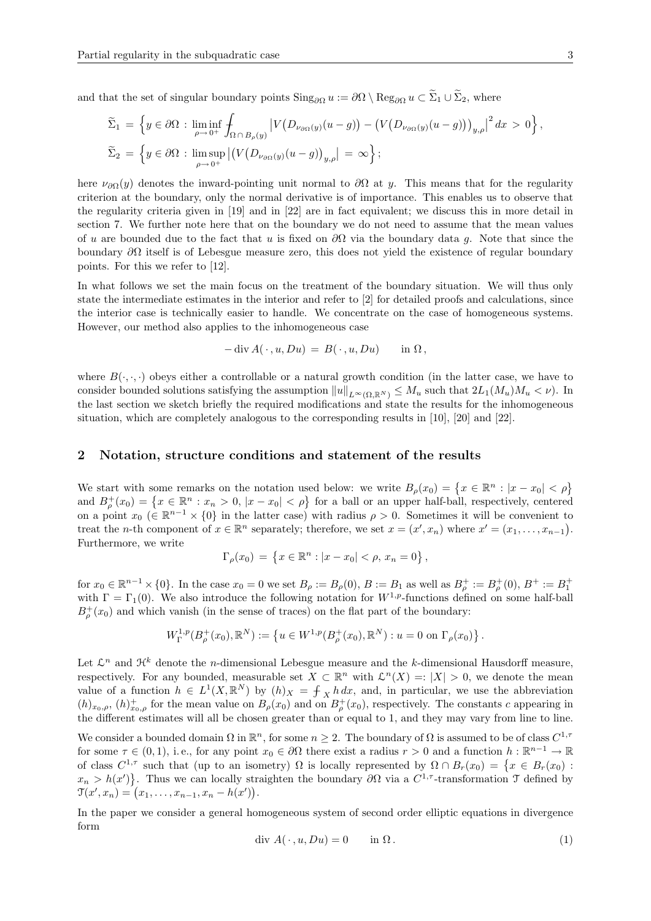and that the set of singular boundary points $\mathrm{Sing}_{\partial\Omega}\, u := \partial\Omega \setminus \mathrm{Reg}_{\partial\Omega}\, u \subset \widetilde{\Sigma}_1 \cup \widetilde{\Sigma}_2$, where

$$
\begin{aligned}
\widetilde{\Sigma}_1 &= \Big\{ y \in \partial\Omega : \liminf_{\rho \to 0^+} \fint_{\Omega \cap B_\rho(y)} \big| V\big(D_{\nu_{\partial\Omega}(y)}(u-g)\big) - \big(V\big(D_{\nu_{\partial\Omega}(y)}(u-g)\big)\big)_{y,\rho}\big|^2 \, dx \,>\, 0 \Big\}, \\
\widetilde{\Sigma}_2 &= \Big\{ y \in \partial\Omega : \limsup_{\rho \to 0^+} \big|\big(V\big(D_{\nu_{\partial\Omega}(y)}(u-g)\big)_{y,\rho}\big| \,=\, \infty \Big\};
\end{aligned}
$$

here $\nu_{\partial\Omega}(y)$ denotes the inward-pointing unit normal to $\partial\Omega$ at $y$. This means that for the regularity criterion at the boundary, only the normal derivative is of importance. This enables us to observe that the regularity criteria given in [19] and in [22] are in fact equivalent; we discuss this in more detail in section 7. We further note here that on the boundary we do not need to assume that the mean values of $u$ are bounded due to the fact that $u$ is fixed on $\partial\Omega$ via the boundary data $g$. Note that since the boundary $\partial\Omega$ itself is of Lebesgue measure zero, this does not yield the existence of regular boundary points. For this we refer to [12].

In what follows we set the main focus on the treatment of the boundary situation. We will thus only state the intermediate estimates in the interior and refer to [2] for detailed proofs and calculations, since the interior case is technically easier to handle. We concentrate on the case of homogeneous systems. However, our method also applies to the inhomogeneous case

$$
-\operatorname{div} A(\,\cdot\,, u, Du) \,=\, B(\,\cdot\,, u, Du) \qquad \text{in } \Omega\,,
$$

where $B(\cdot,\cdot,\cdot)$ obeys either a controllable or a natural growth condition (in the latter case, we have to consider bounded solutions satisfying the assumption $\|u\|_{L^\infty(\Omega,\mathbb{R}^N)} \le M_u$ such that $2L_1(M_u)M_u < \nu$). In the last section we sketch briefly the required modifications and state the results for the inhomogeneous situation, which are completely analogous to the corresponding results in [10], [20] and [22].

## 2 Notation, structure conditions and statement of the results

We start with some remarks on the notation used below: we write $B_\rho(x_0) = \{x \in \mathbb{R}^n : |x - x_0| < \rho\}$ and $B^+_\rho(x_0) = \{x \in \mathbb{R}^n : x_n > 0,\, |x - x_0| < \rho\}$ for a ball or an upper half-ball, respectively, centered on a point $x_0$ ($\in \mathbb{R}^{n-1} \times \{0\}$ in the latter case) with radius $\rho > 0$. Sometimes it will be convenient to treat the $n$-th component of $x \in \mathbb{R}^n$ separately; therefore, we set $x = (x', x_n)$ where $x' = (x_1, \ldots, x_{n-1})$. Furthermore, we write

$$
\Gamma_\rho(x_0) \,=\, \{x \in \mathbb{R}^n : |x - x_0| < \rho,\, x_n = 0\}\,,
$$

for $x_0 \in \mathbb{R}^{n-1} \times \{0\}$. In the case $x_0 = 0$ we set $B_\rho := B_\rho(0)$, $B := B_1$ as well as $B^+_\rho := B^+_\rho(0)$, $B^+ := B^+_1$ with $\Gamma = \Gamma_1(0)$. We also introduce the following notation for $W^{1,p}$-functions defined on some half-ball $B^+_\rho(x_0)$ and which vanish (in the sense of traces) on the flat part of the boundary:

$$
W^{1,p}_\Gamma(B^+_\rho(x_0), \mathbb{R}^N) := \{u \in W^{1,p}(B^+_\rho(x_0), \mathbb{R}^N) : u = 0 \text{ on } \Gamma_\rho(x_0)\}\,.
$$

Let $\mathcal{L}^n$ and $\mathcal{H}^k$ denote the $n$-dimensional Lebesgue measure and the $k$-dimensional Hausdorff measure, respectively. For any bounded, measurable set $X \subset \mathbb{R}^n$ with $\mathcal{L}^n(X) =: |X| > 0$, we denote the mean value of a function $h \in L^1(X, \mathbb{R}^N)$ by $(h)_X = \fint_X h\, dx$, and, in particular, we use the abbreviation $(h)_{x_0,\rho}$, $(h)^+_{x_0,\rho}$ for the mean value on $B_\rho(x_0)$ and on $B^+_\rho(x_0)$, respectively. The constants $c$ appearing in the different estimates will all be chosen greater than or equal to 1, and they may vary from line to line.

We consider a bounded domain $\Omega$ in $\mathbb{R}^n$, for some $n \ge 2$. The boundary of $\Omega$ is assumed to be of class $C^{1,\tau}$ for some $\tau \in (0,1)$, i.e., for any point $x_0 \in \partial\Omega$ there exist a radius $r > 0$ and a function $h : \mathbb{R}^{n-1} \to \mathbb{R}$ of class $C^{1,\tau}$ such that (up to an isometry) $\Omega$ is locally represented by $\Omega \cap B_r(x_0) = \{x \in B_r(x_0) : x_n > h(x')\}$. Thus we can locally straighten the boundary $\partial\Omega$ via a $C^{1,\tau}$-transformation $\mathcal{T}$ defined by $\mathcal{T}(x', x_n) = (x_1, \ldots, x_{n-1}, x_n - h(x'))$.

In the paper we consider a general homogeneous system of second order elliptic equations in divergence form

$$
\operatorname{div} A(\,\cdot\,, u, Du) = 0 \qquad \text{in } \Omega\,. \tag{1}
$$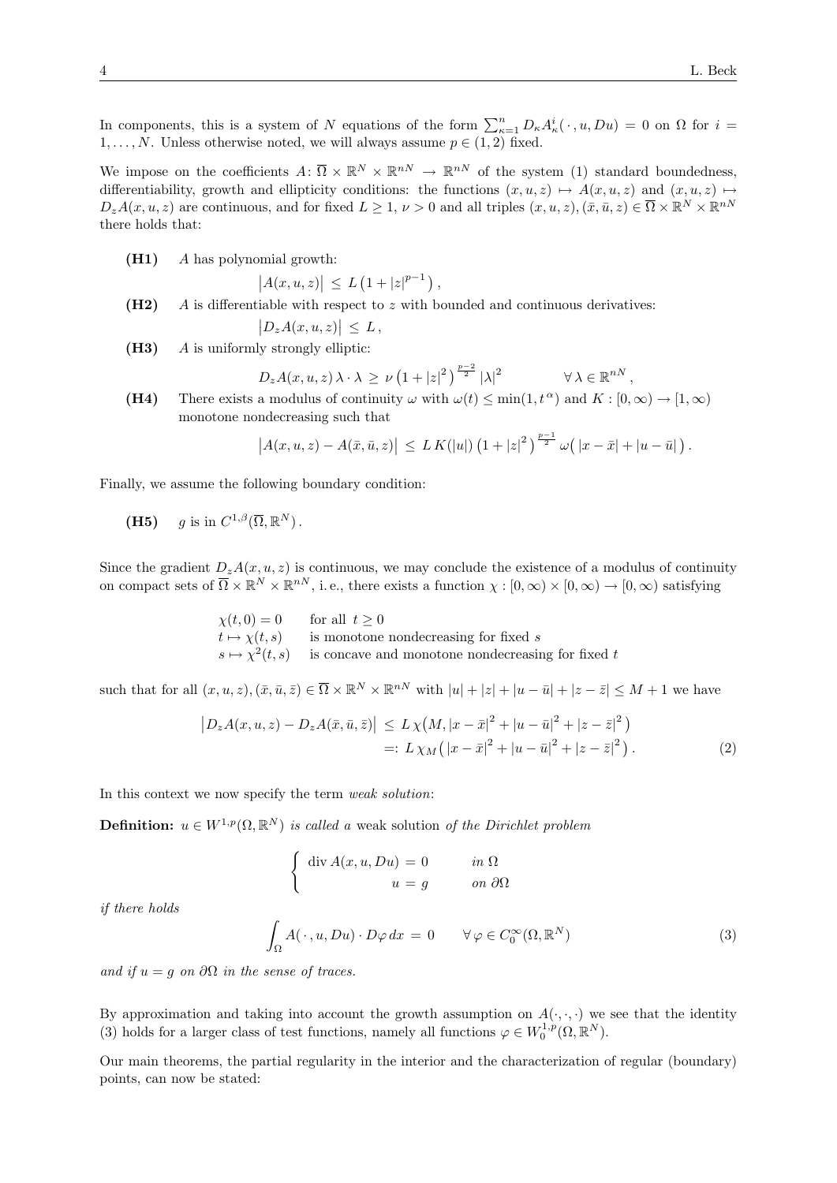In components, this is a system of $N$ equations of the form $\sum_{\kappa=1}^{n} D_\kappa A_\kappa^i(\,\cdot\,, u, Du) = 0$ on $\Omega$ for $i = 1, \ldots, N$. Unless otherwise noted, we will always assume $p \in (1,2)$ fixed.

We impose on the coefficients $A \colon \overline{\Omega} \times \mathbb{R}^N \times \mathbb{R}^{nN} \to \mathbb{R}^{nN}$ of the system (1) standard boundedness, differentiability, growth and ellipticity conditions: the functions $(x,u,z) \mapsto A(x,u,z)$ and $(x,u,z) \mapsto D_z A(x,u,z)$ are continuous, and for fixed $L \geq 1$, $\nu > 0$ and all triples $(x,u,z), (\bar{x},\bar{u},z) \in \overline{\Omega} \times \mathbb{R}^N \times \mathbb{R}^{nN}$ there holds that:

**(H1)** $A$ has polynomial growth:

$$\big|A(x,u,z)\big| \leq L\left(1 + |z|^{p-1}\right),$$

**(H2)** $A$ is differentiable with respect to $z$ with bounded and continuous derivatives:

$$\big|D_z A(x,u,z)\big| \leq L,$$

**(H3)** $A$ is uniformly strongly elliptic:

$$D_z A(x,u,z)\,\lambda \cdot \lambda \geq \nu \left(1 + |z|^2\right)^{\frac{p-2}{2}} |\lambda|^2 \qquad \forall\, \lambda \in \mathbb{R}^{nN},$$

**(H4)** There exists a modulus of continuity $\omega$ with $\omega(t) \leq \min(1, t^\alpha)$ and $K : [0,\infty) \to [1,\infty)$ monotone nondecreasing such that

$$\big|A(x,u,z) - A(\bar{x},\bar{u},z)\big| \leq L\,K(|u|)\left(1 + |z|^2\right)^{\frac{p-1}{2}} \omega\big(\,|x-\bar{x}| + |u-\bar{u}|\,\big).$$

Finally, we assume the following boundary condition:

**(H5)** $g$ is in $C^{1,\beta}(\overline{\Omega}, \mathbb{R}^N)$.

Since the gradient $D_z A(x,u,z)$ is continuous, we may conclude the existence of a modulus of continuity on compact sets of $\overline{\Omega} \times \mathbb{R}^N \times \mathbb{R}^{nN}$, i. e., there exists a function $\chi : [0,\infty) \times [0,\infty) \to [0,\infty)$ satisfying

$$
\begin{array}{ll}
\chi(t,0) = 0 & \text{for all } t \geq 0 \\
t \mapsto \chi(t,s) & \text{is monotone nondecreasing for fixed } s \\
s \mapsto \chi^2(t,s) & \text{is concave and monotone nondecreasing for fixed } t
\end{array}
$$

such that for all $(x,u,z), (\bar{x},\bar{u},\bar{z}) \in \overline{\Omega} \times \mathbb{R}^N \times \mathbb{R}^{nN}$ with $|u| + |z| + |u-\bar{u}| + |z-\bar{z}| \leq M+1$ we have

$$
\begin{aligned}
\big|D_z A(x,u,z) - D_z A(\bar{x},\bar{u},\bar{z})\big| &\leq L\,\chi\big(M, |x-\bar{x}|^2 + |u-\bar{u}|^2 + |z-\bar{z}|^2\,\big) \\
&=: L\,\chi_M\big(\,|x-\bar{x}|^2 + |u-\bar{u}|^2 + |z-\bar{z}|^2\,\big). \qquad (2)
\end{aligned}
$$

In this context we now specify the term *weak solution*:

**Definition:** *$u \in W^{1,p}(\Omega, \mathbb{R}^N)$ is called a* weak solution *of the Dirichlet problem*

$$
\begin{cases}
\operatorname{div} A(x,u,Du) = 0 & \text{in } \Omega \\
u = g & \text{on } \partial\Omega
\end{cases}
$$

*if there holds*

$$\int_\Omega A(\,\cdot\,, u, Du) \cdot D\varphi \, dx = 0 \qquad \forall\, \varphi \in C_0^\infty(\Omega, \mathbb{R}^N) \qquad (3)$$

*and if $u = g$ on $\partial\Omega$ in the sense of traces.*

By approximation and taking into account the growth assumption on $A(\cdot,\cdot,\cdot)$ we see that the identity (3) holds for a larger class of test functions, namely all functions $\varphi \in W_0^{1,p}(\Omega, \mathbb{R}^N)$.

Our main theorems, the partial regularity in the interior and the characterization of regular (boundary) points, can now be stated: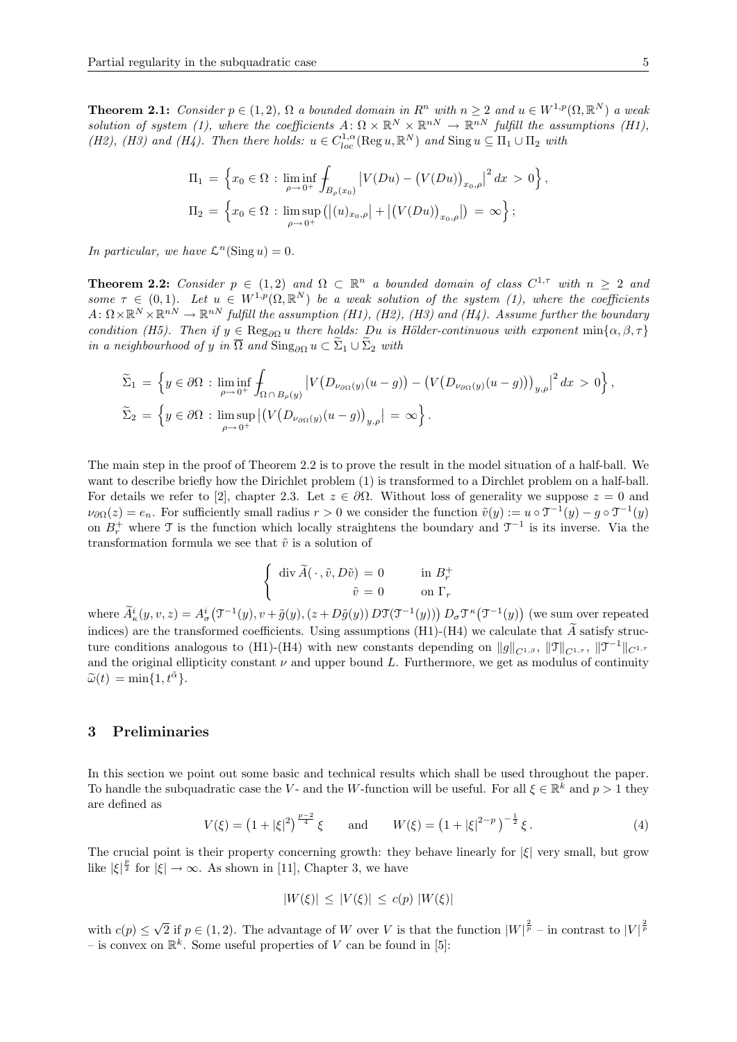**Theorem 2.1:** *Consider $p \in (1,2)$, $\Omega$ a bounded domain in $R^n$ with $n \geq 2$ and $u \in W^{1,p}(\Omega, \mathbb{R}^N)$ a weak solution of system (1), where the coefficients $A\colon \Omega \times \mathbb{R}^N \times \mathbb{R}^{nN} \to \mathbb{R}^{nN}$ fulfill the assumptions (H1), (H2), (H3) and (H4). Then there holds: $u \in C^{1,\alpha}_{loc}(\operatorname{Reg} u, \mathbb{R}^N)$ and $\operatorname{Sing} u \subseteq \Pi_1 \cup \Pi_2$ with*

$$
\begin{aligned}
\Pi_1 &= \Big\{ x_0 \in \Omega \,:\, \liminf_{\rho \to 0^+} \fint_{B_\rho(x_0)} \big| V(Du) - \big(V(Du)\big)_{x_0,\rho} \big|^2 \, dx \,>\, 0 \Big\}, \\
\Pi_2 &= \Big\{ x_0 \in \Omega \,:\, \limsup_{\rho \to 0^+} \big( \big|(u)_{x_0,\rho}\big| + \big|\big(V(Du)\big)_{x_0,\rho}\big| \big) \,=\, \infty \Big\};
\end{aligned}
$$

*In particular, we have $\mathcal{L}^n(\operatorname{Sing} u) = 0$.*

**Theorem 2.2:** *Consider $p \in (1,2)$ and $\Omega \subset \mathbb{R}^n$ a bounded domain of class $C^{1,\tau}$ with $n \geq 2$ and some $\tau \in (0,1)$. Let $u \in W^{1,p}(\Omega, \mathbb{R}^N)$ be a weak solution of the system (1), where the coefficients $A\colon \Omega \times \mathbb{R}^N \times \mathbb{R}^{nN} \to \mathbb{R}^{nN}$ fulfill the assumption (H1), (H2), (H3) and (H4). Assume further the boundary condition (H5). Then if $y \in \operatorname{Reg}_{\partial\Omega} u$ there holds: $Du$ is Hölder-continuous with exponent $\min\{\alpha, \beta, \tau\}$ in a neighbourhood of $y$ in $\overline{\Omega}$ and $\operatorname{Sing}_{\partial\Omega} u \subset \widetilde{\Sigma}_1 \cup \widetilde{\Sigma}_2$ with*

$$
\begin{aligned}
\widetilde{\Sigma}_1 &= \Big\{ y \in \partial\Omega \,:\, \liminf_{\rho \to 0^+} \fint_{\Omega \cap B_\rho(y)} \big| V\big(D_{\nu_{\partial\Omega}(y)}(u-g)\big) - \big(V\big(D_{\nu_{\partial\Omega}(y)}(u-g)\big)\big)_{y,\rho} \big|^2 \, dx \,>\, 0 \Big\}, \\
\widetilde{\Sigma}_2 &= \Big\{ y \in \partial\Omega \,:\, \limsup_{\rho \to 0^+} \big| \big(V\big(D_{\nu_{\partial\Omega}(y)}(u-g)\big)_{y,\rho} \big| \,=\, \infty \Big\}.
\end{aligned}
$$

The main step in the proof of Theorem 2.2 is to prove the result in the model situation of a half-ball. We want to describe briefly how the Dirichlet problem (1) is transformed to a Dirchlet problem on a half-ball. For details we refer to [2], chapter 2.3. Let $z \in \partial\Omega$. Without loss of generality we suppose $z = 0$ and $\nu_{\partial\Omega}(z) = e_n$. For sufficiently small radius $r > 0$ we consider the function $\tilde{v}(y) := u \circ \mathcal{T}^{-1}(y) - g \circ \mathcal{T}^{-1}(y)$ on $B_r^+$ where $\mathcal{T}$ is the function which locally straightens the boundary and $\mathcal{T}^{-1}$ is its inverse. Via the transformation formula we see that $\tilde{v}$ is a solution of

$$
\begin{cases}
\operatorname{div} \widetilde{A}(\,\cdot\,, \tilde{v}, D\tilde{v}) \,=\, 0 & \text{in } B_r^+ \\
\qquad\qquad\quad \tilde{v} \,=\, 0 & \text{on } \Gamma_r
\end{cases}
$$

where $\widetilde{A}^i_\kappa(y, v, z) = A^i_\sigma\big(\mathcal{T}^{-1}(y), v + \tilde{g}(y), (z + D\tilde{g}(y))\, D\mathcal{T}(\mathcal{T}^{-1}(y))\big)\, D_\sigma \mathcal{T}^\kappa\big(\mathcal{T}^{-1}(y)\big)$ (we sum over repeated indices) are the transformed coefficients. Using assumptions (H1)-(H4) we calculate that $\widetilde{A}$ satisfy structure conditions analogous to (H1)-(H4) with new constants depending on $\|g\|_{C^{1,\beta}}$, $\|\mathcal{T}\|_{C^{1,\tau}}$, $\|\mathcal{T}^{-1}\|_{C^{1,\tau}}$ and the original ellipticity constant $\nu$ and upper bound $L$. Furthermore, we get as modulus of continuity $\widetilde{\omega}(t) = \min\{1, t^{\widetilde{\alpha}}\}$.

## 3 Preliminaries

In this section we point out some basic and technical results which shall be used throughout the paper. To handle the subquadratic case the $V$- and the $W$-function will be useful. For all $\xi \in \mathbb{R}^k$ and $p > 1$ they are defined as

$$
V(\xi) = \big(1 + |\xi|^2\big)^{\frac{p-2}{4}}\, \xi \qquad \text{and} \qquad W(\xi) = \big(1 + |\xi|^{2-p}\big)^{-\frac{1}{2}}\, \xi\,. \tag{4}
$$

The crucial point is their property concerning growth: they behave linearly for $|\xi|$ very small, but grow like $|\xi|^{\frac{p}{2}}$ for $|\xi| \to \infty$. As shown in [11], Chapter 3, we have

$$
|W(\xi)| \,\leq\, |V(\xi)| \,\leq\, c(p)\, |W(\xi)|
$$

with $c(p) \leq \sqrt{2}$ if $p \in (1,2)$. The advantage of $W$ over $V$ is that the function $|W|^{\frac{2}{p}}$ – in contrast to $|V|^{\frac{2}{p}}$ – is convex on $\mathbb{R}^k$. Some useful properties of $V$ can be found in [5]: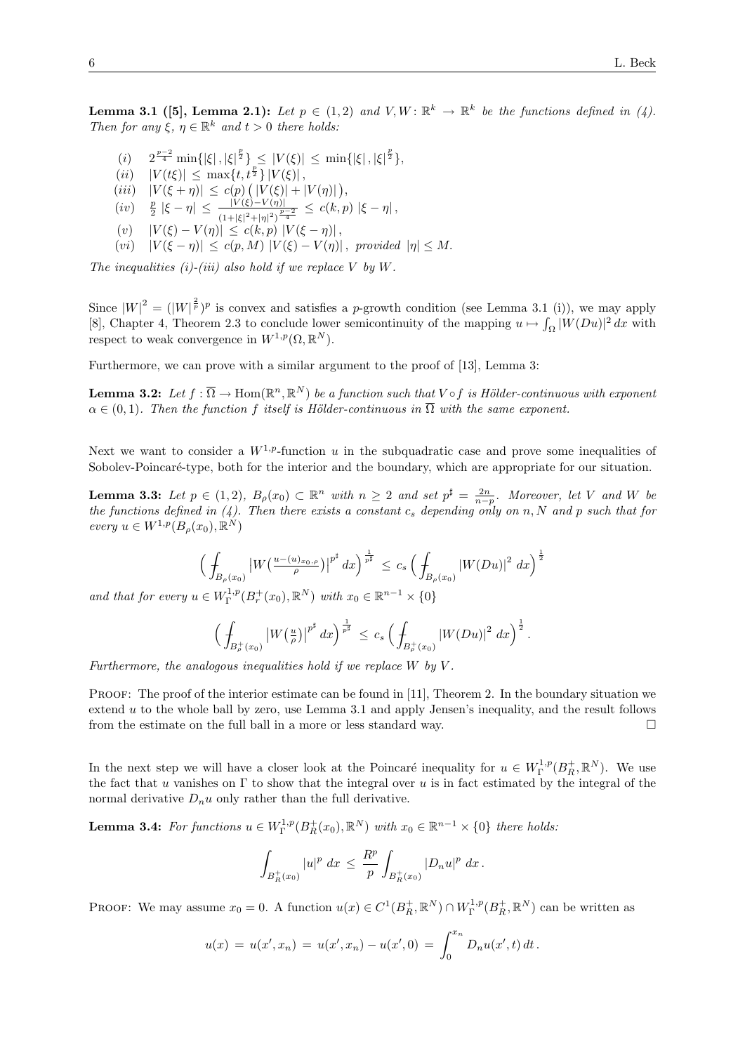**Lemma 3.1 ([5], Lemma 2.1):** *Let $p \in (1,2)$ and $V, W \colon \mathbb{R}^k \to \mathbb{R}^k$ be the functions defined in (4). Then for any $\xi,\, \eta \in \mathbb{R}^k$ and $t > 0$ there holds:*

$$
\begin{aligned}
&(i) \quad 2^{\frac{p-2}{4}} \min\{|\xi|\,, |\xi|^{\frac{p}{2}}\} \,\leq\, |V(\xi)| \,\leq\, \min\{|\xi|\,, |\xi|^{\frac{p}{2}}\},\\
&(ii) \quad |V(t\xi)| \,\leq\, \max\{t, t^{\frac{p}{2}}\}\, |V(\xi)|\,,\\
&(iii) \quad |V(\xi+\eta)| \,\leq\, c(p)\,\big(\,|V(\xi)| + |V(\eta)|\,\big),\\
&(iv) \quad \tfrac{p}{2}\, |\xi - \eta| \,\leq\, \frac{|V(\xi) - V(\eta)|}{(1+|\xi|^2+|\eta|^2)^{\frac{p-2}{4}}} \,\leq\, c(k,p)\, |\xi - \eta|\,,\\
&(v) \quad |V(\xi) - V(\eta)| \,\leq\, c(k,p)\, |V(\xi - \eta)|\,,\\
&(vi) \quad |V(\xi - \eta)| \,\leq\, c(p,M)\, |V(\xi) - V(\eta)|\,, \text{ provided } |\eta| \leq M.
\end{aligned}
$$

*The inequalities (i)-(iii) also hold if we replace $V$ by $W$.*

Since $|W|^2 = (|W|^{\frac{2}{p}})^p$ is convex and satisfies a $p$-growth condition (see Lemma 3.1 (i)), we may apply [8], Chapter 4, Theorem 2.3 to conclude lower semicontinuity of the mapping $u \mapsto \int_\Omega |W(Du)|^2\, dx$ with respect to weak convergence in $W^{1,p}(\Omega, \mathbb{R}^N)$.

Furthermore, we can prove with a similar argument to the proof of [13], Lemma 3:

**Lemma 3.2:** *Let $f : \overline{\Omega} \to \mathrm{Hom}(\mathbb{R}^n, \mathbb{R}^N)$ be a function such that $V \circ f$ is Hölder-continuous with exponent $\alpha \in (0,1)$. Then the function $f$ itself is Hölder-continuous in $\overline{\Omega}$ with the same exponent.*

Next we want to consider a $W^{1,p}$-function $u$ in the subquadratic case and prove some inequalities of Sobolev-Poincaré-type, both for the interior and the boundary, which are appropriate for our situation.

**Lemma 3.3:** *Let $p \in (1,2)$, $B_\rho(x_0) \subset \mathbb{R}^n$ with $n \geq 2$ and set $p^\sharp = \frac{2n}{n-p}$. Moreover, let $V$ and $W$ be the functions defined in (4). Then there exists a constant $c_s$ depending only on $n, N$ and $p$ such that for every $u \in W^{1,p}(B_\rho(x_0), \mathbb{R}^N)$*

$$
\Big( \fint_{B_\rho(x_0)} \big|W\big(\tfrac{u - (u)_{x_0,\rho}}{\rho}\big)\big|^{p^\sharp}\, dx\Big)^{\frac{1}{p^\sharp}} \,\leq\, c_s \Big( \fint_{B_\rho(x_0)} |W(Du)|^2\, dx\Big)^{\frac{1}{2}}
$$

*and that for every $u \in W^{1,p}_\Gamma(B^+_r(x_0), \mathbb{R}^N)$ with $x_0 \in \mathbb{R}^{n-1} \times \{0\}$*

$$
\Big( \fint_{B^+_\rho(x_0)} \big|W\big(\tfrac{u}{\rho}\big)\big|^{p^\sharp}\, dx\Big)^{\frac{1}{p^\sharp}} \,\leq\, c_s \Big( \fint_{B^+_\rho(x_0)} |W(Du)|^2\, dx\Big)^{\frac{1}{2}}.
$$

*Furthermore, the analogous inequalities hold if we replace $W$ by $V$.*

Proof: The proof of the interior estimate can be found in [11], Theorem 2. In the boundary situation we extend $u$ to the whole ball by zero, use Lemma 3.1 and apply Jensen's inequality, and the result follows from the estimate on the full ball in a more or less standard way. $\square$

In the next step we will have a closer look at the Poincaré inequality for $u \in W^{1,p}_\Gamma(B^+_R, \mathbb{R}^N)$. We use the fact that $u$ vanishes on $\Gamma$ to show that the integral over $u$ is in fact estimated by the integral of the normal derivative $D_n u$ only rather than the full derivative.

**Lemma 3.4:** *For functions $u \in W^{1,p}_\Gamma(B^+_R(x_0), \mathbb{R}^N)$ with $x_0 \in \mathbb{R}^{n-1} \times \{0\}$ there holds:*

$$
\int_{B^+_R(x_0)} |u|^p\, dx \,\leq\, \frac{R^p}{p} \int_{B^+_R(x_0)} |D_n u|^p\, dx\,.
$$

Proof: We may assume $x_0 = 0$. A function $u(x) \in C^1(B^+_R, \mathbb{R}^N) \cap W^{1,p}_\Gamma(B^+_R, \mathbb{R}^N)$ can be written as

$$
u(x) \,=\, u(x', x_n) \,=\, u(x', x_n) - u(x', 0) \,=\, \int_0^{x_n} D_n u(x', t)\, dt\,.
$$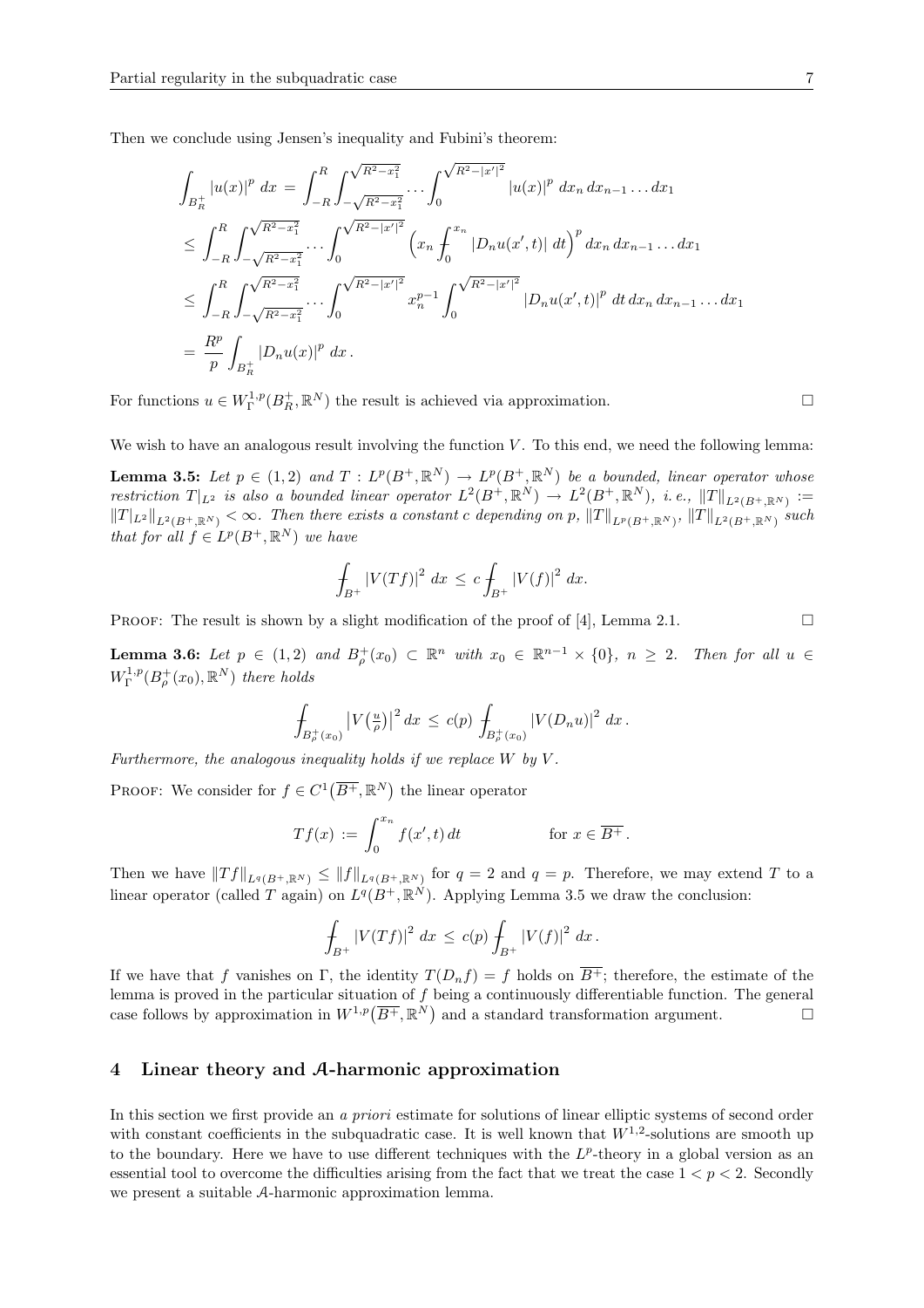Then we conclude using Jensen's inequality and Fubini's theorem:

$$
\begin{aligned}
\int_{B_R^+} |u(x)|^p \, dx \, &= \int_{-R}^{R} \int_{-\sqrt{R^2-x_1^2}}^{\sqrt{R^2-x_1^2}} \cdots \int_0^{\sqrt{R^2-|x'|^2}} |u(x)|^p \, dx_n \, dx_{n-1} \dots dx_1 \\
&\le \int_{-R}^{R} \int_{-\sqrt{R^2-x_1^2}}^{\sqrt{R^2-x_1^2}} \cdots \int_0^{\sqrt{R^2-|x'|^2}} \Big( x_n \fint_0^{x_n} |D_n u(x',t)| \, dt \Big)^p dx_n \, dx_{n-1} \dots dx_1 \\
&\le \int_{-R}^{R} \int_{-\sqrt{R^2-x_1^2}}^{\sqrt{R^2-x_1^2}} \cdots \int_0^{\sqrt{R^2-|x'|^2}} x_n^{p-1} \int_0^{\sqrt{R^2-|x'|^2}} |D_n u(x',t)|^p \, dt \, dx_n \, dx_{n-1} \dots dx_1 \\
&= \frac{R^p}{p} \int_{B_R^+} |D_n u(x)|^p \, dx \, .
\end{aligned}
$$

For functions $u \in W^{1,p}_{\Gamma}(B_R^+, \mathbb{R}^N)$ the result is achieved via approximation. □

We wish to have an analogous result involving the function $V$. To this end, we need the following lemma:

**Lemma 3.5:** *Let $p \in (1,2)$ and $T : L^p(B^+, \mathbb{R}^N) \to L^p(B^+, \mathbb{R}^N)$ be a bounded, linear operator whose restriction $T|_{L^2}$ is also a bounded linear operator $L^2(B^+, \mathbb{R}^N) \to L^2(B^+, \mathbb{R}^N)$, i. e., $\|T\|_{L^2(B^+,\mathbb{R}^N)} := \|T|_{L^2}\|_{L^2(B^+,\mathbb{R}^N)} < \infty$. Then there exists a constant $c$ depending on $p$, $\|T\|_{L^p(B^+,\mathbb{R}^N)}$, $\|T\|_{L^2(B^+,\mathbb{R}^N)}$ such that for all $f \in L^p(B^+, \mathbb{R}^N)$ we have*

$$
\fint_{B^+} |V(Tf)|^2 \, dx \, \le \, c \fint_{B^+} |V(f)|^2 \, dx.
$$

Proof: The result is shown by a slight modification of the proof of [4], Lemma 2.1. □

**Lemma 3.6:** *Let $p \in (1,2)$ and $B_\rho^+(x_0) \subset \mathbb{R}^n$ with $x_0 \in \mathbb{R}^{n-1} \times \{0\}$, $n \ge 2$. Then for all $u \in W^{1,p}_{\Gamma}(B_\rho^+(x_0), \mathbb{R}^N)$ there holds*

$$
\fint_{B_\rho^+(x_0)} \big|V\big(\tfrac{u}{\rho}\big)\big|^2 \, dx \, \le \, c(p) \fint_{B_\rho^+(x_0)} |V(D_n u)|^2 \, dx \, .
$$

*Furthermore, the analogous inequality holds if we replace $W$ by $V$.*

Proof: We consider for $f \in C^1\big(\overline{B^+}, \mathbb{R}^N\big)$ the linear operator

$$
Tf(x) := \int_0^{x_n} f(x',t) \, dt \qquad\qquad \text{for } x \in \overline{B^+} \, .
$$

Then we have $\|Tf\|_{L^q(B^+,\mathbb{R}^N)} \le \|f\|_{L^q(B^+,\mathbb{R}^N)}$ for $q = 2$ and $q = p$. Therefore, we may extend $T$ to a linear operator (called $T$ again) on $L^q(B^+, \mathbb{R}^N)$. Applying Lemma 3.5 we draw the conclusion:

$$
\fint_{B^+} |V(Tf)|^2 \, dx \, \le \, c(p) \fint_{B^+} |V(f)|^2 \, dx \, .
$$

If we have that $f$ vanishes on $\Gamma$, the identity $T(D_n f) = f$ holds on $\overline{B^+}$; therefore, the estimate of the lemma is proved in the particular situation of $f$ being a continuously differentiable function. The general case follows by approximation in $W^{1,p}\big(\overline{B^+}, \mathbb{R}^N\big)$ and a standard transformation argument. □

## 4 Linear theory and $\mathcal{A}$-harmonic approximation

In this section we first provide an *a priori* estimate for solutions of linear elliptic systems of second order with constant coefficients in the subquadratic case. It is well known that $W^{1,2}$-solutions are smooth up to the boundary. Here we have to use different techniques with the $L^p$-theory in a global version as an essential tool to overcome the difficulties arising from the fact that we treat the case $1 < p < 2$. Secondly we present a suitable $\mathcal{A}$-harmonic approximation lemma.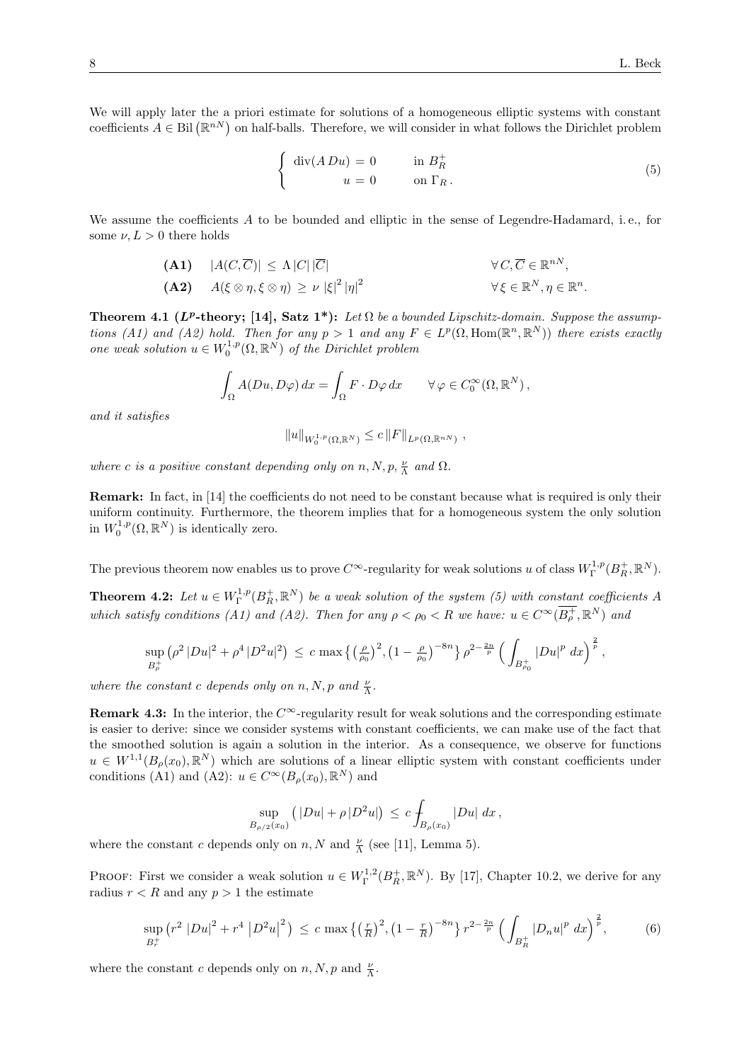We will apply later the a priori estimate for solutions of a homogeneous elliptic systems with constant coefficients $A \in \mathrm{Bil}\,(\mathbb{R}^{nN})$ on half-balls. Therefore, we will consider in what follows the Dirichlet problem

$$\begin{cases} \operatorname{div}(A\,Du) = 0 & \text{in } B_R^+ \\ u = 0 & \text{on } \Gamma_R\,. \end{cases} \tag{5}$$

We assume the coefficients $A$ to be bounded and elliptic in the sense of Legendre-Hadamard, i. e., for some $\nu, L > 0$ there holds

$$\textbf{(A1)} \quad |A(C,\overline{C})| \leq \Lambda\,|C|\,|\overline{C}| \qquad\qquad \forall\, C, \overline{C} \in \mathbb{R}^{nN},$$

$$\textbf{(A2)} \quad A(\xi \otimes \eta, \xi \otimes \eta) \geq \nu\,|\xi|^2\,|\eta|^2 \qquad\qquad \forall\, \xi \in \mathbb{R}^N, \eta \in \mathbb{R}^n.$$

**Theorem 4.1 ($L^p$-theory; [14], Satz 1*):** *Let $\Omega$ be a bounded Lipschitz-domain. Suppose the assumptions (A1) and (A2) hold. Then for any $p > 1$ and any $F \in L^p(\Omega, \mathrm{Hom}(\mathbb{R}^n, \mathbb{R}^N))$ there exists exactly one weak solution $u \in W_0^{1,p}(\Omega, \mathbb{R}^N)$ of the Dirichlet problem*

$$\int_\Omega A(Du, D\varphi)\,dx = \int_\Omega F \cdot D\varphi\,dx \qquad \forall\, \varphi \in C_0^\infty(\Omega, \mathbb{R}^N)\,,$$

*and it satisfies*

$$\|u\|_{W_0^{1,p}(\Omega,\mathbb{R}^N)} \leq c\,\|F\|_{L^p(\Omega,\mathbb{R}^{nN})}\,,$$

*where $c$ is a positive constant depending only on $n, N, p, \frac{\nu}{\Lambda}$ and $\Omega$.*

**Remark:** In fact, in [14] the coefficients do not need to be constant because what is required is only their uniform continuity. Furthermore, the theorem implies that for a homogeneous system the only solution in $W_0^{1,p}(\Omega, \mathbb{R}^N)$ is identically zero.

The previous theorem now enables us to prove $C^\infty$-regularity for weak solutions $u$ of class $W_\Gamma^{1,p}(B_R^+, \mathbb{R}^N)$.

**Theorem 4.2:** *Let $u \in W_\Gamma^{1,p}(B_R^+, \mathbb{R}^N)$ be a weak solution of the system (5) with constant coefficients $A$ which satisfy conditions (A1) and (A2). Then for any $\rho < \rho_0 < R$ we have: $u \in C^\infty(\overline{B_\rho^+}, \mathbb{R}^N)$ and*

$$\sup_{B_\rho^+} \big(\rho^2\,|Du|^2 + \rho^4\,|D^2u|^2\big) \leq c\,\max\big\{\big(\tfrac{\rho}{\rho_0}\big)^2, \big(1 - \tfrac{\rho}{\rho_0}\big)^{-8n}\big\}\,\rho^{2-\frac{2n}{p}}\,\Big(\int_{B_{\rho_0}^+} |Du|^p\,dx\Big)^{\frac{2}{p}},$$

*where the constant $c$ depends only on $n, N, p$ and $\frac{\nu}{\Lambda}$.*

**Remark 4.3:** In the interior, the $C^\infty$-regularity result for weak solutions and the corresponding estimate is easier to derive: since we consider systems with constant coefficients, we can make use of the fact that the smoothed solution is again a solution in the interior. As a consequence, we observe for functions $u \in W^{1,1}(B_\rho(x_0), \mathbb{R}^N)$ which are solutions of a linear elliptic system with constant coefficients under conditions (A1) and (A2): $u \in C^\infty(B_\rho(x_0), \mathbb{R}^N)$ and

$$\sup_{B_{\rho/2}(x_0)} \big(\,|Du| + \rho\,|D^2u|\big) \leq c \fint_{B_\rho(x_0)} |Du|\,dx\,,$$

where the constant $c$ depends only on $n, N$ and $\frac{\nu}{\Lambda}$ (see [11], Lemma 5).

Proof: First we consider a weak solution $u \in W_\Gamma^{1,2}(B_R^+, \mathbb{R}^N)$. By [17], Chapter 10.2, we derive for any radius $r < R$ and any $p > 1$ the estimate

$$\sup_{B_r^+} \big(r^2\,|Du|^2 + r^4\,\big|D^2u\big|^2\big) \leq c\,\max\big\{\big(\tfrac{r}{R}\big)^2, \big(1 - \tfrac{r}{R}\big)^{-8n}\big\}\,r^{2-\frac{2n}{p}}\,\Big(\int_{B_R^+} |D_n u|^p\,dx\Big)^{\frac{2}{p}}, \tag{6}$$

where the constant $c$ depends only on $n, N, p$ and $\frac{\nu}{\Lambda}$.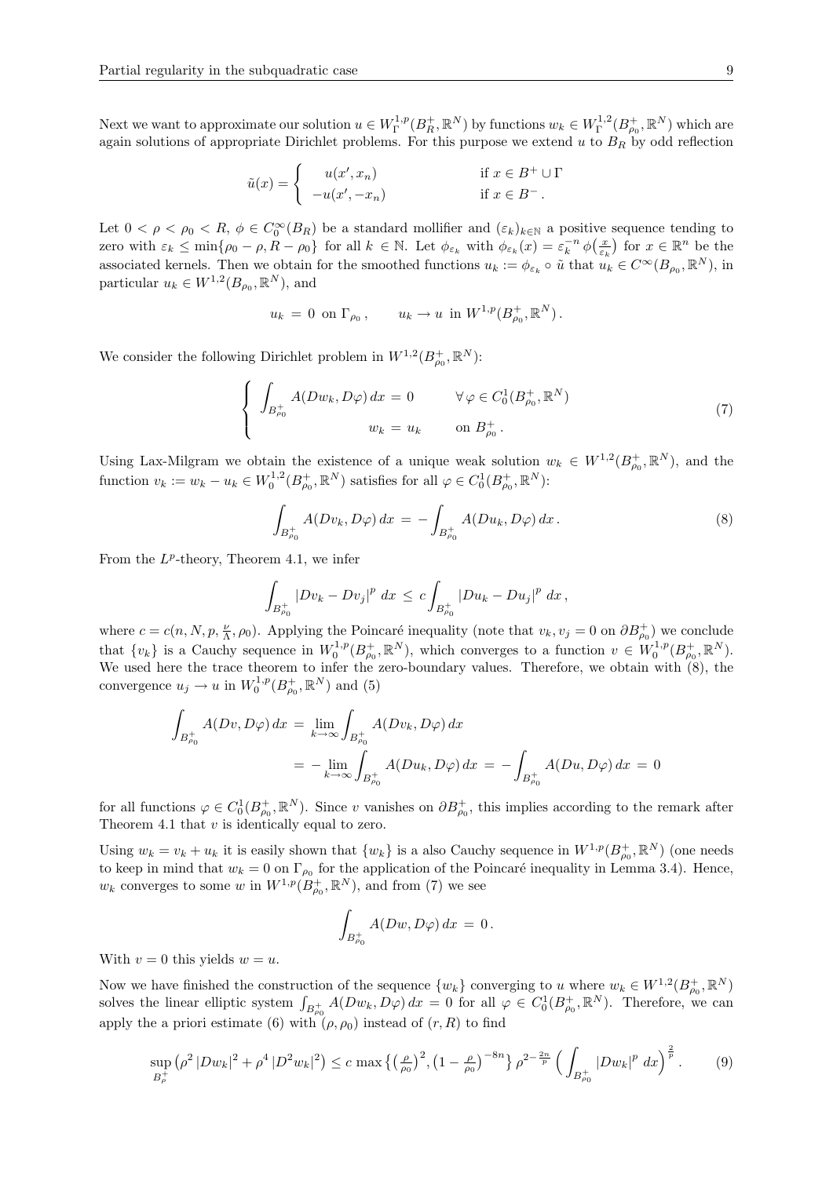Next we want to approximate our solution $u \in W^{1,p}_\Gamma(B^+_R,\mathbb{R}^N)$ by functions $w_k \in W^{1,2}_\Gamma(B^+_{\rho_0},\mathbb{R}^N)$ which are again solutions of appropriate Dirichlet problems. For this purpose we extend $u$ to $B_R$ by odd reflection

$$
\tilde{u}(x) = \begin{cases} \quad u(x',x_n) & \text{if } x \in B^+ \cup \Gamma \\ -u(x',-x_n) & \text{if } x \in B^- . \end{cases}
$$

Let $0 < \rho < \rho_0 < R$, $\phi \in C^\infty_0(B_R)$ be a standard mollifier and $(\varepsilon_k)_{k\in\mathbb{N}}$ a positive sequence tending to zero with $\varepsilon_k \le \min\{\rho_0-\rho, R-\rho_0\}$ for all $k \in \mathbb{N}$. Let $\phi_{\varepsilon_k}$ with $\phi_{\varepsilon_k}(x) = \varepsilon_k^{-n}\,\phi\big(\frac{x}{\varepsilon_k}\big)$ for $x \in \mathbb{R}^n$ be the associated kernels. Then we obtain for the smoothed functions $u_k := \phi_{\varepsilon_k} \circ \tilde{u}$ that $u_k \in C^\infty(B_{\rho_0},\mathbb{R}^N)$, in particular $u_k \in W^{1,2}(B_{\rho_0},\mathbb{R}^N)$, and

$$
u_k \,=\, 0 \;\text{ on } \Gamma_{\rho_0}\,, \qquad u_k \to u \;\text{ in } W^{1,p}(B^+_{\rho_0},\mathbb{R}^N)\,.
$$

We consider the following Dirichlet problem in $W^{1,2}(B^+_{\rho_0},\mathbb{R}^N)$:

$$
\begin{cases} \displaystyle\int_{B^+_{\rho_0}} A(Dw_k, D\varphi)\,dx \,=\, 0 & \forall\, \varphi \in C^1_0(B^+_{\rho_0},\mathbb{R}^N) \\ \qquad\qquad\qquad w_k \,=\, u_k & \text{on } B^+_{\rho_0}\,. \end{cases} \tag{7}
$$

Using Lax-Milgram we obtain the existence of a unique weak solution $w_k \in W^{1,2}(B^+_{\rho_0},\mathbb{R}^N)$, and the function $v_k := w_k - u_k \in W^{1,2}_0(B^+_{\rho_0},\mathbb{R}^N)$ satisfies for all $\varphi \in C^1_0(B^+_{\rho_0},\mathbb{R}^N)$:

$$
\int_{B^+_{\rho_0}} A(Dv_k, D\varphi)\,dx \,=\, -\int_{B^+_{\rho_0}} A(Du_k, D\varphi)\,dx\,. \tag{8}
$$

From the $L^p$-theory, Theorem 4.1, we infer

$$
\int_{B^+_{\rho_0}} |Dv_k - Dv_j|^p\;dx \,\le\, c\int_{B^+_{\rho_0}} |Du_k - Du_j|^p\;dx\,,
$$

where $c = c(n,N,p,\frac{\nu}{\Lambda},\rho_0)$. Applying the Poincaré inequality (note that $v_k, v_j = 0$ on $\partial B^+_{\rho_0}$) we conclude that $\{v_k\}$ is a Cauchy sequence in $W^{1,p}_0(B^+_{\rho_0},\mathbb{R}^N)$, which converges to a function $v \in W^{1,p}_0(B^+_{\rho_0},\mathbb{R}^N)$. We used here the trace theorem to infer the zero-boundary values. Therefore, we obtain with (8), the convergence $u_j \to u$ in $W^{1,p}_0(B^+_{\rho_0},\mathbb{R}^N)$ and (5)

$$
\begin{aligned}
\int_{B^+_{\rho_0}} A(Dv, D\varphi)\,dx \,&=\, \lim_{k\to\infty}\int_{B^+_{\rho_0}} A(Dv_k, D\varphi)\,dx \\
&=\, -\lim_{k\to\infty}\int_{B^+_{\rho_0}} A(Du_k, D\varphi)\,dx \,=\, -\int_{B^+_{\rho_0}} A(Du, D\varphi)\,dx \,=\, 0
\end{aligned}
$$

for all functions $\varphi \in C^1_0(B^+_{\rho_0},\mathbb{R}^N)$. Since $v$ vanishes on $\partial B^+_{\rho_0}$, this implies according to the remark after Theorem 4.1 that $v$ is identically equal to zero.

Using $w_k = v_k + u_k$ it is easily shown that $\{w_k\}$ is a also Cauchy sequence in $W^{1,p}(B^+_{\rho_0},\mathbb{R}^N)$ (one needs to keep in mind that $w_k = 0$ on $\Gamma_{\rho_0}$ for the application of the Poincaré inequality in Lemma 3.4). Hence, $w_k$ converges to some $w$ in $W^{1,p}(B^+_{\rho_0},\mathbb{R}^N)$, and from (7) we see

$$
\int_{B^+_{\rho_0}} A(Dw, D\varphi)\,dx \,=\, 0\,.
$$

With $v = 0$ this yields $w = u$.

Now we have finished the construction of the sequence $\{w_k\}$ converging to $u$ where $w_k \in W^{1,2}(B^+_{\rho_0},\mathbb{R}^N)$ solves the linear elliptic system $\int_{B^+_{\rho_0}} A(Dw_k, D\varphi)\,dx = 0$ for all $\varphi \in C^1_0(B^+_{\rho_0},\mathbb{R}^N)$. Therefore, we can apply the a priori estimate (6) with $(\rho,\rho_0)$ instead of $(r,R)$ to find

$$
\sup_{B^+_\rho}\big(\rho^2\,|Dw_k|^2 + \rho^4\,|D^2w_k|^2\big) \le c\,\max\big\{\big(\tfrac{\rho}{\rho_0}\big)^2, \big(1-\tfrac{\rho}{\rho_0}\big)^{-8n}\big\}\,\rho^{2-\frac{2n}{p}}\,\Big(\int_{B^+_{\rho_0}} |Dw_k|^p\;dx\Big)^{\frac{2}{p}}\,. \tag{9}
$$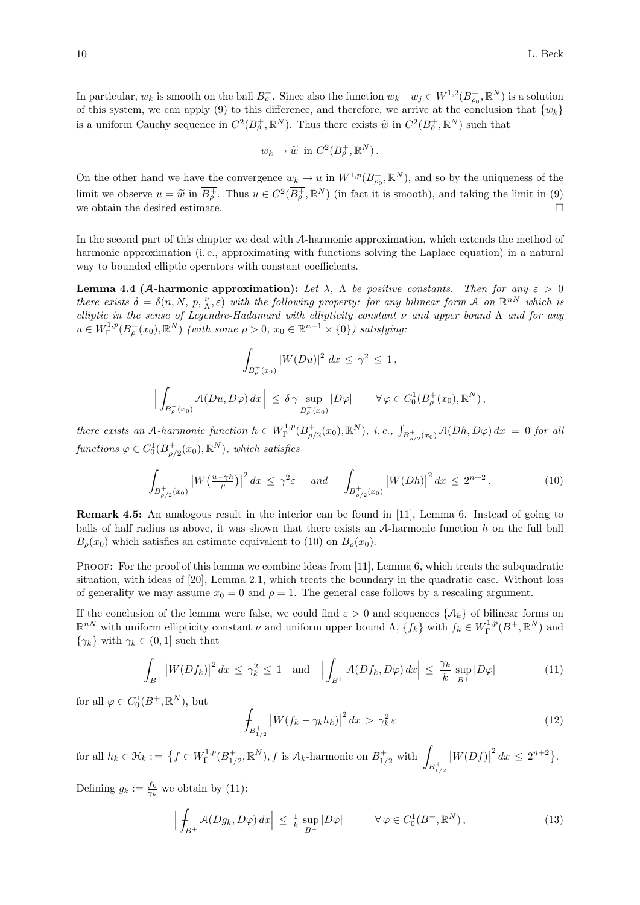In particular, $w_k$ is smooth on the ball $\overline{B_\rho^+}$. Since also the function $w_k - w_j \in W^{1,2}(B_{\rho_0}^+, \mathbb{R}^N)$ is a solution of this system, we can apply (9) to this difference, and therefore, we arrive at the conclusion that $\{w_k\}$ is a uniform Cauchy sequence in $C^2(\overline{B_\rho^+}, \mathbb{R}^N)$. Thus there exists $\widetilde{w}$ in $C^2(\overline{B_\rho^+}, \mathbb{R}^N)$ such that

$$w_k \to \widetilde{w} \ \text{ in } C^2(\overline{B_\rho^+}, \mathbb{R}^N)\,.$$

On the other hand we have the convergence $w_k \to u$ in $W^{1,p}(B_{\rho_0}^+, \mathbb{R}^N)$, and so by the uniqueness of the limit we observe $u = \widetilde{w}$ in $\overline{B_\rho^+}$. Thus $u \in C^2(\overline{B_\rho^+}, \mathbb{R}^N)$ (in fact it is smooth), and taking the limit in (9) we obtain the desired estimate. □

In the second part of this chapter we deal with $\mathcal{A}$-harmonic approximation, which extends the method of harmonic approximation (i. e., approximating with functions solving the Laplace equation) in a natural way to bounded elliptic operators with constant coefficients.

**Lemma 4.4 ($\mathcal{A}$-harmonic approximation):** *Let $\lambda$, $\Lambda$ be positive constants. Then for any $\varepsilon > 0$ there exists $\delta = \delta(n, N, p, \frac{\nu}{\Lambda}, \varepsilon)$ with the following property: for any bilinear form $\mathcal{A}$ on $\mathbb{R}^{nN}$ which is elliptic in the sense of Legendre-Hadamard with ellipticity constant $\nu$ and upper bound $\Lambda$ and for any $u \in W_\Gamma^{1,p}(B_\rho^+(x_0), \mathbb{R}^N)$ (with some $\rho > 0$, $x_0 \in \mathbb{R}^{n-1} \times \{0\}$) satisfying:*

$$\fint_{B_\rho^+(x_0)} |W(Du)|^2 \, dx \,\leq\, \gamma^2 \,\leq\, 1\,,$$

$$\Big| \fint_{B_\rho^+(x_0)} \mathcal{A}(Du, D\varphi)\, dx \Big| \,\leq\, \delta\, \gamma \sup_{B_\rho^+(x_0)} |D\varphi| \qquad \forall\, \varphi \in C_0^1(B_\rho^+(x_0), \mathbb{R}^N)\,,$$

*there exists an $\mathcal{A}$-harmonic function $h \in W_\Gamma^{1,p}(B_{\rho/2}^+(x_0), \mathbb{R}^N)$, i. e., $\int_{B_{\rho/2}^+(x_0)} \mathcal{A}(Dh, D\varphi)\, dx = 0$ for all functions $\varphi \in C_0^1(B_{\rho/2}^+(x_0), \mathbb{R}^N)$, which satisfies*

$$\fint_{B_{\rho/2}^+(x_0)} \big|W\big(\tfrac{u-\gamma h}{\rho}\big)\big|^2 \, dx \,\leq\, \gamma^2 \varepsilon \quad \text{ and } \quad \fint_{B_{\rho/2}^+(x_0)} \big|W(Dh)\big|^2 \, dx \,\leq\, 2^{n+2}\,. \tag{10}$$

**Remark 4.5:** An analogous result in the interior can be found in [11], Lemma 6. Instead of going to balls of half radius as above, it was shown that there exists an $\mathcal{A}$-harmonic function $h$ on the full ball $B_\rho(x_0)$ which satisfies an estimate equivalent to (10) on $B_\rho(x_0)$.

Proof: For the proof of this lemma we combine ideas from [11], Lemma 6, which treats the subquadratic situation, with ideas of [20], Lemma 2.1, which treats the boundary in the quadratic case. Without loss of generality we may assume $x_0 = 0$ and $\rho = 1$. The general case follows by a rescaling argument.

If the conclusion of the lemma were false, we could find $\varepsilon > 0$ and sequences $\{\mathcal{A}_k\}$ of bilinear forms on $\mathbb{R}^{nN}$ with uniform ellipticity constant $\nu$ and uniform upper bound $\Lambda$, $\{f_k\}$ with $f_k \in W_\Gamma^{1,p}(B^+, \mathbb{R}^N)$ and $\{\gamma_k\}$ with $\gamma_k \in (0,1]$ such that

$$\fint_{B^+} \big|W(Df_k)\big|^2 \, dx \,\leq\, \gamma_k^2 \,\leq\, 1 \quad \text{and} \quad \Big| \fint_{B^+} \mathcal{A}(Df_k, D\varphi)\, dx \Big| \,\leq\, \frac{\gamma_k}{k} \sup_{B^+} |D\varphi| \tag{11}$$

for all $\varphi \in C_0^1(B^+, \mathbb{R}^N)$, but

$$\fint_{B_{1/2}^+} \big|W(f_k - \gamma_k h_k)\big|^2 \, dx \,>\, \gamma_k^2\, \varepsilon \tag{12}$$

for all $h_k \in \mathcal{H}_k := \big\{ f \in W_\Gamma^{1,p}(B_{1/2}^+, \mathbb{R}^N), f \text{ is } \mathcal{A}_k\text{-harmonic on } B_{1/2}^+ \text{ with } \fint_{B_{1/2}^+} \big|W(Df)\big|^2 \, dx \,\leq\, 2^{n+2} \big\}$.

Defining $g_k := \frac{f_k}{\gamma_k}$ we obtain by (11):

$$\Big| \fint_{B^+} \mathcal{A}(Dg_k, D\varphi)\, dx \Big| \,\leq\, \tfrac{1}{k} \sup_{B^+} |D\varphi| \qquad \forall\, \varphi \in C_0^1(B^+, \mathbb{R}^N)\,, \tag{13}$$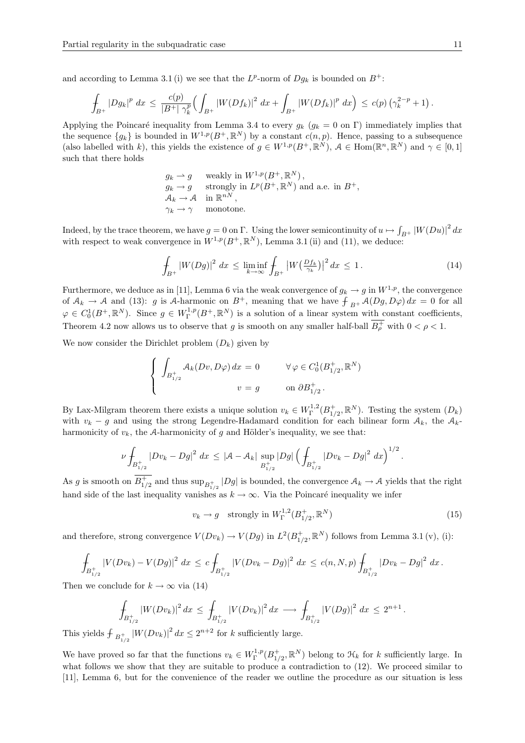and according to Lemma 3.1 (i) we see that the $L^p$-norm of $Dg_k$ is bounded on $B^+$:

$$\fint_{B^+} |Dg_k|^p \, dx \;\le\; \frac{c(p)}{|B^+| \, \gamma_k^p} \Big( \int_{B^+} |W(Df_k)|^2 \, dx + \int_{B^+} |W(Df_k)|^p \, dx \Big) \;\le\; c(p) \left( \gamma_k^{2-p} + 1 \right).$$

Applying the Poincaré inequality from Lemma 3.4 to every $g_k$ ($g_k = 0$ on $\Gamma$) immediately implies that the sequence $\{g_k\}$ is bounded in $W^{1,p}(B^+, \mathbb{R}^N)$ by a constant $c(n,p)$. Hence, passing to a subsequence (also labelled with $k$), this yields the existence of $g \in W^{1,p}(B^+, \mathbb{R}^N)$, $\mathcal{A} \in \operatorname{Hom}(\mathbb{R}^n, \mathbb{R}^N)$ and $\gamma \in [0,1]$ such that there holds

$$\begin{array}{ll} g_k \rightharpoonup g & \text{weakly in } W^{1,p}(B^+, \mathbb{R}^N), \\ g_k \to g & \text{strongly in } L^p(B^+, \mathbb{R}^N) \text{ and a.e. in } B^+, \\ \mathcal{A}_k \to \mathcal{A} & \text{in } \mathbb{R}^{nN}, \\ \gamma_k \to \gamma & \text{monotone.} \end{array}$$

Indeed, by the trace theorem, we have $g = 0$ on $\Gamma$. Using the lower semicontinuity of $u \mapsto \int_{B^+} |W(Du)|^2 \, dx$ with respect to weak convergence in $W^{1,p}(B^+, \mathbb{R}^N)$, Lemma 3.1 (ii) and (11), we deduce:

$$\fint_{B^+} |W(Dg)|^2 \, dx \;\le\; \liminf_{k\to\infty} \fint_{B^+} \big|W\big(\tfrac{Df_k}{\gamma_k}\big)\big|^2 \, dx \;\le\; 1 \,. \tag{14}$$

Furthermore, we deduce as in [11], Lemma 6 via the weak convergence of $g_k \to g$ in $W^{1,p}$, the convergence of $\mathcal{A}_k \to \mathcal{A}$ and (13): $g$ is $\mathcal{A}$-harmonic on $B^+$, meaning that we have $\fint_{B^+} \mathcal{A}(Dg, D\varphi) \, dx = 0$ for all $\varphi \in C_0^1(B^+, \mathbb{R}^N)$. Since $g \in W_\Gamma^{1,p}(B^+, \mathbb{R}^N)$ is a solution of a linear system with constant coefficients, Theorem 4.2 now allows us to observe that $g$ is smooth on any smaller half-ball $\overline{B_\rho^+}$ with $0 < \rho < 1$.

We now consider the Dirichlet problem $(D_k)$ given by

$$\left\{ \begin{array}{rcll} \displaystyle\int_{B_{1/2}^+} \mathcal{A}_k(Dv, D\varphi) \, dx & = & 0 & \quad \forall \, \varphi \in C_0^1(B_{1/2}^+, \mathbb{R}^N) \\ v & = & g & \quad \text{on } \partial B_{1/2}^+ \,. \end{array} \right.$$

By Lax-Milgram theorem there exists a unique solution $v_k \in W_\Gamma^{1,2}(B_{1/2}^+, \mathbb{R}^N)$. Testing the system $(D_k)$ with $v_k - g$ and using the strong Legendre-Hadamard condition for each bilinear form $\mathcal{A}_k$, the $\mathcal{A}_k$-harmonicity of $v_k$, the $\mathcal{A}$-harmonicity of $g$ and Hölder's inequality, we see that:

$$\nu \fint_{B_{1/2}^+} |Dv_k - Dg|^2 \, dx \;\le\; |\mathcal{A} - \mathcal{A}_k| \sup_{B_{1/2}^+} |Dg| \Big( \fint_{B_{1/2}^+} |Dv_k - Dg|^2 \, dx \Big)^{1/2}.$$

As $g$ is smooth on $\overline{B_{1/2}^+}$ and thus $\sup_{B_{1/2}^+} |Dg|$ is bounded, the convergence $\mathcal{A}_k \to \mathcal{A}$ yields that the right hand side of the last inequality vanishes as $k \to \infty$. Via the Poincaré inequality we infer

$$v_k \to g \quad \text{strongly in } W_\Gamma^{1,2}(B_{1/2}^+, \mathbb{R}^N) \tag{15}$$

and therefore, strong convergence $V(Dv_k) \to V(Dg)$ in $L^2(B_{1/2}^+, \mathbb{R}^N)$ follows from Lemma 3.1 (v), (i):

$$\fint_{B_{1/2}^+} |V(Dv_k) - V(Dg)|^2 \, dx \;\le\; c \fint_{B_{1/2}^+} |V(Dv_k - Dg)|^2 \, dx \;\le\; c(n,N,p) \fint_{B_{1/2}^+} |Dv_k - Dg|^2 \, dx \,.$$

Then we conclude for $k \to \infty$ via (14)

$$\fint_{B_{1/2}^+} |W(Dv_k)|^2 \, dx \;\le\; \fint_{B_{1/2}^+} |V(Dv_k)|^2 \, dx \;\longrightarrow\; \fint_{B_{1/2}^+} |V(Dg)|^2 \, dx \;\le\; 2^{n+1} \,.$$

This yields $\fint_{B_{1/2}^+} |W(Dv_k)|^2 \, dx \le 2^{n+2}$ for $k$ sufficiently large.

We have proved so far that the functions $v_k \in W_\Gamma^{1,p}(B_{1/2}^+, \mathbb{R}^N)$ belong to $\mathcal{H}_k$ for $k$ sufficiently large. In what follows we show that they are suitable to produce a contradiction to (12). We proceed similar to [11], Lemma 6, but for the convenience of the reader we outline the procedure as our situation is less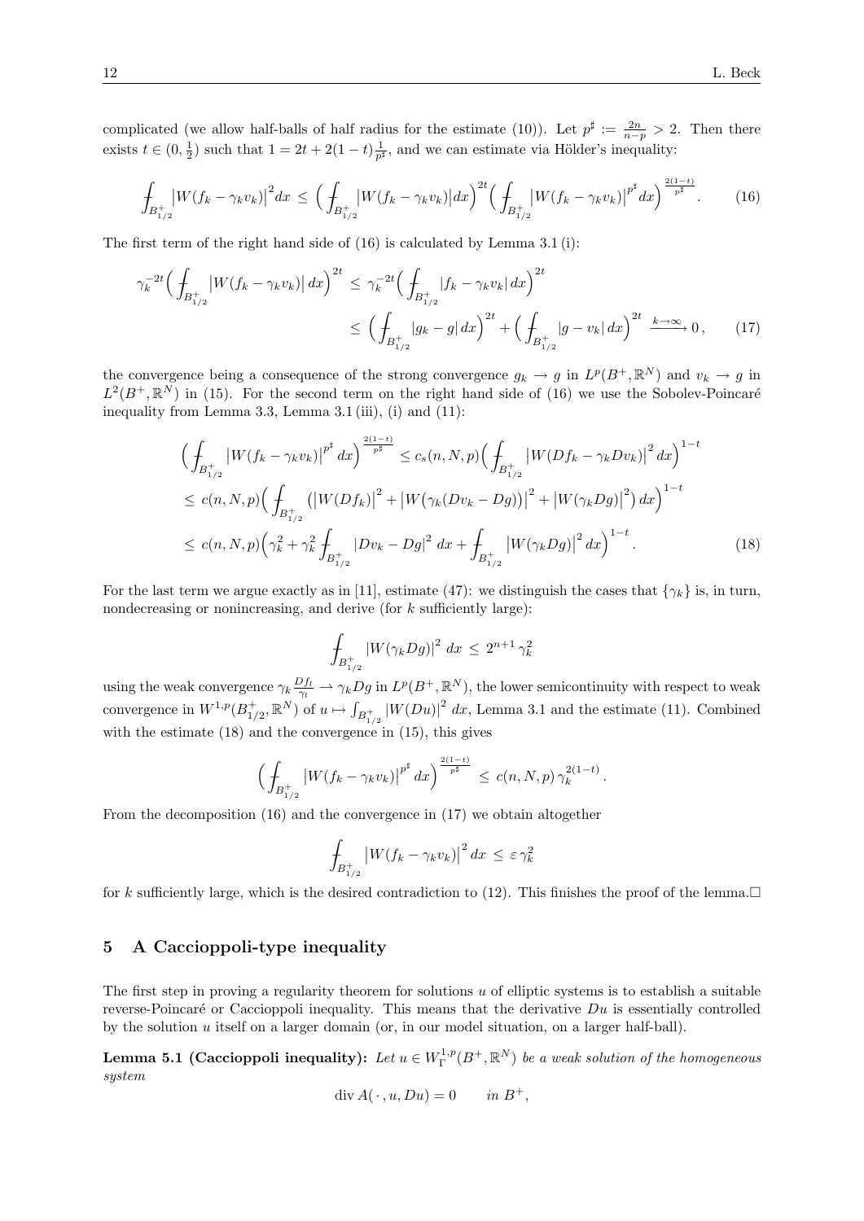complicated (we allow half-balls of half radius for the estimate (10)). Let $p^\sharp := \frac{2n}{n-p} > 2$. Then there exists $t \in (0, \frac{1}{2})$ such that $1 = 2t + 2(1-t)\frac{1}{p^\sharp}$, and we can estimate via Hölder's inequality:

$$
\fint_{B^+_{1/2}} \big|W(f_k - \gamma_k v_k)\big|^2 dx \le \Big( \fint_{B^+_{1/2}} \big|W(f_k - \gamma_k v_k)\big| dx \Big)^{2t} \Big( \fint_{B^+_{1/2}} \big|W(f_k - \gamma_k v_k)\big|^{p^\sharp} dx \Big)^{\frac{2(1-t)}{p^\sharp}}. \tag{16}
$$

The first term of the right hand side of (16) is calculated by Lemma 3.1 (i):

$$
\begin{aligned}
\gamma_k^{-2t} \Big( \fint_{B^+_{1/2}} \big|W(f_k - \gamma_k v_k)\big| \, dx \Big)^{2t} &\le \gamma_k^{-2t} \Big( \fint_{B^+_{1/2}} |f_k - \gamma_k v_k| \, dx \Big)^{2t} \\
&\le \Big( \fint_{B^+_{1/2}} |g_k - g| \, dx \Big)^{2t} + \Big( \fint_{B^+_{1/2}} |g - v_k| \, dx \Big)^{2t} \xrightarrow{k \to \infty} 0 \,,
\end{aligned} \tag{17}
$$

the convergence being a consequence of the strong convergence $g_k \to g$ in $L^p(B^+, \mathbb{R}^N)$ and $v_k \to g$ in $L^2(B^+, \mathbb{R}^N)$ in (15). For the second term on the right hand side of (16) we use the Sobolev-Poincaré inequality from Lemma 3.3, Lemma 3.1 (iii), (i) and (11):

$$
\begin{aligned}
&\Big( \fint_{B^+_{1/2}} \big|W(f_k - \gamma_k v_k)\big|^{p^\sharp} \, dx \Big)^{\frac{2(1-t)}{p^\sharp}} \le c_s(n,N,p) \Big( \fint_{B^+_{1/2}} \big|W(Df_k - \gamma_k Dv_k)\big|^2 \, dx \Big)^{1-t} \\
&\le c(n,N,p) \Big( \fint_{B^+_{1/2}} \big( \big|W(Df_k)\big|^2 + \big|W\big(\gamma_k(Dv_k - Dg)\big)\big|^2 + \big|W(\gamma_k Dg)\big|^2 \big) \, dx \Big)^{1-t} \\
&\le c(n,N,p) \Big( \gamma_k^2 + \gamma_k^2 \fint_{B^+_{1/2}} |Dv_k - Dg|^2 \, dx + \fint_{B^+_{1/2}} \big|W(\gamma_k Dg)\big|^2 \, dx \Big)^{1-t}.
\end{aligned} \tag{18}
$$

For the last term we argue exactly as in [11], estimate (47): we distinguish the cases that $\{\gamma_k\}$ is, in turn, nondecreasing or nonincreasing, and derive (for $k$ sufficiently large):

$$
\fint_{B^+_{1/2}} |W(\gamma_k Dg)|^2 \, dx \le 2^{n+1} \gamma_k^2
$$

using the weak convergence $\gamma_k \frac{Df_l}{\gamma_l} \rightharpoonup \gamma_k Dg$ in $L^p(B^+, \mathbb{R}^N)$, the lower semicontinuity with respect to weak convergence in $W^{1,p}(B^+_{1/2}, \mathbb{R}^N)$ of $u \mapsto \int_{B^+_{1/2}} |W(Du)|^2 \, dx$, Lemma 3.1 and the estimate (11). Combined with the estimate (18) and the convergence in (15), this gives

$$
\Big( \fint_{B^+_{1/2}} \big|W(f_k - \gamma_k v_k)\big|^{p^\sharp} \, dx \Big)^{\frac{2(1-t)}{p^\sharp}} \le c(n,N,p) \, \gamma_k^{2(1-t)} .
$$

From the decomposition (16) and the convergence in (17) we obtain altogether

$$
\fint_{B^+_{1/2}} \big|W(f_k - \gamma_k v_k)\big|^2 dx \le \varepsilon \, \gamma_k^2
$$

for $k$ sufficiently large, which is the desired contradiction to (12). This finishes the proof of the lemma.□

## 5 A Caccioppoli-type inequality

The first step in proving a regularity theorem for solutions $u$ of elliptic systems is to establish a suitable reverse-Poincaré or Caccioppoli inequality. This means that the derivative $Du$ is essentially controlled by the solution $u$ itself on a larger domain (or, in our model situation, on a larger half-ball).

**Lemma 5.1 (Caccioppoli inequality):** *Let $u \in W^{1,p}_\Gamma(B^+, \mathbb{R}^N)$ be a weak solution of the homogeneous system*

$$
\operatorname{div} A(\,\cdot\,, u, Du) = 0 \qquad \text{in } B^+,
$$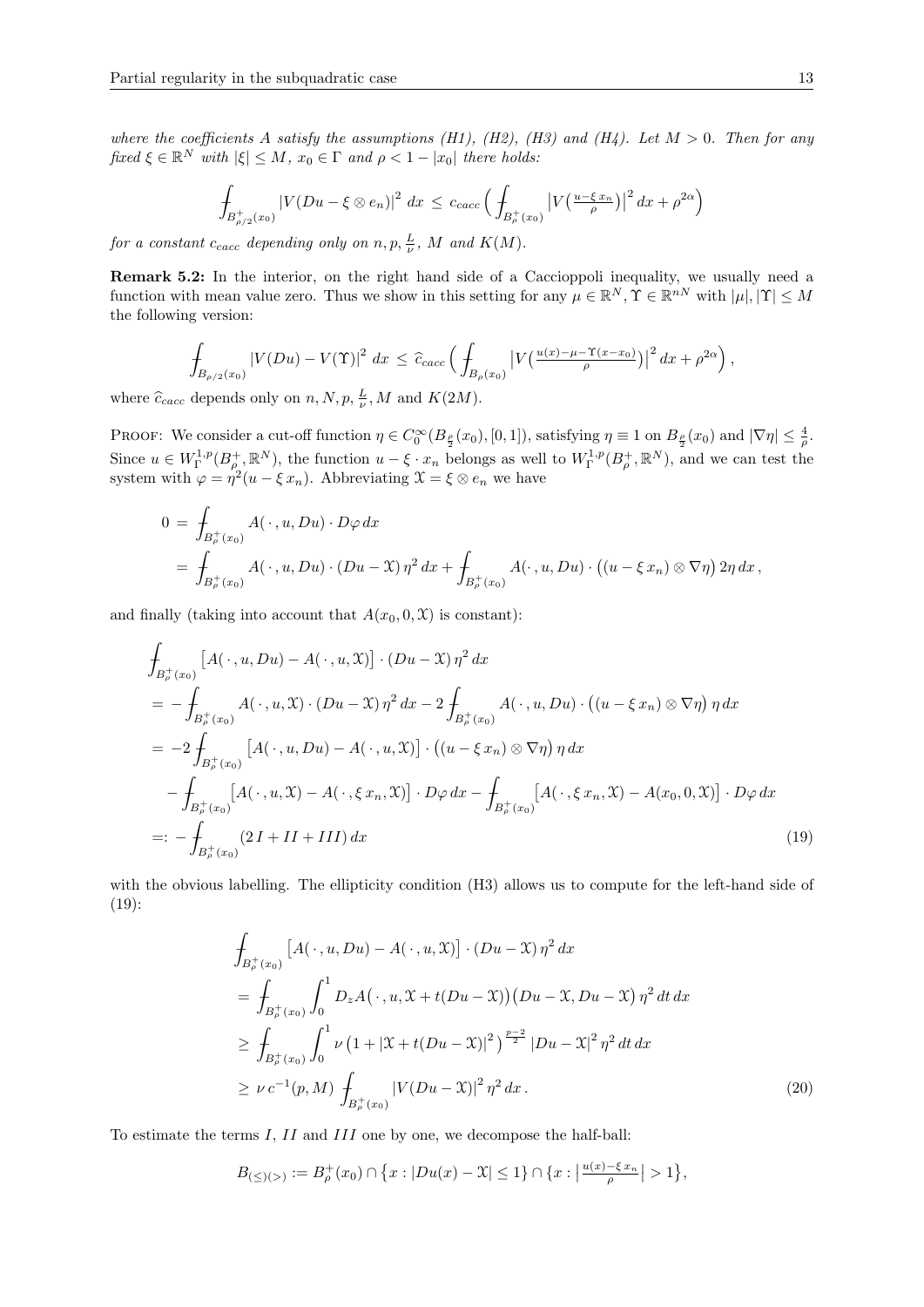*where the coefficients $A$ satisfy the assumptions (H1), (H2), (H3) and (H4). Let $M > 0$. Then for any fixed $\xi \in \mathbb{R}^N$ with $|\xi| \le M$, $x_0 \in \Gamma$ and $\rho < 1 - |x_0|$ there holds:*

$$\fint_{B^+_{\rho/2}(x_0)} \left|V(Du - \xi \otimes e_n)\right|^2 \, dx \le c_{cacc} \Big( \fint_{B^+_\rho(x_0)} \left|V\big(\tfrac{u - \xi\, x_n}{\rho}\big)\right|^2 dx + \rho^{2\alpha} \Big)$$

*for a constant $c_{cacc}$ depending only on $n, p, \frac{L}{\nu}$, $M$ and $K(M)$.*

**Remark 5.2:** In the interior, on the right hand side of a Caccioppoli inequality, we usually need a function with mean value zero. Thus we show in this setting for any $\mu \in \mathbb{R}^N$, $\Upsilon \in \mathbb{R}^{nN}$ with $|\mu|, |\Upsilon| \le M$ the following version:

$$\fint_{B_{\rho/2}(x_0)} \left|V(Du) - V(\Upsilon)\right|^2 \, dx \le \widehat{c}_{cacc} \Big( \fint_{B_\rho(x_0)} \left|V\big(\tfrac{u(x) - \mu - \Upsilon(x - x_0)}{\rho}\big)\right|^2 dx + \rho^{2\alpha} \Big) ,$$

where $\widehat{c}_{cacc}$ depends only on $n, N, p, \frac{L}{\nu}, M$ and $K(2M)$.

Proof: We consider a cut-off function $\eta \in C_0^\infty(B_{\frac{\rho}{2}}(x_0), [0,1])$, satisfying $\eta \equiv 1$ on $B_{\frac{\rho}{2}}(x_0)$ and $|\nabla \eta| \le \frac{4}{\rho}$. Since $u \in W^{1,p}_\Gamma(B^+_\rho, \mathbb{R}^N)$, the function $u - \xi \cdot x_n$ belongs as well to $W^{1,p}_\Gamma(B^+_\rho, \mathbb{R}^N)$, and we can test the system with $\varphi = \eta^2 (u - \xi\, x_n)$. Abbreviating $\mathfrak{X} = \xi \otimes e_n$ we have

$$\begin{aligned}
0 &= \fint_{B^+_\rho(x_0)} A(\,\cdot\,, u, Du) \cdot D\varphi \, dx \\
&= \fint_{B^+_\rho(x_0)} A(\,\cdot\,, u, Du) \cdot (Du - \mathfrak{X})\, \eta^2 \, dx + \fint_{B^+_\rho(x_0)} A(\cdot\,, u, Du) \cdot \big((u - \xi\, x_n) \otimes \nabla \eta\big)\, 2\eta \, dx ,
\end{aligned}$$

and finally (taking into account that $A(x_0, 0, \mathfrak{X})$ is constant):

$$\begin{aligned}
&\fint_{B^+_\rho(x_0)} \big[A(\,\cdot\,, u, Du) - A(\,\cdot\,, u, \mathfrak{X})\big] \cdot (Du - \mathfrak{X})\, \eta^2 \, dx \\
&= -\fint_{B^+_\rho(x_0)} A(\,\cdot\,, u, \mathfrak{X}) \cdot (Du - \mathfrak{X})\, \eta^2 \, dx - 2 \fint_{B^+_\rho(x_0)} A(\,\cdot\,, u, Du) \cdot \big((u - \xi\, x_n) \otimes \nabla \eta\big)\, \eta \, dx \\
&= -2 \fint_{B^+_\rho(x_0)} \big[A(\,\cdot\,, u, Du) - A(\,\cdot\,, u, \mathfrak{X})\big] \cdot \big((u - \xi\, x_n) \otimes \nabla \eta\big)\, \eta \, dx \\
&\quad - \fint_{B^+_\rho(x_0)} \big[A(\,\cdot\,, u, \mathfrak{X}) - A(\,\cdot\,, \xi\, x_n, \mathfrak{X})\big] \cdot D\varphi \, dx - \fint_{B^+_\rho(x_0)} \big[A(\,\cdot\,, \xi\, x_n, \mathfrak{X}) - A(x_0, 0, \mathfrak{X})\big] \cdot D\varphi \, dx \\
&=: -\fint_{B^+_\rho(x_0)} (2\, I + II + III) \, dx
\end{aligned} \tag{19}$$

with the obvious labelling. The ellipticity condition (H3) allows us to compute for the left-hand side of (19):

$$\begin{aligned}
&\fint_{B^+_\rho(x_0)} \big[A(\,\cdot\,, u, Du) - A(\,\cdot\,, u, \mathfrak{X})\big] \cdot (Du - \mathfrak{X})\, \eta^2 \, dx \\
&= \fint_{B^+_\rho(x_0)} \int_0^1 D_z A\big(\,\cdot\,, u, \mathfrak{X} + t(Du - \mathfrak{X})\big)\big(Du - \mathfrak{X}, Du - \mathfrak{X}\big)\, \eta^2 \, dt \, dx \\
&\ge \fint_{B^+_\rho(x_0)} \int_0^1 \nu \left(1 + |\mathfrak{X} + t(Du - \mathfrak{X})|^2\right)^{\frac{p-2}{2}} |Du - \mathfrak{X}|^2\, \eta^2 \, dt \, dx \\
&\ge \nu\, c^{-1}(p, M) \fint_{B^+_\rho(x_0)} |V(Du - \mathfrak{X})|^2\, \eta^2 \, dx .
\end{aligned} \tag{20}$$

To estimate the terms $I$, $II$ and $III$ one by one, we decompose the half-ball:

$$B_{(\le)(>)} := B^+_\rho(x_0) \cap \big\{x : |Du(x) - \mathfrak{X}| \le 1\big\} \cap \{x : \big|\tfrac{u(x) - \xi\, x_n}{\rho}\big| > 1\big\},$$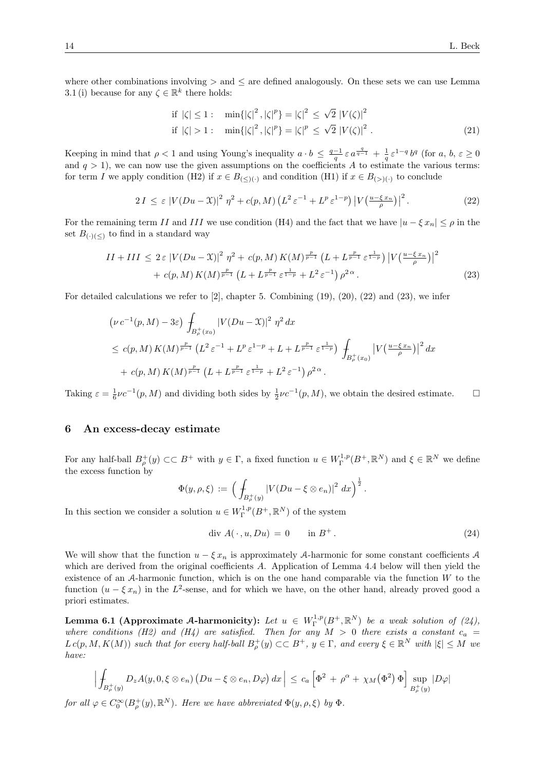where other combinations involving $>$ and $\leq$ are defined analogously. On these sets we can use Lemma 3.1 (i) because for any $\zeta \in \mathbb{R}^k$ there holds:

$$
\begin{aligned}
&\text{if } |\zeta| \leq 1: \quad \min\{|\zeta|^2, |\zeta|^p\} = |\zeta|^2 \leq \sqrt{2}\, |V(\zeta)|^2 \\
&\text{if } |\zeta| > 1: \quad \min\{|\zeta|^2, |\zeta|^p\} = |\zeta|^p \leq \sqrt{2}\, |V(\zeta)|^2 .
\end{aligned} \tag{21}
$$

Keeping in mind that $\rho < 1$ and using Young's inequality $a \cdot b \leq \frac{q-1}{q}\, \varepsilon\, a^{\frac{q}{q-1}} + \frac{1}{q}\, \varepsilon^{1-q}\, b^q$ (for $a$, $b$, $\varepsilon \geq 0$ and $q > 1$), we can now use the given assumptions on the coefficients $A$ to estimate the various terms: for term $I$ we apply condition (H2) if $x \in B_{(\leq)(\cdot)}$ and condition (H1) if $x \in B_{(>)(\cdot)}$ to conclude

$$
2\, I \leq \varepsilon\, |V(Du - \mathfrak{X})|^2\, \eta^2 + c(p, M) \left(L^2\, \varepsilon^{-1} + L^p\, \varepsilon^{1-p}\right) \left|V\left(\tfrac{u - \xi\, x_n}{\rho}\right)\right|^2 . \tag{22}
$$

For the remaining term $II$ and $III$ we use condition (H4) and the fact that we have $|u - \xi\, x_n| \leq \rho$ in the set $B_{(\cdot)(\leq)}$ to find in a standard way

$$
\begin{aligned}
II + III \leq\; & 2\, \varepsilon\, |V(Du - \mathfrak{X})|^2\, \eta^2 + c(p, M)\, K(M)^{\frac{p}{p-1}} \left(L + L^{\frac{p}{p-1}}\, \varepsilon^{\frac{1}{1-p}}\right) \left|V\left(\tfrac{u - \xi\, x_n}{\rho}\right)\right|^2 \\
& + c(p, M)\, K(M)^{\frac{p}{p-1}} \left(L + L^{\frac{p}{p-1}}\, \varepsilon^{\frac{1}{1-p}} + L^2\, \varepsilon^{-1}\right) \rho^{2\,\alpha} .
\end{aligned} \tag{23}
$$

For detailed calculations we refer to [2], chapter 5. Combining (19), (20), (22) and (23), we infer

$$
\begin{aligned}
&\left(\nu\, c^{-1}(p, M) - 3\varepsilon\right) \fint_{B_\rho^+(x_0)} |V(Du - \mathfrak{X})|^2\, \eta^2\, dx \\
&\leq c(p, M)\, K(M)^{\frac{p}{p-1}} \left(L^2\, \varepsilon^{-1} + L^p\, \varepsilon^{1-p} + L + L^{\frac{p}{p-1}}\, \varepsilon^{\frac{1}{1-p}}\right) \fint_{B_\rho^+(x_0)} \left|V\left(\tfrac{u - \xi\, x_n}{\rho}\right)\right|^2 dx \\
&\quad + c(p, M)\, K(M)^{\frac{p}{p-1}} \left(L + L^{\frac{p}{p-1}}\, \varepsilon^{\frac{1}{1-p}} + L^2\, \varepsilon^{-1}\right) \rho^{2\,\alpha} .
\end{aligned}
$$

Taking $\varepsilon = \frac{1}{6}\nu c^{-1}(p, M)$ and dividing both sides by $\frac{1}{2}\nu c^{-1}(p, M)$, we obtain the desired estimate. $\square$

## 6 An excess-decay estimate

For any half-ball $B_\rho^+(y) \subset\subset B^+$ with $y \in \Gamma$, a fixed function $u \in W_\Gamma^{1,p}(B^+, \mathbb{R}^N)$ and $\xi \in \mathbb{R}^N$ we define the excess function by

$$
\Phi(y, \rho, \xi) := \Big( \fint_{B_\rho^+(y)} |V(Du - \xi \otimes e_n)|^2\, dx \Big)^{\frac{1}{2}} .
$$

In this section we consider a solution $u \in W_\Gamma^{1,p}(B^+, \mathbb{R}^N)$ of the system

$$
\operatorname{div}\, A(\,\cdot\,, u, Du) = 0 \qquad \text{in } B^+ . \tag{24}
$$

We will show that the function $u - \xi\, x_n$ is approximately $\mathcal{A}$-harmonic for some constant coefficients $\mathcal{A}$ which are derived from the original coefficients $A$. Application of Lemma 4.4 below will then yield the existence of an $\mathcal{A}$-harmonic function, which is on the one hand comparable via the function $W$ to the function $(u - \xi\, x_n)$ in the $L^2$-sense, and for which we have, on the other hand, already proved good a priori estimates.

**Lemma 6.1 (Approximate $\mathcal{A}$-harmonicity):** *Let $u \in W_\Gamma^{1,p}(B^+, \mathbb{R}^N)$ be a weak solution of (24), where conditions (H2) and (H4) are satisfied. Then for any $M > 0$ there exists a constant $c_a = L\, c(p, M, K(M))$ such that for every half-ball $B_\rho^+(y) \subset\subset B^+$, $y \in \Gamma$, and every $\xi \in \mathbb{R}^N$ with $|\xi| \leq M$ we have:*

$$
\Big| \fint_{B_\rho^+(y)} D_z A(y, 0, \xi \otimes e_n) \left(Du - \xi \otimes e_n, D\varphi\right) dx \Big| \leq c_a \left[\Phi^2 + \rho^\alpha + \chi_M\left(\Phi^2\right) \Phi\right] \sup_{B_\rho^+(y)} |D\varphi|
$$

*for all $\varphi \in C_0^\infty(B_\rho^+(y), \mathbb{R}^N)$. Here we have abbreviated $\Phi(y, \rho, \xi)$ by $\Phi$.*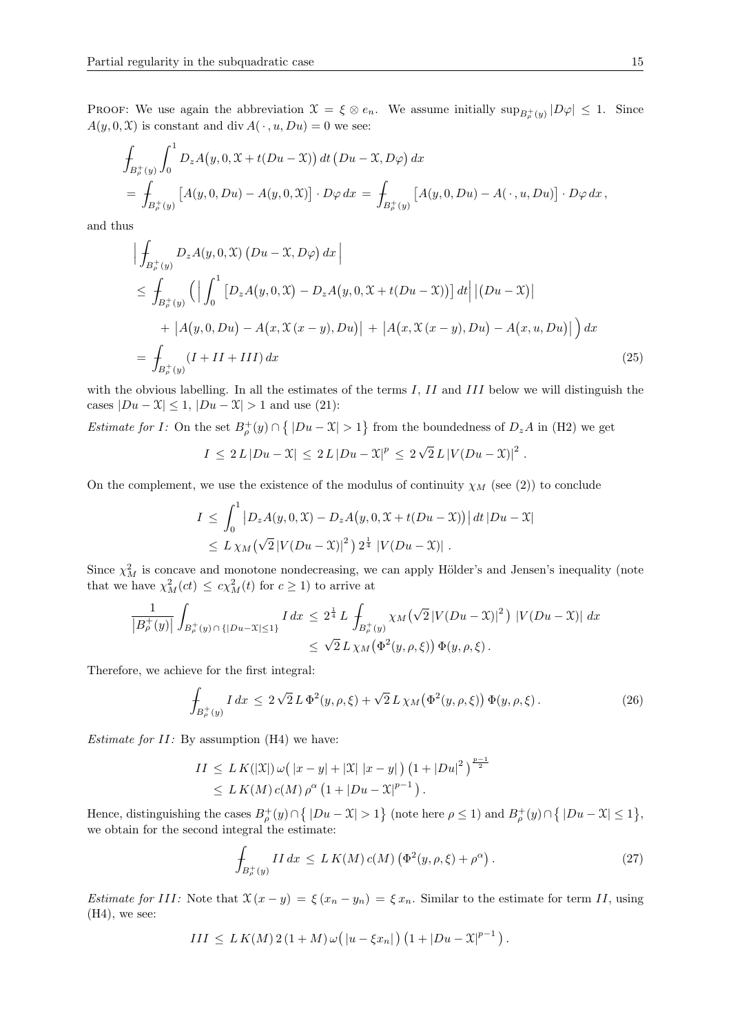PROOF: We use again the abbreviation $\mathfrak{X} = \xi \otimes e_n$. We assume initially $\sup_{B_\rho^+(y)} |D\varphi| \leq 1$. Since $A(y,0,\mathfrak{X})$ is constant and $\operatorname{div} A(\,\cdot\,,u,Du) = 0$ we see:

$$
\begin{aligned}
&\fint_{B_\rho^+(y)} \int_0^1 D_z A\big(y,0,\mathfrak{X} + t(Du-\mathfrak{X})\big)\,dt\,\big(Du-\mathfrak{X}, D\varphi\big)\,dx \\
&= \fint_{B_\rho^+(y)} \big[A(y,0,Du) - A(y,0,\mathfrak{X})\big]\cdot D\varphi\,dx = \fint_{B_\rho^+(y)} \big[A(y,0,Du) - A(\,\cdot\,,u,Du)\big]\cdot D\varphi\,dx\,,
\end{aligned}
$$

and thus

$$
\begin{aligned}
&\Big| \fint_{B_\rho^+(y)} D_z A(y,0,\mathfrak{X})\,\big(Du-\mathfrak{X}, D\varphi\big)\,dx \Big| \\
&\leq \fint_{B_\rho^+(y)} \Big( \Big| \int_0^1 \big[D_z A\big(y,0,\mathfrak{X}\big) - D_z A\big(y,0,\mathfrak{X} + t(Du-\mathfrak{X})\big)\big]\,dt \Big|\,\big|(Du-\mathfrak{X})\big| \\
&\qquad + \big|A\big(y,0,Du\big) - A\big(x,\mathfrak{X}\,(x-y),Du\big)\big| + \big|A\big(x,\mathfrak{X}\,(x-y),Du\big) - A\big(x,u,Du\big)\big| \Big)\,dx \\
&= \fint_{B_\rho^+(y)} (I + II + III)\,dx
\end{aligned}
\tag{25}
$$

with the obvious labelling. In all the estimates of the terms $I$, $II$ and $III$ below we will distinguish the cases $|Du-\mathfrak{X}| \leq 1$, $|Du-\mathfrak{X}| > 1$ and use (21):

*Estimate for I:* On the set $B_\rho^+(y) \cap \big\{ |Du-\mathfrak{X}| > 1 \big\}$ from the boundedness of $D_zA$ in (H2) we get

$$
I \leq 2\,L\,|Du-\mathfrak{X}| \leq 2\,L\,|Du-\mathfrak{X}|^p \leq 2\sqrt{2}\,L\,|V(Du-\mathfrak{X})|^2\,.
$$

On the complement, we use the existence of the modulus of continuity $\chi_M$ (see (2)) to conclude

$$
\begin{aligned}
I &\leq \int_0^1 \big|D_z A(y,0,\mathfrak{X}) - D_z A\big(y,0,\mathfrak{X} + t(Du-\mathfrak{X})\big)\big|\,dt\,|Du-\mathfrak{X}| \\
&\leq L\,\chi_M\big(\sqrt{2}\,|V(Du-\mathfrak{X})|^2\big)\,2^{\frac{1}{4}}\,|V(Du-\mathfrak{X})|\,.
\end{aligned}
$$

Since $\chi_M^2$ is concave and monotone nondecreasing, we can apply Hölder's and Jensen's inequality (note that we have $\chi_M^2(ct) \leq c\chi_M^2(t)$ for $c \geq 1$) to arrive at

$$
\begin{aligned}
\frac{1}{\big|B_\rho^+(y)\big|} \int_{B_\rho^+(y)\cap\{|Du-\mathfrak{X}|\leq 1\}} I\,dx &\leq 2^{\frac{1}{4}}\,L \fint_{B_\rho^+(y)} \chi_M\big(\sqrt{2}\,|V(Du-\mathfrak{X})|^2\big)\,|V(Du-\mathfrak{X})|\,dx \\
&\leq \sqrt{2}\,L\,\chi_M\big(\Phi^2(y,\rho,\xi)\big)\,\Phi(y,\rho,\xi)\,.
\end{aligned}
$$

Therefore, we achieve for the first integral:

$$
\fint_{B_\rho^+(y)} I\,dx \leq 2\sqrt{2}\,L\,\Phi^2(y,\rho,\xi) + \sqrt{2}\,L\,\chi_M\big(\Phi^2(y,\rho,\xi)\big)\,\Phi(y,\rho,\xi)\,.
\tag{26}
$$

*Estimate for II:* By assumption (H4) we have:

$$
\begin{aligned}
II &\leq L\,K(|\mathfrak{X}|)\,\omega\big(\,|x-y| + |\mathfrak{X}|\,|x-y|\,\big)\,\big(1+|Du|^2\big)^{\frac{p-1}{2}} \\
&\leq L\,K(M)\,c(M)\,\rho^\alpha\,\big(1+|Du-\mathfrak{X}|^{p-1}\big)\,.
\end{aligned}
$$

Hence, distinguishing the cases $B_\rho^+(y) \cap \big\{ |Du-\mathfrak{X}| > 1 \big\}$ (note here $\rho \leq 1$) and $B_\rho^+(y) \cap \big\{ |Du-\mathfrak{X}| \leq 1 \big\}$, we obtain for the second integral the estimate:

$$
\fint_{B_\rho^+(y)} II\,dx \leq L\,K(M)\,c(M)\,\big(\Phi^2(y,\rho,\xi) + \rho^\alpha\big)\,.
\tag{27}
$$

*Estimate for III:* Note that $\mathfrak{X}\,(x-y) = \xi\,(x_n - y_n) = \xi\,x_n$. Similar to the estimate for term $II$, using (H4), we see:

$$
III \leq L\,K(M)\,2\,(1+M)\,\omega\big(\,|u - \xi x_n|\,\big)\,\big(1+|Du-\mathfrak{X}|^{p-1}\big)\,.
$$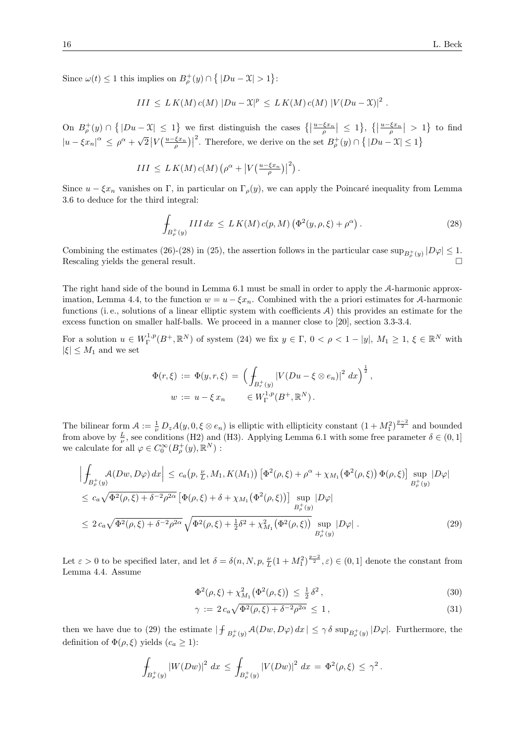Since $\omega(t) \leq 1$ this implies on $B_\rho^+(y) \cap \{ |Du - \mathfrak{X}| > 1\}$:

$$III \leq L\, K(M)\, c(M)\, |Du - \mathfrak{X}|^p \leq L\, K(M)\, c(M)\, |V(Du - \mathfrak{X})|^2 .$$

On $B_\rho^+(y) \cap \{ |Du - \mathfrak{X}| \leq 1\}$ we first distinguish the cases $\{ \big|\frac{u-\xi x_n}{\rho}\big| \leq 1\}$, $\{ \big|\frac{u-\xi x_n}{\rho}\big| > 1\}$ to find $|u - \xi x_n|^\alpha \leq \rho^\alpha + \sqrt{2}\, \big|V\big(\frac{u-\xi x_n}{\rho}\big)\big|^2$. Therefore, we derive on the set $B_\rho^+(y) \cap \{ |Du - \mathfrak{X}| \leq 1\}$

$$III \leq L\, K(M)\, c(M) \big(\rho^\alpha + \big|V\big(\tfrac{u-\xi x_n}{\rho}\big)\big|^2\big) .$$

Since $u - \xi x_n$ vanishes on $\Gamma$, in particular on $\Gamma_\rho(y)$, we can apply the Poincaré inequality from Lemma 3.6 to deduce for the third integral:

$$\fint_{B_\rho^+(y)} III\, dx \leq L\, K(M)\, c(p, M) \big(\Phi^2(y, \rho, \xi) + \rho^\alpha\big) . \tag{28}$$

Combining the estimates (26)-(28) in (25), the assertion follows in the particular case $\sup_{B_\rho^+(y)} |D\varphi| \leq 1$. Rescaling yields the general result. $\square$

The right hand side of the bound in Lemma 6.1 must be small in order to apply the $\mathcal{A}$-harmonic approximation, Lemma 4.4, to the function $w = u - \xi x_n$. Combined with the a priori estimates for $\mathcal{A}$-harmonic functions (i. e., solutions of a linear elliptic system with coefficients $\mathcal{A}$) this provides an estimate for the excess function on smaller half-balls. We proceed in a manner close to [20], section 3.3-3.4.

For a solution $u \in W^{1,p}_\Gamma(B^+, \mathbb{R}^N)$ of system (24) we fix $y \in \Gamma$, $0 < \rho < 1 - |y|$, $M_1 \geq 1$, $\xi \in \mathbb{R}^N$ with $|\xi| \leq M_1$ and we set

$$\Phi(r, \xi) := \Phi(y, r, \xi) = \Big( \fint_{B_r^+(y)} |V(Du - \xi \otimes e_n)|^2\, dx \Big)^{\frac{1}{2}} ,$$
$$w := u - \xi\, x_n \qquad \in W^{1,p}_\Gamma(B^+, \mathbb{R}^N) .$$

The bilinear form $\mathcal{A} := \frac{1}{\nu} D_z A(y, 0, \xi \otimes e_n)$ is elliptic with ellipticity constant $(1 + M_1^2)^{\frac{p-2}{2}}$ and bounded from above by $\frac{L}{\nu}$, see conditions (H2) and (H3). Applying Lemma 6.1 with some free parameter $\delta \in (0, 1]$ we calculate for all $\varphi \in C_0^\infty(B_\rho^+(y), \mathbb{R}^N)$ :

$$\begin{aligned}
\Big| \fint_{B_\rho^+(y)} \mathcal{A}(Dw, D\varphi)\, dx \Big| &\leq c_a\big(p, \tfrac{\nu}{L}, M_1, K(M_1)\big) \big[\Phi^2(\rho, \xi) + \rho^\alpha + \chi_{M_1}\big(\Phi^2(\rho, \xi)\big)\, \Phi(\rho, \xi)\big] \sup_{B_\rho^+(y)} |D\varphi| \\
&\leq c_a \sqrt{\Phi^2(\rho, \xi) + \delta^{-2}\rho^{2\alpha}}\, \big[\Phi(\rho, \xi) + \delta + \chi_{M_1}\big(\Phi^2(\rho, \xi)\big)\big] \sup_{B_\rho^+(y)} |D\varphi| \\
&\leq 2\, c_a \sqrt{\Phi^2(\rho, \xi) + \delta^{-2}\rho^{2\alpha}}\, \sqrt{\Phi^2(\rho, \xi) + \tfrac{1}{2}\delta^2 + \chi^2_{M_1}\big(\Phi^2(\rho, \xi)\big)}\, \sup_{B_\rho^+(y)} |D\varphi| .
\end{aligned} \tag{29}$$

Let $\varepsilon > 0$ to be specified later, and let $\delta = \delta(n, N, p, \frac{\nu}{L}(1 + M_1^2)^{\frac{p-2}{2}}, \varepsilon) \in (0, 1]$ denote the constant from Lemma 4.4. Assume

$$\Phi^2(\rho, \xi) + \chi^2_{M_1}\big(\Phi^2(\rho, \xi)\big) \leq \tfrac{1}{2}\,\delta^2 , \tag{30}$$

$$\gamma := 2\, c_a \sqrt{\Phi^2(\rho, \xi) + \delta^{-2}\rho^{2\alpha}} \leq 1 , \tag{31}$$

then we have due to (29) the estimate $|\fint_{B_\rho^+(y)} \mathcal{A}(Dw, D\varphi)\, dx| \leq \gamma\, \delta \sup_{B_\rho^+(y)} |D\varphi|$. Furthermore, the definition of $\Phi(\rho, \xi)$ yields ($c_a \geq 1$):

$$\fint_{B_\rho^+(y)} |W(Dw)|^2\, dx \leq \fint_{B_\rho^+(y)} |V(Dw)|^2\, dx = \Phi^2(\rho, \xi) \leq \gamma^2 .$$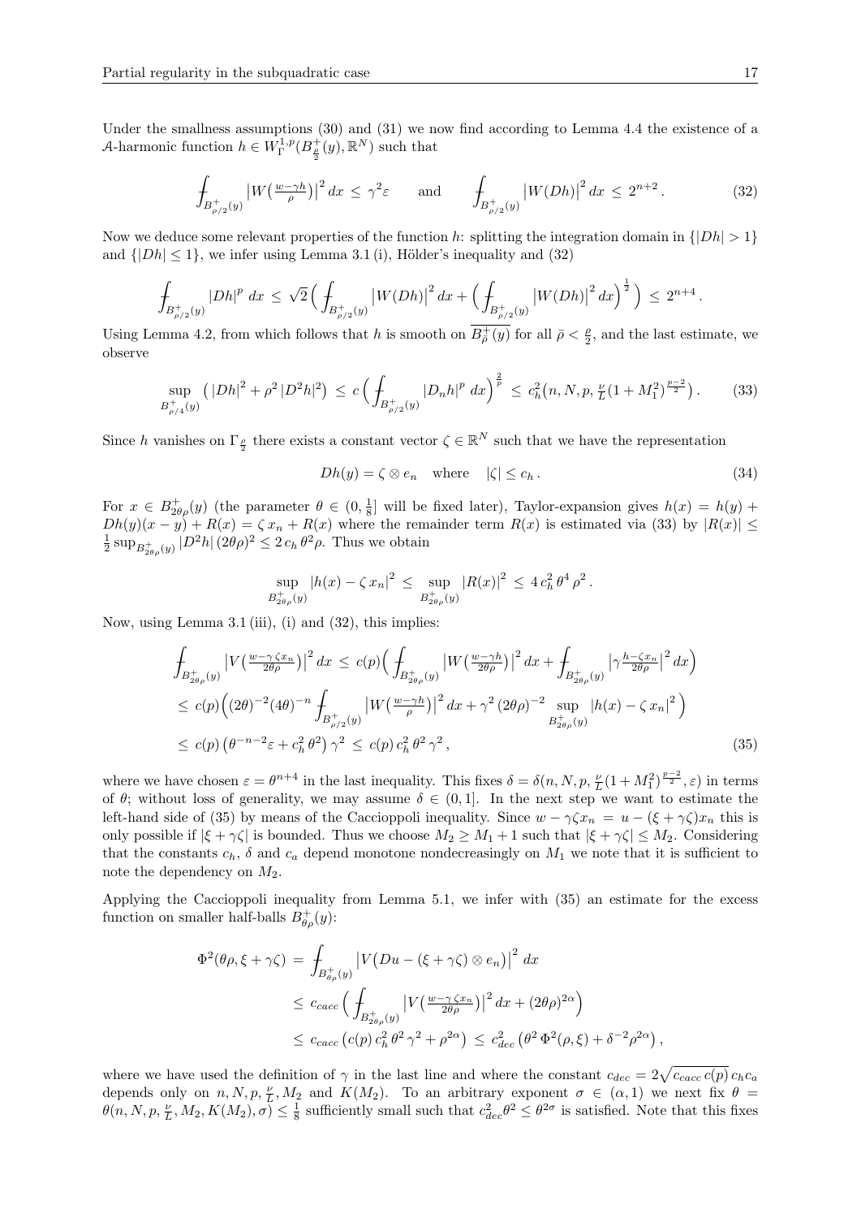Under the smallness assumptions (30) and (31) we now find according to Lemma 4.4 the existence of a $\mathcal{A}$-harmonic function $h \in W^{1,p}_{\Gamma}(B^+_{\frac{\rho}{2}}(y), \mathbb{R}^N)$ such that

$$\fint_{B^+_{\rho/2}(y)} \big|W\big(\tfrac{w-\gamma h}{\rho}\big)\big|^2\,dx \,\le\, \gamma^2\varepsilon \qquad \text{and} \qquad \fint_{B^+_{\rho/2}(y)} \big|W(Dh)\big|^2\,dx \,\le\, 2^{n+2}\,. \tag{32}$$

Now we deduce some relevant properties of the function $h$: splitting the integration domain in $\{|Dh|>1\}$ and $\{|Dh|\le 1\}$, we infer using Lemma 3.1 (i), Hölder's inequality and (32)

$$\fint_{B^+_{\rho/2}(y)} |Dh|^p\,dx \,\le\, \sqrt{2}\,\Big(\fint_{B^+_{\rho/2}(y)} \big|W(Dh)\big|^2\,dx + \Big(\fint_{B^+_{\rho/2}(y)} \big|W(Dh)\big|^2\,dx\Big)^{\frac12}\Big) \,\le\, 2^{n+4}\,.$$

Using Lemma 4.2, from which follows that $h$ is smooth on $\overline{B^+_{\bar\rho}(y)}$ for all $\bar\rho < \frac{\rho}{2}$, and the last estimate, we observe

$$\sup_{B^+_{\rho/4}(y)} \big(|Dh|^2 + \rho^2\,|D^2h|^2\big) \,\le\, c\,\Big(\fint_{B^+_{\rho/2}(y)} |D_nh|^p\,dx\Big)^{\frac2p} \,\le\, c_h^2\big(n,N,p,\tfrac{\nu}{L}(1+M_1^2)^{\frac{p-2}{2}}\big)\,. \tag{33}$$

Since $h$ vanishes on $\Gamma_{\frac{\rho}{2}}$ there exists a constant vector $\zeta\in\mathbb{R}^N$ such that we have the representation

$$Dh(y) = \zeta\otimes e_n \quad \text{where} \quad |\zeta|\le c_h\,. \tag{34}$$

For $x\in B^+_{2\theta\rho}(y)$ (the parameter $\theta\in(0,\frac18]$ will be fixed later), Taylor-expansion gives $h(x) = h(y) + Dh(y)(x-y) + R(x) = \zeta\,x_n + R(x)$ where the remainder term $R(x)$ is estimated via (33) by $|R(x)| \le \frac12 \sup_{B^+_{2\theta\rho}(y)} |D^2h|\,(2\theta\rho)^2 \le 2\,c_h\,\theta^2\rho$. Thus we obtain

$$\sup_{B^+_{2\theta\rho}(y)} |h(x)-\zeta\,x_n|^2 \,\le\, \sup_{B^+_{2\theta\rho}(y)} |R(x)|^2 \,\le\, 4\,c_h^2\,\theta^4\,\rho^2\,.$$

Now, using Lemma 3.1 (iii), (i) and (32), this implies:

$$\begin{aligned}
\fint_{B^+_{2\theta\rho}(y)} \big|V\big(\tfrac{w-\gamma\,\zeta x_n}{2\theta\rho}\big)\big|^2\,dx &\le c(p)\Big(\fint_{B^+_{2\theta\rho}(y)} \big|W\big(\tfrac{w-\gamma h}{2\theta\rho}\big)\big|^2\,dx + \fint_{B^+_{2\theta\rho}(y)} \big|\gamma\tfrac{h-\zeta x_n}{2\theta\rho}\big|^2\,dx\Big)\\
&\le c(p)\Big((2\theta)^{-2}(4\theta)^{-n}\fint_{B^+_{\rho/2}(y)} \big|W\big(\tfrac{w-\gamma h}{\rho}\big)\big|^2\,dx + \gamma^2\,(2\theta\rho)^{-2}\sup_{B^+_{2\theta\rho}(y)} |h(x)-\zeta\,x_n|^2\Big)\\
&\le c(p)\,\big(\theta^{-n-2}\varepsilon + c_h^2\,\theta^2\big)\,\gamma^2 \,\le\, c(p)\,c_h^2\,\theta^2\,\gamma^2\,,
\end{aligned} \tag{35}$$

where we have chosen $\varepsilon = \theta^{n+4}$ in the last inequality. This fixes $\delta = \delta(n,N,p,\frac{\nu}{L}(1+M_1^2)^{\frac{p-2}{2}},\varepsilon)$ in terms of $\theta$; without loss of generality, we may assume $\delta\in(0,1]$. In the next step we want to estimate the left-hand side of (35) by means of the Caccioppoli inequality. Since $w-\gamma\zeta x_n = u-(\xi+\gamma\zeta)x_n$ this is only possible if $|\xi+\gamma\zeta|$ is bounded. Thus we choose $M_2\ge M_1+1$ such that $|\xi+\gamma\zeta|\le M_2$. Considering that the constants $c_h$, $\delta$ and $c_a$ depend monotone nondecreasingly on $M_1$ we note that it is sufficient to note the dependency on $M_2$.

Applying the Caccioppoli inequality from Lemma 5.1, we infer with (35) an estimate for the excess function on smaller half-balls $B^+_{\theta\rho}(y)$:

$$\begin{aligned}
\Phi^2(\theta\rho,\xi+\gamma\zeta) &= \fint_{B^+_{\theta\rho}(y)} \big|V\big(Du-(\xi+\gamma\zeta)\otimes e_n\big)\big|^2\,dx\\
&\le c_{cacc}\,\Big(\fint_{B^+_{2\theta\rho}(y)} \big|V\big(\tfrac{w-\gamma\,\zeta x_n}{2\theta\rho}\big)\big|^2\,dx + (2\theta\rho)^{2\alpha}\Big)\\
&\le c_{cacc}\,\big(c(p)\,c_h^2\,\theta^2\,\gamma^2 + \rho^{2\alpha}\big) \,\le\, c_{dec}^2\,\big(\theta^2\,\Phi^2(\rho,\xi) + \delta^{-2}\rho^{2\alpha}\big)\,,
\end{aligned}$$

where we have used the definition of $\gamma$ in the last line and where the constant $c_{dec} = 2\sqrt{c_{cacc}\,c(p)}\,c_hc_a$ depends only on $n,N,p,\frac{\nu}{L},M_2$ and $K(M_2)$. To an arbitrary exponent $\sigma\in(\alpha,1)$ we next fix $\theta = \theta(n,N,p,\frac{\nu}{L},M_2,K(M_2),\sigma)\le\frac18$ sufficiently small such that $c_{dec}^2\theta^2\le\theta^{2\sigma}$ is satisfied. Note that this fixes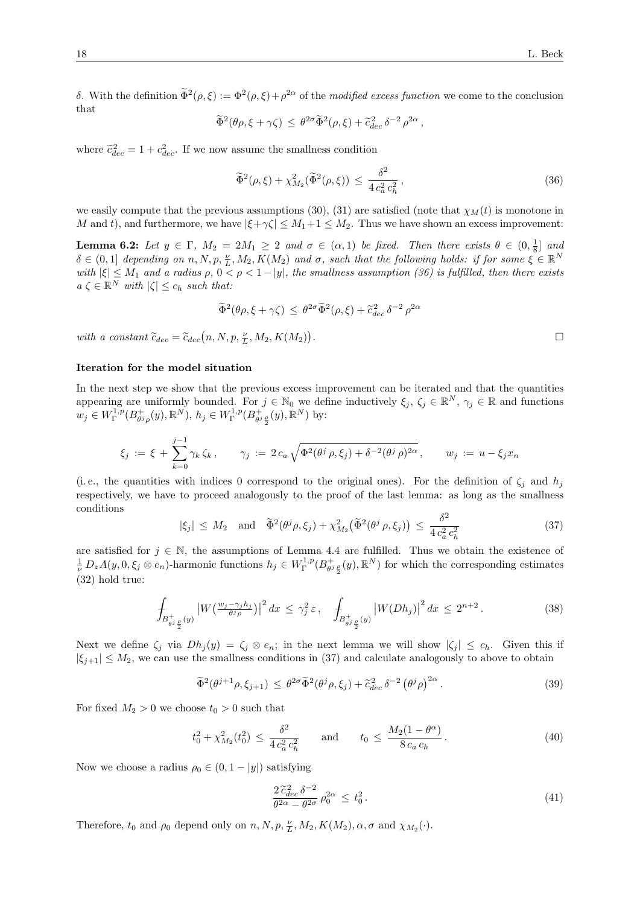$\delta$. With the definition $\widetilde{\Phi}^2(\rho,\xi) := \Phi^2(\rho,\xi)+\rho^{2\alpha}$ of the *modified excess function* we come to the conclusion that

$$\widetilde{\Phi}^2(\theta\rho,\xi+\gamma\zeta) \;\leq\; \theta^{2\sigma}\widetilde{\Phi}^2(\rho,\xi) + \widetilde{c}_{dec}^{\,2}\,\delta^{-2}\,\rho^{2\alpha}\,,$$

where $\widetilde{c}_{dec}^{\,2} = 1+c_{dec}^2$. If we now assume the smallness condition

$$\widetilde{\Phi}^2(\rho,\xi) + \chi_{M_2}^2(\widetilde{\Phi}^2(\rho,\xi)) \;\leq\; \frac{\delta^2}{4\,c_a^2\,c_h^2}\,, \tag{36}$$

we easily compute that the previous assumptions (30), (31) are satisfied (note that $\chi_M(t)$ is monotone in $M$ and $t$), and furthermore, we have $|\xi+\gamma\zeta| \leq M_1+1 \leq M_2$. Thus we have shown an excess improvement:

**Lemma 6.2:** *Let $y \in \Gamma$, $M_2 = 2M_1 \geq 2$ and $\sigma \in (\alpha,1)$ be fixed. Then there exists $\theta \in (0,\frac{1}{8}]$ and $\delta \in (0,1]$ depending on $n,N,p,\frac{\nu}{L},M_2,K(M_2)$ and $\sigma$, such that the following holds: if for some $\xi \in \mathbb{R}^N$ with $|\xi| \leq M_1$ and a radius $\rho$, $0<\rho<1-|y|$, the smallness assumption (36) is fulfilled, then there exists a $\zeta \in \mathbb{R}^N$ with $|\zeta| \leq c_h$ such that:*

$$\widetilde{\Phi}^2(\theta\rho,\xi+\gamma\zeta) \;\leq\; \theta^{2\sigma}\widetilde{\Phi}^2(\rho,\xi) + \widetilde{c}_{dec}^{\,2}\,\delta^{-2}\,\rho^{2\alpha}$$

*with a constant $\widetilde{c}_{dec} = \widetilde{c}_{dec}\big(n,N,p,\frac{\nu}{L},M_2,K(M_2)\big)$.* □

**Iteration for the model situation**

In the next step we show that the previous excess improvement can be iterated and that the quantities appearing are uniformly bounded. For $j \in \mathbb{N}_0$ we define inductively $\xi_j,\,\zeta_j \in \mathbb{R}^N$, $\gamma_j \in \mathbb{R}$ and functions $w_j \in W^{1,p}_\Gamma(B^+_{\theta^j\rho}(y),\mathbb{R}^N)$, $h_j \in W^{1,p}_\Gamma(B^+_{\theta^j\frac{\rho}{2}}(y),\mathbb{R}^N)$ by:

$$\xi_j \;:=\; \xi + \sum_{k=0}^{j-1}\gamma_k\,\zeta_k\,, \qquad \gamma_j \;:=\; 2\,c_a\sqrt{\Phi^2(\theta^j\rho,\xi_j)+\delta^{-2}(\theta^j\rho)^{2\alpha}}\,, \qquad w_j \;:=\; u-\xi_j x_n$$

(i. e., the quantities with indices 0 correspond to the original ones). For the definition of $\zeta_j$ and $h_j$ respectively, we have to proceed analogously to the proof of the last lemma: as long as the smallness conditions

$$|\xi_j| \;\leq\; M_2 \quad\text{and}\quad \widetilde{\Phi}^2(\theta^j\rho,\xi_j) + \chi_{M_2}^2\big(\widetilde{\Phi}^2(\theta^j\rho,\xi_j)\big) \;\leq\; \frac{\delta^2}{4\,c_a^2\,c_h^2} \tag{37}$$

are satisfied for $j \in \mathbb{N}$, the assumptions of Lemma 4.4 are fulfilled. Thus we obtain the existence of $\frac{1}{\nu}D_zA(y,0,\xi_j\otimes e_n)$-harmonic functions $h_j \in W^{1,p}_\Gamma(B^+_{\theta^j\frac{\rho}{2}}(y),\mathbb{R}^N)$ for which the corresponding estimates (32) hold true:

$$\fint_{B^+_{\theta^j\frac{\rho}{2}}(y)}\big|W\big(\tfrac{w_j-\gamma_j h_j}{\theta^j\rho}\big)\big|^2\,dx \;\leq\; \gamma_j^2\,\varepsilon\,, \quad \fint_{B^+_{\theta^j\frac{\rho}{2}}(y)}\big|W(Dh_j)\big|^2\,dx \;\leq\; 2^{n+2}\,. \tag{38}$$

Next we define $\zeta_j$ via $Dh_j(y) = \zeta_j\otimes e_n$; in the next lemma we will show $|\zeta_j| \leq c_h$. Given this if $|\xi_{j+1}| \leq M_2$, we can use the smallness conditions in (37) and calculate analogously to above to obtain

$$\widetilde{\Phi}^2(\theta^{j+1}\rho,\xi_{j+1}) \;\leq\; \theta^{2\sigma}\widetilde{\Phi}^2(\theta^j\rho,\xi_j) + \widetilde{c}_{dec}^{\,2}\,\delta^{-2}\,\big(\theta^j\rho\big)^{2\alpha}\,. \tag{39}$$

For fixed $M_2>0$ we choose $t_0>0$ such that

$$t_0^2 + \chi_{M_2}^2(t_0^2) \;\leq\; \frac{\delta^2}{4\,c_a^2\,c_h^2} \qquad\text{and}\qquad t_0 \;\leq\; \frac{M_2(1-\theta^\alpha)}{8\,c_a\,c_h}\,. \tag{40}$$

Now we choose a radius $\rho_0 \in (0,1-|y|)$ satisfying

$$\frac{2\,\widetilde{c}_{dec}^{\,2}\,\delta^{-2}}{\theta^{2\alpha}-\theta^{2\sigma}}\,\rho_0^{2\alpha} \;\leq\; t_0^2\,. \tag{41}$$

Therefore, $t_0$ and $\rho_0$ depend only on $n,N,p,\frac{\nu}{L},M_2,K(M_2),\alpha,\sigma$ and $\chi_{M_2}(\cdot)$.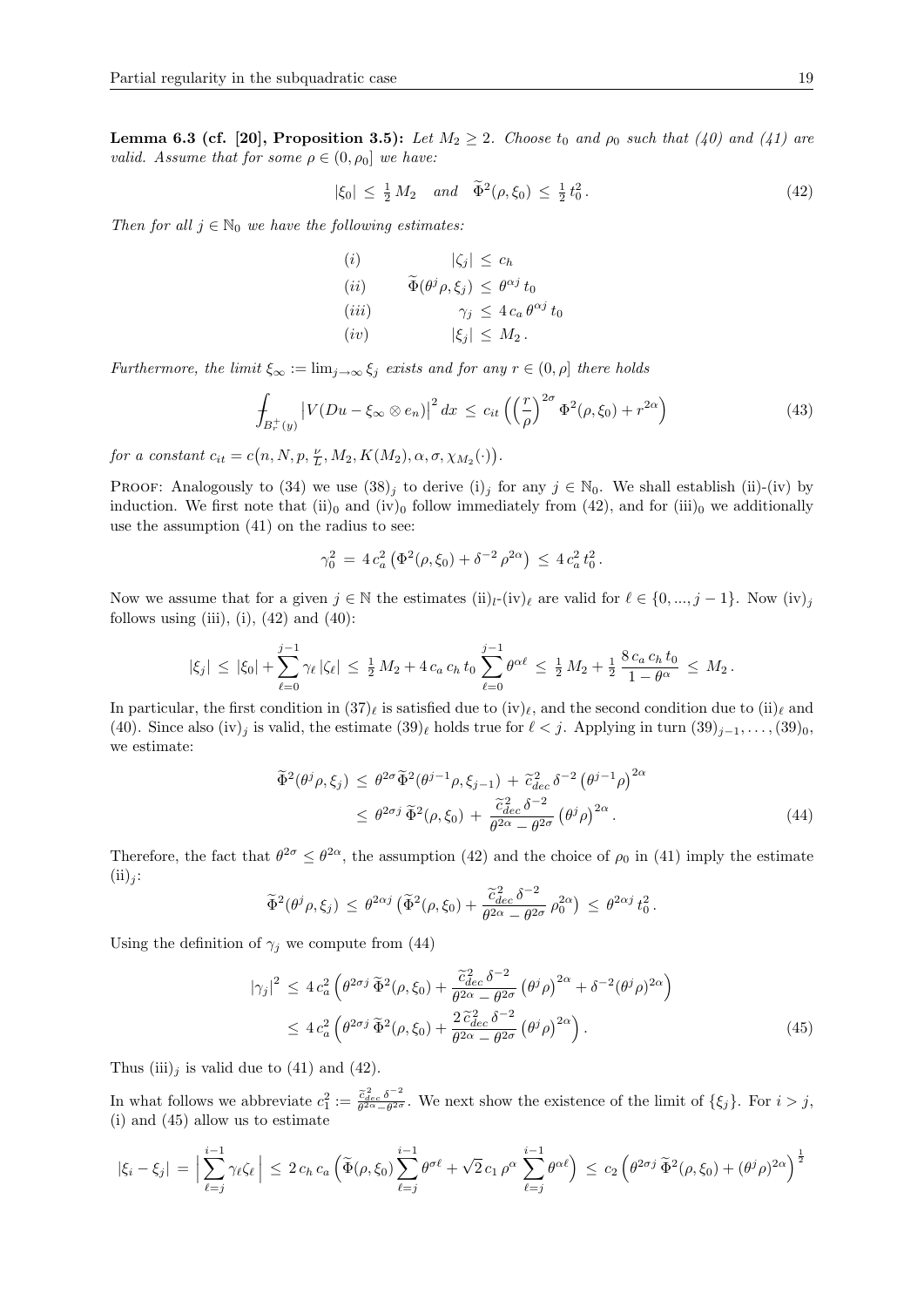**Lemma 6.3 (cf. [20], Proposition 3.5):** *Let $M_2 \geq 2$. Choose $t_0$ and $\rho_0$ such that (40) and (41) are valid. Assume that for some $\rho \in (0, \rho_0]$ we have:*

$$
|\xi_0| \leq \tfrac{1}{2} M_2 \quad \text{and} \quad \widetilde{\Phi}^2(\rho, \xi_0) \leq \tfrac{1}{2} t_0^2 . \tag{42}
$$

*Then for all $j \in \mathbb{N}_0$ we have the following estimates:*

$$
\begin{aligned}
&(i) && |\zeta_j| \leq c_h \\
&(ii) && \widetilde{\Phi}(\theta^j \rho, \xi_j) \leq \theta^{\alpha j} t_0 \\
&(iii) && \gamma_j \leq 4\, c_a\, \theta^{\alpha j} t_0 \\
&(iv) && |\xi_j| \leq M_2 .
\end{aligned}
$$

*Furthermore, the limit $\xi_\infty := \lim_{j\to\infty} \xi_j$ exists and for any $r \in (0, \rho]$ there holds*

$$
\fint_{B_r^+(y)} \big|V(Du - \xi_\infty \otimes e_n)\big|^2 \, dx \leq c_{it} \Big( \Big(\frac{r}{\rho}\Big)^{2\sigma} \Phi^2(\rho, \xi_0) + r^{2\alpha} \Big) \tag{43}
$$

*for a constant $c_{it} = c\big(n, N, p, \frac{\nu}{L}, M_2, K(M_2), \alpha, \sigma, \chi_{M_2}(\cdot)\big)$.*

Proof: Analogously to (34) we use $(38)_j$ to derive $(\mathrm{i})_j$ for any $j \in \mathbb{N}_0$. We shall establish (ii)-(iv) by induction. We first note that $(\mathrm{ii})_0$ and $(\mathrm{iv})_0$ follow immediately from (42), and for $(\mathrm{iii})_0$ we additionally use the assumption (41) on the radius to see:

$$
\gamma_0^2 = 4\, c_a^2 \big(\Phi^2(\rho, \xi_0) + \delta^{-2} \rho^{2\alpha}\big) \leq 4\, c_a^2\, t_0^2 .
$$

Now we assume that for a given $j \in \mathbb{N}$ the estimates $(\mathrm{ii})_\ell$-$(\mathrm{iv})_\ell$ are valid for $\ell \in \{0, ..., j-1\}$. Now $(\mathrm{iv})_j$ follows using (iii), (i), (42) and (40):

$$
|\xi_j| \leq |\xi_0| + \sum_{\ell=0}^{j-1} \gamma_\ell\, |\zeta_\ell| \leq \tfrac{1}{2} M_2 + 4\, c_a\, c_h\, t_0 \sum_{\ell=0}^{j-1} \theta^{\alpha\ell} \leq \tfrac{1}{2} M_2 + \tfrac{1}{2} \frac{8\, c_a\, c_h\, t_0}{1 - \theta^\alpha} \leq M_2 .
$$

In particular, the first condition in $(37)_\ell$ is satisfied due to $(\mathrm{iv})_\ell$, and the second condition due to $(\mathrm{ii})_\ell$ and (40). Since also $(\mathrm{iv})_j$ is valid, the estimate $(39)_\ell$ holds true for $\ell < j$. Applying in turn $(39)_{j-1}, \ldots, (39)_0$, we estimate:

$$
\begin{aligned}
\widetilde{\Phi}^2(\theta^j \rho, \xi_j) &\leq \theta^{2\sigma} \widetilde{\Phi}^2(\theta^{j-1}\rho, \xi_{j-1}) + \widetilde{c}_{dec}^{\,2}\, \delta^{-2} \big(\theta^{j-1}\rho\big)^{2\alpha} \\
&\leq \theta^{2\sigma j}\, \widetilde{\Phi}^2(\rho, \xi_0) + \frac{\widetilde{c}_{dec}^{\,2}\, \delta^{-2}}{\theta^{2\alpha} - \theta^{2\sigma}} \big(\theta^j \rho\big)^{2\alpha} .
\end{aligned} \tag{44}
$$

Therefore, the fact that $\theta^{2\sigma} \leq \theta^{2\alpha}$, the assumption (42) and the choice of $\rho_0$ in (41) imply the estimate $(\mathrm{ii})_j$:

$$
\widetilde{\Phi}^2(\theta^j \rho, \xi_j) \leq \theta^{2\alpha j} \big(\widetilde{\Phi}^2(\rho, \xi_0) + \frac{\widetilde{c}_{dec}^{\,2}\, \delta^{-2}}{\theta^{2\alpha} - \theta^{2\sigma}}\, \rho_0^{2\alpha}\big) \leq \theta^{2\alpha j}\, t_0^2 .
$$

Using the definition of $\gamma_j$ we compute from (44)

$$
\begin{aligned}
|\gamma_j|^2 &\leq 4\, c_a^2 \Big(\theta^{2\sigma j}\, \widetilde{\Phi}^2(\rho, \xi_0) + \frac{\widetilde{c}_{dec}^{\,2}\, \delta^{-2}}{\theta^{2\alpha} - \theta^{2\sigma}} \big(\theta^j\rho\big)^{2\alpha} + \delta^{-2} (\theta^j \rho)^{2\alpha}\Big) \\
&\leq 4\, c_a^2 \Big(\theta^{2\sigma j}\, \widetilde{\Phi}^2(\rho, \xi_0) + \frac{2\, \widetilde{c}_{dec}^{\,2}\, \delta^{-2}}{\theta^{2\alpha} - \theta^{2\sigma}} \big(\theta^j\rho\big)^{2\alpha}\Big) .
\end{aligned} \tag{45}
$$

Thus $(\mathrm{iii})_j$ is valid due to (41) and (42).

In what follows we abbreviate $c_1^2 := \frac{\widetilde{c}_{dec}^{\,2}\, \delta^{-2}}{\theta^{2\alpha} - \theta^{2\sigma}}$. We next show the existence of the limit of $\{\xi_j\}$. For $i > j$, (i) and (45) allow us to estimate

$$
|\xi_i - \xi_j| = \Big| \sum_{\ell=j}^{i-1} \gamma_\ell \zeta_\ell \Big| \leq 2\, c_h\, c_a \Big(\widetilde{\Phi}(\rho, \xi_0) \sum_{\ell=j}^{i-1} \theta^{\sigma\ell} + \sqrt{2}\, c_1\, \rho^\alpha \sum_{\ell=j}^{i-1} \theta^{\alpha\ell}\Big) \leq c_2 \Big(\theta^{2\sigma j}\, \widetilde{\Phi}^2(\rho, \xi_0) + (\theta^j \rho)^{2\alpha}\Big)^{\frac{1}{2}}
$$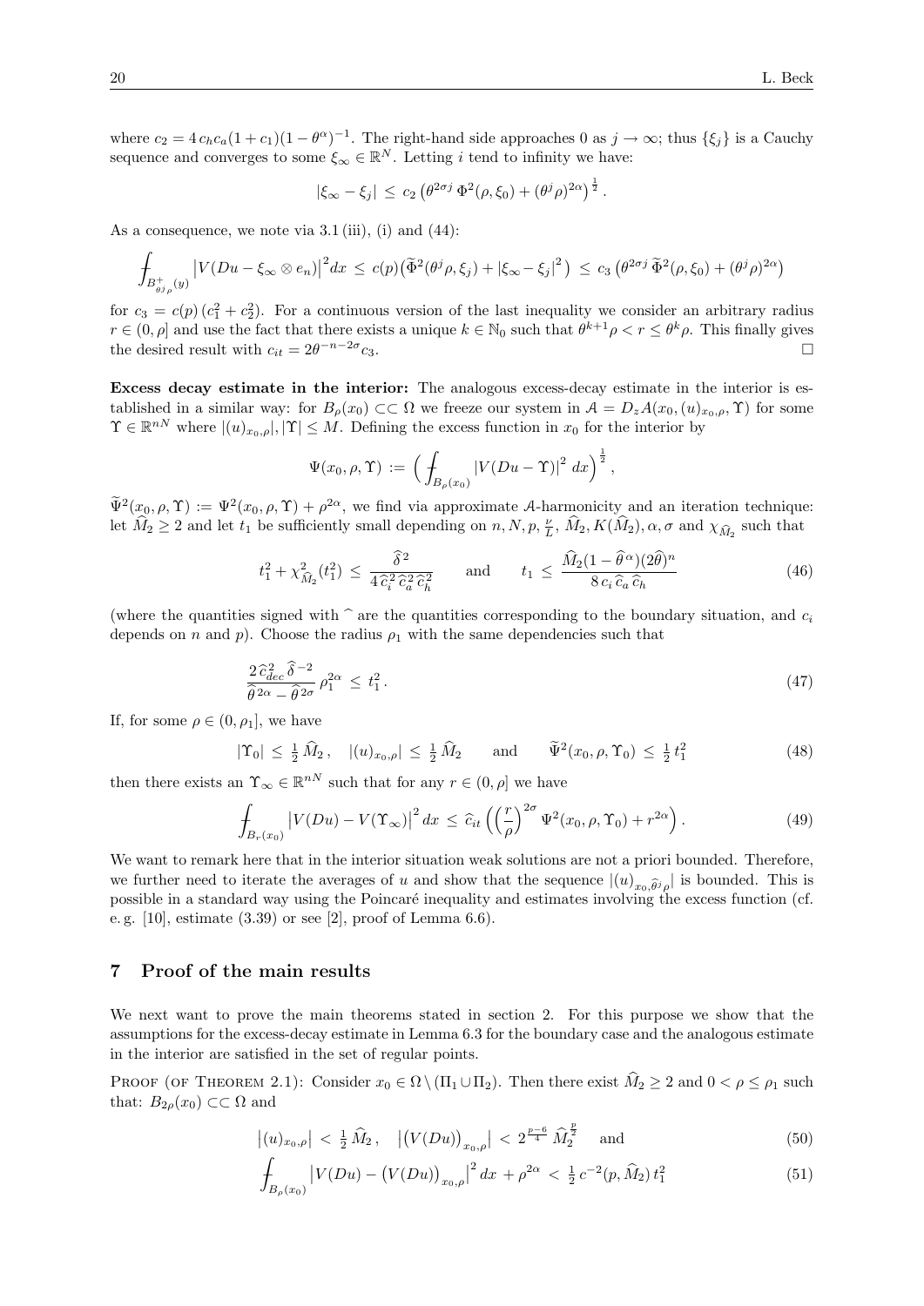where $c_2 = 4\, c_h c_a (1+c_1)(1-\theta^\alpha)^{-1}$. The right-hand side approaches 0 as $j \to \infty$; thus $\{\xi_j\}$ is a Cauchy sequence and converges to some $\xi_\infty \in \mathbb{R}^N$. Letting $i$ tend to infinity we have:

$$|\xi_\infty - \xi_j| \,\le\, c_2 \left(\theta^{2\sigma j}\, \Phi^2(\rho, \xi_0) + (\theta^j \rho)^{2\alpha}\right)^{\frac{1}{2}}.$$

As a consequence, we note via 3.1 (iii), (i) and (44):

$$\fint_{B^+_{\theta^j\rho}(y)} \left|V(Du - \xi_\infty \otimes e_n)\right|^2 dx \,\le\, c(p)\big(\widetilde{\Phi}^2(\theta^j\rho, \xi_j) + |\xi_\infty - \xi_j|^2\big) \,\le\, c_3 \left(\theta^{2\sigma j}\, \widetilde{\Phi}^2(\rho, \xi_0) + (\theta^j\rho)^{2\alpha}\right)$$

for $c_3 = c(p)\,(c_1^2 + c_2^2)$. For a continuous version of the last inequality we consider an arbitrary radius $r \in (0,\rho]$ and use the fact that there exists a unique $k \in \mathbb{N}_0$ such that $\theta^{k+1}\rho < r \le \theta^k \rho$. This finally gives the desired result with $c_{it} = 2\theta^{-n-2\sigma} c_3$. □

**Excess decay estimate in the interior:** The analogous excess-decay estimate in the interior is established in a similar way: for $B_\rho(x_0) \subset\subset \Omega$ we freeze our system in $\mathcal{A} = D_z A(x_0, (u)_{x_0,\rho}, \Upsilon)$ for some $\Upsilon \in \mathbb{R}^{nN}$ where $|(u)_{x_0,\rho}|, |\Upsilon| \le M$. Defining the excess function in $x_0$ for the interior by

$$\Psi(x_0, \rho, \Upsilon) \,:=\, \Big(\fint_{B_\rho(x_0)} \left|V(Du - \Upsilon)\right|^2 \, dx\Big)^{\frac{1}{2}},$$

$\widetilde{\Psi}^2(x_0, \rho, \Upsilon) := \Psi^2(x_0, \rho, \Upsilon) + \rho^{2\alpha}$, we find via approximate $\mathcal{A}$-harmonicity and an iteration technique: let $\widehat{M}_2 \ge 2$ and let $t_1$ be sufficiently small depending on $n, N, p, \frac{\nu}{L}, \widehat{M}_2, K(\widehat{M}_2), \alpha, \sigma$ and $\chi_{\widehat{M}_2}$ such that

$$t_1^2 + \chi^2_{\widehat{M}_2}(t_1^2) \,\le\, \frac{\widehat{\delta}^{\,2}}{4\,\widehat{c}_i^{\,2}\, \widehat{c}_a^{\,2}\, \widehat{c}_h^{\,2}} \qquad \text{and} \qquad t_1 \,\le\, \frac{\widehat{M}_2 (1 - \widehat{\theta}^{\,\alpha})(2\widehat{\theta})^n}{8\, c_i\, \widehat{c}_a\, \widehat{c}_h} \tag{46}$$

(where the quantities signed with $\widehat{\ }$ are the quantities corresponding to the boundary situation, and $c_i$ depends on $n$ and $p$). Choose the radius $\rho_1$ with the same dependencies such that

$$\frac{2\,\widehat{c}_{dec}^{\,2}\, \widehat{\delta}^{\,-2}}{\widehat{\theta}^{\,2\alpha} - \widehat{\theta}^{\,2\sigma}}\, \rho_1^{2\alpha} \,\le\, t_1^2. \tag{47}$$

If, for some $\rho \in (0, \rho_1]$, we have

$$|\Upsilon_0| \,\le\, \tfrac{1}{2}\, \widehat{M}_2, \quad |(u)_{x_0,\rho}| \,\le\, \tfrac{1}{2}\, \widehat{M}_2 \qquad \text{and} \qquad \widetilde{\Psi}^2(x_0, \rho, \Upsilon_0) \,\le\, \tfrac{1}{2}\, t_1^2 \tag{48}$$

then there exists an $\Upsilon_\infty \in \mathbb{R}^{nN}$ such that for any $r \in (0, \rho]$ we have

$$\fint_{B_r(x_0)} \left|V(Du) - V(\Upsilon_\infty)\right|^2 dx \,\le\, \widehat{c}_{it} \left(\Big(\frac{r}{\rho}\Big)^{2\sigma} \Psi^2(x_0, \rho, \Upsilon_0) + r^{2\alpha}\right). \tag{49}$$

We want to remark here that in the interior situation weak solutions are not a priori bounded. Therefore, we further need to iterate the averages of $u$ and show that the sequence $|(u)_{x_0, \widehat{\theta}^j\rho}|$ is bounded. This is possible in a standard way using the Poincaré inequality and estimates involving the excess function (cf. e.g. [10], estimate (3.39) or see [2], proof of Lemma 6.6).

## 7 Proof of the main results

We next want to prove the main theorems stated in section 2. For this purpose we show that the assumptions for the excess-decay estimate in Lemma 6.3 for the boundary case and the analogous estimate in the interior are satisfied in the set of regular points.

Proof (of Theorem 2.1): Consider $x_0 \in \Omega \setminus (\Pi_1 \cup \Pi_2)$. Then there exist $\widehat{M}_2 \ge 2$ and $0 < \rho \le \rho_1$ such that: $B_{2\rho}(x_0) \subset\subset \Omega$ and

$$\left|(u)_{x_0,\rho}\right| \,<\, \tfrac{1}{2}\, \widehat{M}_2, \quad \left|\big(V(Du)\big)_{x_0,\rho}\right| \,<\, 2^{\frac{p-6}{4}}\, \widehat{M}_2^{\frac{p}{2}} \quad \text{and} \tag{50}$$

$$\fint_{B_\rho(x_0)} \left|V(Du) - \big(V(Du)\big)_{x_0,\rho}\right|^2 dx \,+\, \rho^{2\alpha} \,<\, \tfrac{1}{2}\, c^{-2}(p, \widehat{M}_2)\, t_1^2 \tag{51}$$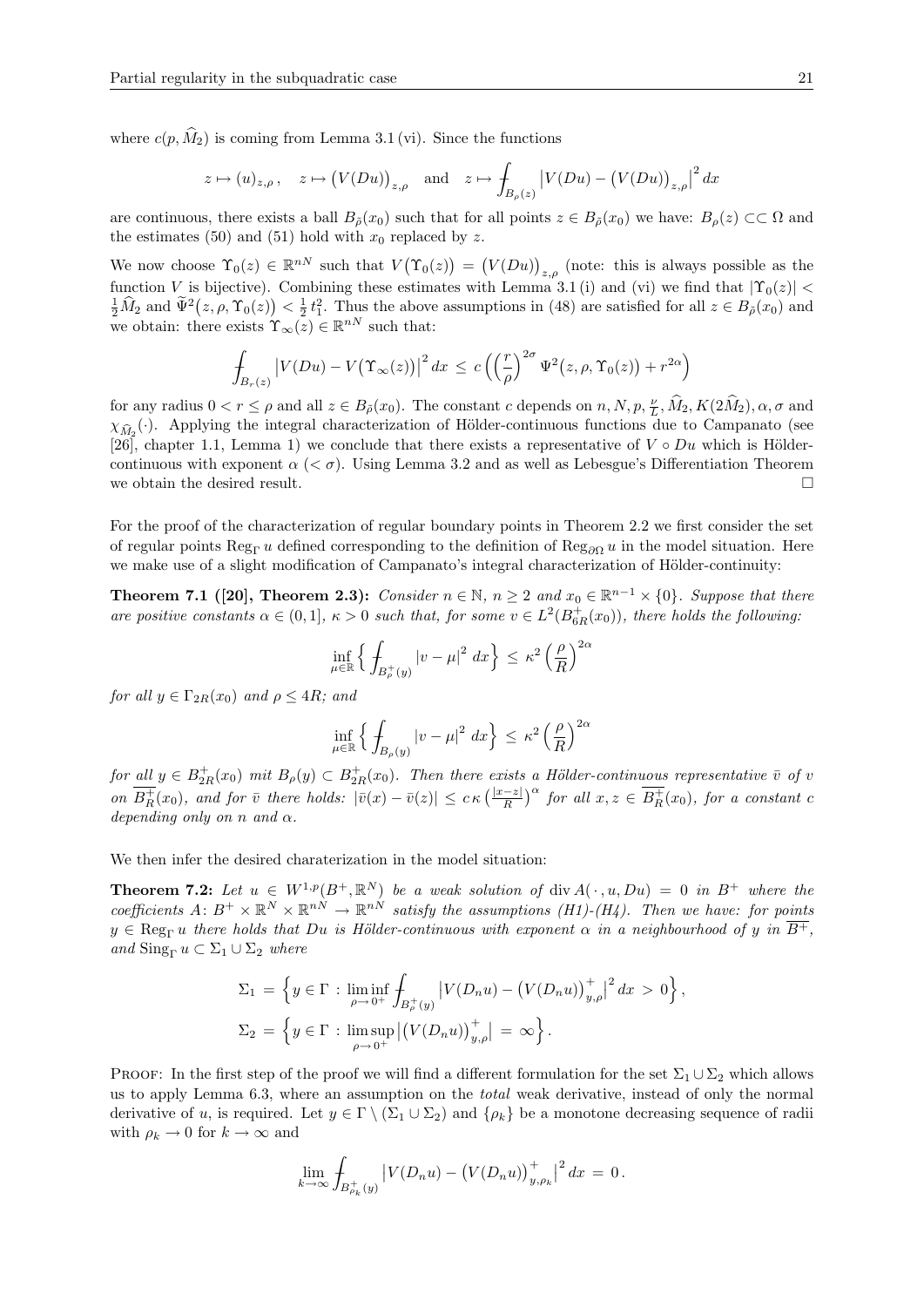where $c(p, \widehat{M}_2)$ is coming from Lemma 3.1 (vi). Since the functions

$$z \mapsto (u)_{z,\rho}\,, \quad z \mapsto \big(V(Du)\big)_{z,\rho} \quad \text{and} \quad z \mapsto \fint_{B_\rho(z)} \big|V(Du) - \big(V(Du)\big)_{z,\rho}\big|^2\,dx$$

are continuous, there exists a ball $B_{\tilde\rho}(x_0)$ such that for all points $z \in B_{\tilde\rho}(x_0)$ we have: $B_\rho(z) \subset\subset \Omega$ and the estimates (50) and (51) hold with $x_0$ replaced by $z$.

We now choose $\Upsilon_0(z) \in \mathbb{R}^{nN}$ such that $V\big(\Upsilon_0(z)\big) = \big(V(Du)\big)_{z,\rho}$ (note: this is always possible as the function $V$ is bijective). Combining these estimates with Lemma 3.1 (i) and (vi) we find that $|\Upsilon_0(z)| < \frac{1}{2}\widehat{M}_2$ and $\widetilde{\Psi}^2\big(z,\rho,\Upsilon_0(z)\big) < \frac{1}{2}\,t_1^2$. Thus the above assumptions in (48) are satisfied for all $z \in B_{\tilde\rho}(x_0)$ and we obtain: there exists $\Upsilon_\infty(z) \in \mathbb{R}^{nN}$ such that:

$$\fint_{B_r(z)} \big|V(Du) - V\big(\Upsilon_\infty(z)\big)\big|^2\,dx \;\le\; c\,\Big(\Big(\frac{r}{\rho}\Big)^{2\sigma}\,\Psi^2\big(z,\rho,\Upsilon_0(z)\big) + r^{2\alpha}\Big)$$

for any radius $0 < r \le \rho$ and all $z \in B_{\tilde\rho}(x_0)$. The constant $c$ depends on $n, N, p, \frac{\nu}{L}, \widehat{M}_2, K(2\widehat{M}_2), \alpha, \sigma$ and $\chi_{\widehat{M}_2}(\cdot)$. Applying the integral characterization of Hölder-continuous functions due to Campanato (see [26], chapter 1.1, Lemma 1) we conclude that there exists a representative of $V \circ Du$ which is Hölder-continuous with exponent $\alpha$ ($< \sigma$). Using Lemma 3.2 and as well as Lebesgue's Differentiation Theorem we obtain the desired result. $\square$

For the proof of the characterization of regular boundary points in Theorem 2.2 we first consider the set of regular points $\operatorname{Reg}_\Gamma u$ defined corresponding to the definition of $\operatorname{Reg}_{\partial\Omega} u$ in the model situation. Here we make use of a slight modification of Campanato's integral characterization of Hölder-continuity:

**Theorem 7.1 ([20], Theorem 2.3):** *Consider $n \in \mathbb{N}$, $n \ge 2$ and $x_0 \in \mathbb{R}^{n-1} \times \{0\}$. Suppose that there are positive constants $\alpha \in (0,1]$, $\kappa > 0$ such that, for some $v \in L^2(B^+_{6R}(x_0))$, there holds the following:*

$$\inf_{\mu\in\mathbb{R}} \Big\{ \fint_{B^+_\rho(y)} |v - \mu|^2\;dx \Big\} \;\le\; \kappa^2 \Big(\frac{\rho}{R}\Big)^{2\alpha}$$

*for all $y \in \Gamma_{2R}(x_0)$ and $\rho \le 4R$; and*

$$\inf_{\mu\in\mathbb{R}} \Big\{ \fint_{B_\rho(y)} |v - \mu|^2\;dx \Big\} \;\le\; \kappa^2 \Big(\frac{\rho}{R}\Big)^{2\alpha}$$

*for all $y \in B^+_{2R}(x_0)$ mit $B_\rho(y) \subset B^+_{2R}(x_0)$. Then there exists a Hölder-continuous representative $\bar v$ of $v$ on $\overline{B^+_R}(x_0)$, and for $\bar v$ there holds: $|\bar v(x) - \bar v(z)| \le c\,\kappa\,\big(\frac{|x-z|}{R}\big)^\alpha$ for all $x, z \in \overline{B^+_R}(x_0)$, for a constant $c$ depending only on $n$ and $\alpha$.*

We then infer the desired charaterization in the model situation:

**Theorem 7.2:** *Let $u \in W^{1,p}(B^+,\mathbb{R}^N)$ be a weak solution of $\operatorname{div} A(\,\cdot\,,u,Du) = 0$ in $B^+$ where the coefficients $A\colon B^+ \times \mathbb{R}^N \times \mathbb{R}^{nN} \to \mathbb{R}^{nN}$ satisfy the assumptions (H1)-(H4). Then we have: for points $y \in \operatorname{Reg}_\Gamma u$ there holds that $Du$ is Hölder-continuous with exponent $\alpha$ in a neighbourhood of $y$ in $\overline{B^+}$, and $\operatorname{Sing}_\Gamma u \subset \Sigma_1 \cup \Sigma_2$ where*

$$\Sigma_1 \;=\; \Big\{ y \in \Gamma \,:\, \liminf_{\rho\to 0^+} \fint_{B^+_\rho(y)} \big|V(D_n u) - \big(V(D_n u)\big)^+_{y,\rho}\big|^2\,dx \;>\; 0 \Big\}\,,$$
$$\Sigma_2 \;=\; \Big\{ y \in \Gamma \,:\, \limsup_{\rho\to 0^+} \big|\big(V(D_n u)\big)^+_{y,\rho}\big| \;=\; \infty \Big\}\,.$$

Proof: In the first step of the proof we will find a different formulation for the set $\Sigma_1 \cup \Sigma_2$ which allows us to apply Lemma 6.3, where an assumption on the *total* weak derivative, instead of only the normal derivative of $u$, is required. Let $y \in \Gamma \setminus (\Sigma_1 \cup \Sigma_2)$ and $\{\rho_k\}$ be a monotone decreasing sequence of radii with $\rho_k \to 0$ for $k \to \infty$ and

$$\lim_{k\to\infty} \fint_{B^+_{\rho_k}(y)} \big|V(D_n u) - \big(V(D_n u)\big)^+_{y,\rho_k}\big|^2\,dx \;=\; 0\,.$$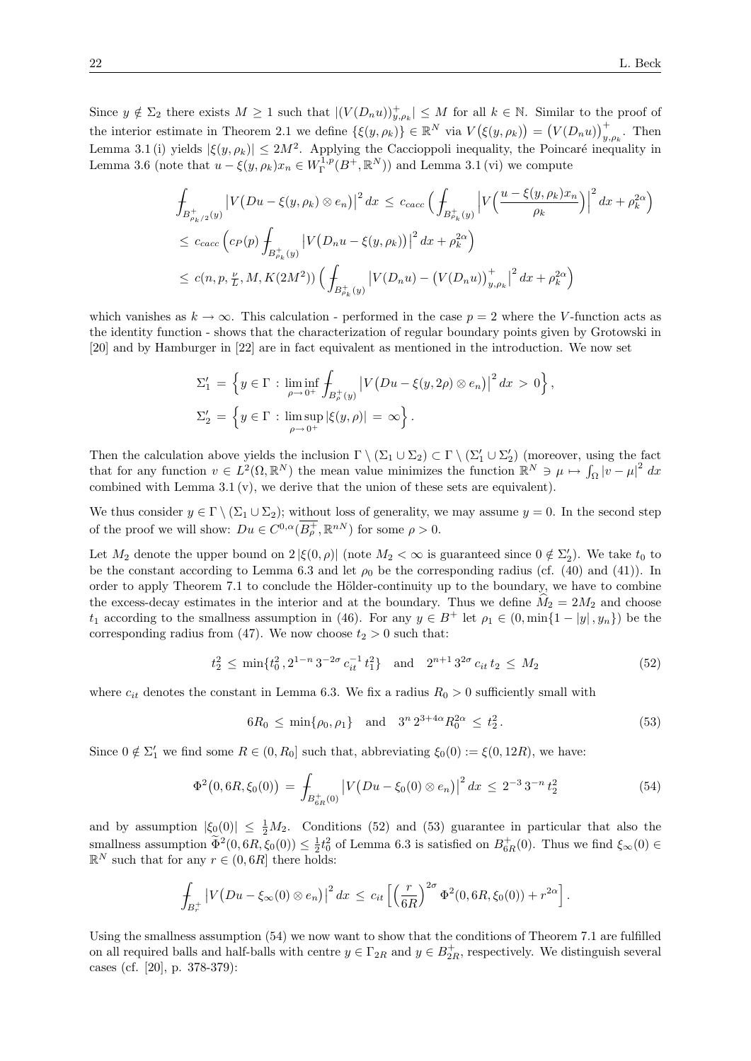Since $y \notin \Sigma_2$ there exists $M \geq 1$ such that $|(V(D_n u))^+_{y,\rho_k}| \leq M$ for all $k \in \mathbb{N}$. Similar to the proof of the interior estimate in Theorem 2.1 we define $\{\xi(y,\rho_k)\} \in \mathbb{R}^N$ via $V\big(\xi(y,\rho_k)\big) = \big(V(D_n u)\big)^+_{y,\rho_k}$. Then Lemma 3.1 (i) yields $|\xi(y,\rho_k)| \leq 2M^2$. Applying the Caccioppoli inequality, the Poincaré inequality in Lemma 3.6 (note that $u - \xi(y,\rho_k) x_n \in W^{1,p}_\Gamma(B^+,\mathbb{R}^N)$) and Lemma 3.1 (vi) we compute

$$
\begin{aligned}
\fint_{B^+_{\rho_k/2}(y)} \big|V\big(Du - \xi(y,\rho_k)\otimes e_n\big)\big|^2\,dx &\leq c_{cacc}\Big(\fint_{B^+_{\rho_k}(y)} \Big|V\Big(\frac{u-\xi(y,\rho_k)x_n}{\rho_k}\Big)\Big|^2 dx + \rho_k^{2\alpha}\Big)\\
&\leq c_{cacc}\Big(c_P(p)\fint_{B^+_{\rho_k}(y)} \big|V\big(D_n u - \xi(y,\rho_k)\big)\big|^2 dx + \rho_k^{2\alpha}\Big)\\
&\leq c(n,p,\tfrac{\nu}{L},M,K(2M^2))\Big(\fint_{B^+_{\rho_k}(y)} \big|V(D_n u) - \big(V(D_n u)\big)^+_{y,\rho_k}\big|^2 dx + \rho_k^{2\alpha}\Big)
\end{aligned}
$$

which vanishes as $k \to \infty$. This calculation - performed in the case $p = 2$ where the $V$-function acts as the identity function - shows that the characterization of regular boundary points given by Grotowski in [20] and by Hamburger in [22] are in fact equivalent as mentioned in the introduction. We now set

$$
\begin{aligned}
\Sigma_1' &= \Big\{y \in \Gamma : \liminf_{\rho\to 0^+} \fint_{B^+_\rho(y)} \big|V\big(Du - \xi(y,2\rho)\otimes e_n\big)\big|^2 dx > 0\Big\},\\
\Sigma_2' &= \Big\{y \in \Gamma : \limsup_{\rho\to 0^+} |\xi(y,\rho)| = \infty\Big\}.
\end{aligned}
$$

Then the calculation above yields the inclusion $\Gamma \setminus (\Sigma_1 \cup \Sigma_2) \subset \Gamma \setminus (\Sigma_1' \cup \Sigma_2')$ (moreover, using the fact that for any function $v \in L^2(\Omega,\mathbb{R}^N)$ the mean value minimizes the function $\mathbb{R}^N \ni \mu \mapsto \int_\Omega |v-\mu|^2\,dx$ combined with Lemma 3.1 (v), we derive that the union of these sets are equivalent).

We thus consider $y \in \Gamma \setminus (\Sigma_1 \cup \Sigma_2)$; without loss of generality, we may assume $y = 0$. In the second step of the proof we will show: $Du \in C^{0,\alpha}(\overline{B^+_\rho},\mathbb{R}^{nN})$ for some $\rho > 0$.

Let $M_2$ denote the upper bound on $2|\xi(0,\rho)|$ (note $M_2 < \infty$ is guaranteed since $0 \notin \Sigma_2'$). We take $t_0$ to be the constant according to Lemma 6.3 and let $\rho_0$ be the corresponding radius (cf. (40) and (41)). In order to apply Theorem 7.1 to conclude the Hölder-continuity up to the boundary, we have to combine the excess-decay estimates in the interior and at the boundary. Thus we define $\widehat{M}_2 = 2M_2$ and choose $t_1$ according to the smallness assumption in (46). For any $y \in B^+$ let $\rho_1 \in (0,\min\{1-|y|,y_n\})$ be the corresponding radius from (47). We now choose $t_2 > 0$ such that:

$$
t_2^2 \leq \min\{t_0^2, 2^{1-n}3^{-2\sigma}c_{it}^{-1}t_1^2\} \quad\text{and}\quad 2^{n+1}3^{2\sigma}c_{it}\,t_2 \leq M_2 \tag{52}
$$

where $c_{it}$ denotes the constant in Lemma 6.3. We fix a radius $R_0 > 0$ sufficiently small with

$$
6R_0 \leq \min\{\rho_0,\rho_1\} \quad\text{and}\quad 3^n\,2^{3+4\alpha}R_0^{2\alpha} \leq t_2^2. \tag{53}
$$

Since $0 \notin \Sigma_1'$ we find some $R \in (0,R_0]$ such that, abbreviating $\xi_0(0) := \xi(0,12R)$, we have:

$$
\Phi^2\big(0,6R,\xi_0(0)\big) = \fint_{B^+_{6R}(0)} \big|V\big(Du - \xi_0(0)\otimes e_n\big)\big|^2 dx \leq 2^{-3}\,3^{-n}\,t_2^2 \tag{54}
$$

and by assumption $|\xi_0(0)| \leq \frac{1}{2}M_2$. Conditions (52) and (53) guarantee in particular that also the smallness assumption $\widetilde{\Phi}^2(0,6R,\xi_0(0)) \leq \frac{1}{2}t_0^2$ of Lemma 6.3 is satisfied on $B^+_{6R}(0)$. Thus we find $\xi_\infty(0) \in \mathbb{R}^N$ such that for any $r \in (0,6R]$ there holds:

$$
\fint_{B^+_r} \big|V\big(Du - \xi_\infty(0)\otimes e_n\big)\big|^2 dx \leq c_{it}\Big[\Big(\frac{r}{6R}\Big)^{2\sigma}\Phi^2(0,6R,\xi_0(0)) + r^{2\alpha}\Big].
$$

Using the smallness assumption (54) we now want to show that the conditions of Theorem 7.1 are fulfilled on all required balls and half-balls with centre $y \in \Gamma_{2R}$ and $y \in B^+_{2R}$, respectively. We distinguish several cases (cf. [20], p. 378-379):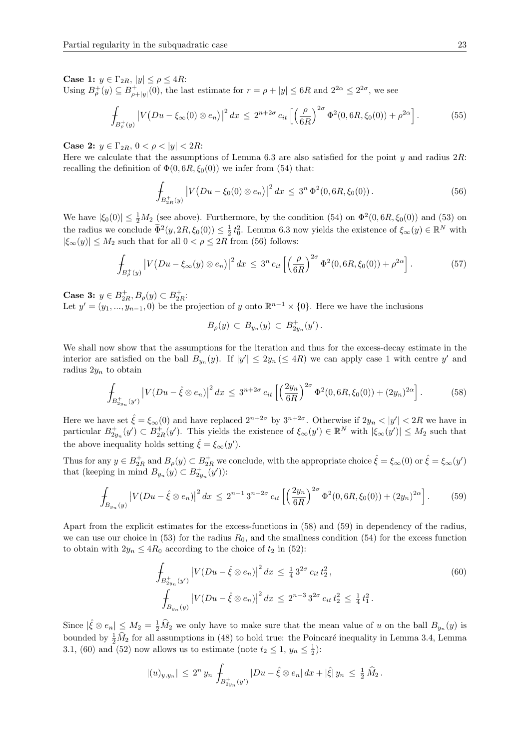**Case 1:** $y \in \Gamma_{2R}$, $|y| \le \rho \le 4R$:
Using $B_\rho^+(y) \subseteq B_{\rho+|y|}^+(0)$, the last estimate for $r = \rho + |y| \le 6R$ and $2^{2\alpha} \le 2^{2\sigma}$, we see

$$\fint_{B_\rho^+(y)} \big|V\big(Du - \xi_\infty(0) \otimes e_n\big)\big|^2 \, dx \,\le\, 2^{n+2\sigma}\, c_{it} \Big[ \Big(\frac{\rho}{6R}\Big)^{2\sigma} \Phi^2(0, 6R, \xi_0(0)) + \rho^{2\alpha} \Big] . \tag{55}$$

**Case 2:** $y \in \Gamma_{2R}$, $0 < \rho < |y| < 2R$:
Here we calculate that the assumptions of Lemma 6.3 are also satisfied for the point $y$ and radius $2R$: recalling the definition of $\Phi(0, 6R, \xi_0(0))$ we infer from (54) that:

$$\fint_{B_{2R}^+(y)} \big|V\big(Du - \xi_0(0) \otimes e_n\big)\big|^2 \, dx \,\le\, 3^n\, \Phi^2(0, 6R, \xi_0(0)) \,. \tag{56}$$

We have $|\xi_0(0)| \le \frac{1}{2} M_2$ (see above). Furthermore, by the condition (54) on $\Phi^2(0, 6R, \xi_0(0))$ and (53) on the radius we conclude $\widetilde{\Phi}^2(y, 2R, \xi_0(0)) \le \frac{1}{2}\, t_0^2$. Lemma 6.3 now yields the existence of $\xi_\infty(y) \in \mathbb{R}^N$ with $|\xi_\infty(y)| \le M_2$ such that for all $0 < \rho \le 2R$ from (56) follows:

$$\fint_{B_\rho^+(y)} \big|V\big(Du - \xi_\infty(y) \otimes e_n\big)\big|^2 \, dx \,\le\, 3^n\, c_{it} \Big[ \Big(\frac{\rho}{6R}\Big)^{2\sigma} \Phi^2(0, 6R, \xi_0(0)) + \rho^{2\alpha} \Big] . \tag{57}$$

**Case 3:** $y \in B_{2R}^+, B_\rho(y) \subset B_{2R}^+$:
Let $y' = (y_1, ..., y_{n-1}, 0)$ be the projection of $y$ onto $\mathbb{R}^{n-1} \times \{0\}$. Here we have the inclusions

$$B_\rho(y) \,\subset\, B_{y_n}(y) \,\subset\, B_{2y_n}^+(y') \,.$$

We shall now show that the assumptions for the iteration and thus for the excess-decay estimate in the interior are satisfied on the ball $B_{y_n}(y)$. If $|y'| \le 2y_n\ (\le 4R)$ we can apply case 1 with centre $y'$ and radius $2y_n$ to obtain

$$\fint_{B_{2y_n}^+(y')} \big|V(Du - \hat{\xi} \otimes e_n)\big|^2 \, dx \,\le\, 3^{n+2\sigma}\, c_{it} \Big[ \Big(\frac{2y_n}{6R}\Big)^{2\sigma} \Phi^2(0, 6R, \xi_0(0)) + (2y_n)^{2\alpha} \Big] . \tag{58}$$

Here we have set $\hat{\xi} = \xi_\infty(0)$ and have replaced $2^{n+2\sigma}$ by $3^{n+2\sigma}$. Otherwise if $2y_n < |y'| < 2R$ we have in particular $B_{2y_n}^+(y') \subset B_{2R}^+(y')$. This yields the existence of $\xi_\infty(y') \in \mathbb{R}^N$ with $|\xi_\infty(y')| \le M_2$ such that the above inequality holds setting $\hat{\xi} = \xi_\infty(y')$.

Thus for any $y \in B_{2R}^+$ and $B_\rho(y) \subset B_{2R}^+$ we conclude, with the appropriate choice $\hat{\xi} = \xi_\infty(0)$ or $\hat{\xi} = \xi_\infty(y')$ that (keeping in mind $B_{y_n}(y) \subset B_{2y_n}^+(y')$):

$$\fint_{B_{y_n}(y)} \big|V(Du - \hat{\xi} \otimes e_n)\big|^2 \, dx \,\le\, 2^{n-1}\, 3^{n+2\sigma}\, c_{it} \Big[ \Big(\frac{2y_n}{6R}\Big)^{2\sigma} \Phi^2(0, 6R, \xi_0(0)) + (2y_n)^{2\alpha} \Big] . \tag{59}$$

Apart from the explicit estimates for the excess-functions in (58) and (59) in dependency of the radius, we can use our choice in (53) for the radius $R_0$, and the smallness condition (54) for the excess function to obtain with $2y_n \le 4R_0$ according to the choice of $t_2$ in (52):

$$\begin{aligned} \fint_{B_{2y_n}^+(y')} \big|V(Du - \hat{\xi} \otimes e_n)\big|^2 \, dx \,&\le\, \tfrac{1}{4}\, 3^{2\sigma}\, c_{it}\, t_2^2 \,, \\ \fint_{B_{y_n}(y)} \big|V(Du - \hat{\xi} \otimes e_n)\big|^2 \, dx \,&\le\, 2^{n-3}\, 3^{2\sigma}\, c_{it}\, t_2^2 \,\le\, \tfrac{1}{4}\, t_1^2 \,. \end{aligned} \tag{60}$$

Since $|\hat{\xi} \otimes e_n| \le M_2 = \frac{1}{2}\widehat{M}_2$ we only have to make sure that the mean value of $u$ on the ball $B_{y_n}(y)$ is bounded by $\frac{1}{2}\widehat{M}_2$ for all assumptions in (48) to hold true: the Poincaré inequality in Lemma 3.4, Lemma 3.1, (60) and (52) now allows us to estimate (note $t_2 \le 1$, $y_n \le \frac{1}{2}$):

$$|(u)_{y, y_n}| \,\le\, 2^n\, y_n \fint_{B_{2y_n}^+(y')} |Du - \hat{\xi} \otimes e_n| \, dx + |\hat{\xi}|\, y_n \,\le\, \tfrac{1}{2}\, \widehat{M}_2 \,.$$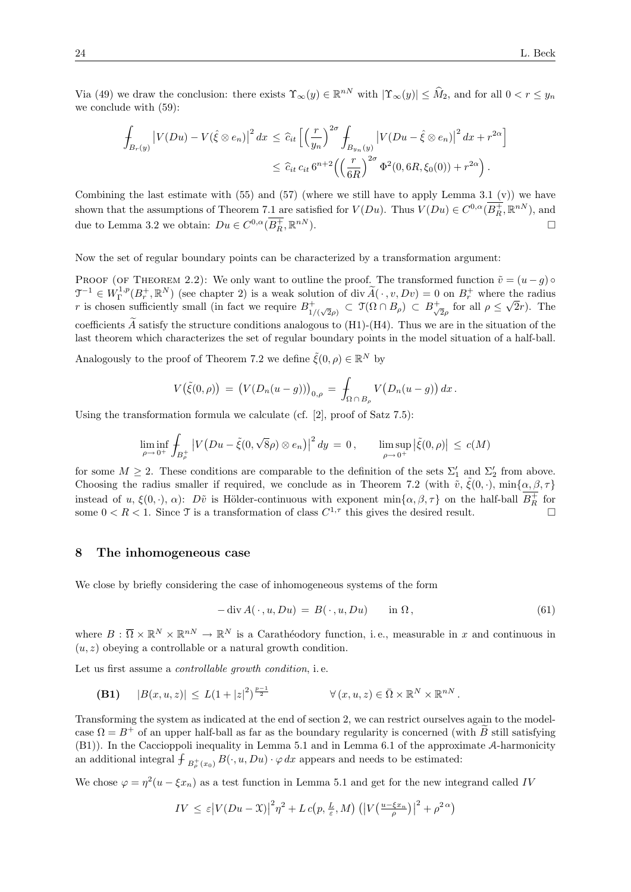Via (49) we draw the conclusion: there exists $\Upsilon_\infty(y) \in \mathbb{R}^{nN}$ with $|\Upsilon_\infty(y)| \le \widehat{M}_2$, and for all $0 < r \le y_n$ we conclude with (59):

$$\fint_{B_r(y)} \big|V(Du) - V(\hat{\xi} \otimes e_n)\big|^2 \, dx \;\le\; \widehat{c}_{it} \Big[ \Big(\frac{r}{y_n}\Big)^{2\sigma} \fint_{B_{y_n}(y)} \big|V(Du - \hat{\xi} \otimes e_n)\big|^2 \, dx + r^{2\alpha} \Big]$$
$$\le\; \widehat{c}_{it}\, c_{it}\, 6^{n+2} \Big( \Big(\frac{r}{6R}\Big)^{2\sigma} \Phi^2(0, 6R, \xi_0(0)) + r^{2\alpha} \Big) .$$

Combining the last estimate with (55) and (57) (where we still have to apply Lemma 3.1 (v)) we have shown that the assumptions of Theorem 7.1 are satisfied for $V(Du)$. Thus $V(Du) \in C^{0,\alpha}(\overline{B_R^+}, \mathbb{R}^{nN})$, and due to Lemma 3.2 we obtain: $Du \in C^{0,\alpha}(\overline{B_R^+}, \mathbb{R}^{nN})$. □

Now the set of regular boundary points can be characterized by a transformation argument:

PROOF (OF THEOREM 2.2): We only want to outline the proof. The transformed function $\tilde{v} = (u - g) \circ \mathcal{T}^{-1} \in W^{1,p}_\Gamma(B_r^+, \mathbb{R}^N)$ (see chapter 2) is a weak solution of $\operatorname{div} \widetilde{A}(\,\cdot\,, v, Dv) = 0$ on $B_r^+$ where the radius $r$ is chosen sufficiently small (in fact we require $B^+_{1/(\sqrt{2}\rho)} \subset \mathcal{T}(\Omega \cap B_\rho) \subset B^+_{\sqrt{2}\rho}$ for all $\rho \le \sqrt{2} r$). The coefficients $\widetilde{A}$ satisfy the structure conditions analogous to (H1)-(H4). Thus we are in the situation of the last theorem which characterizes the set of regular boundary points in the model situation of a half-ball.

Analogously to the proof of Theorem 7.2 we define $\tilde{\xi}(0,\rho) \in \mathbb{R}^N$ by

$$V\big(\tilde{\xi}(0,\rho)\big) \;=\; \big(V(D_n(u-g))\big)_{0,\rho} \;=\; \fint_{\Omega \cap B_\rho} V\big(D_n(u-g)\big)\, dx\,.$$

Using the transformation formula we calculate (cf. [2], proof of Satz 7.5):

$$\liminf_{\rho \to 0^+} \fint_{B_\rho^+} \big|V\big(Du - \tilde{\xi}(0, \sqrt{8}\rho) \otimes e_n\big)\big|^2 \, dy \;=\; 0\,, \qquad \limsup_{\rho \to 0^+} \big|\tilde{\xi}(0,\rho)\big| \;\le\; c(M)$$

for some $M \ge 2$. These conditions are comparable to the definition of the sets $\Sigma_1'$ and $\Sigma_2'$ from above. Choosing the radius smaller if required, we conclude as in Theorem 7.2 (with $\tilde{v}$, $\tilde{\xi}(0,\cdot)$, $\min\{\alpha, \beta, \tau\}$ instead of $u$, $\xi(0,\cdot)$, $\alpha$): $D\tilde{v}$ is Hölder-continuous with exponent $\min\{\alpha,\beta,\tau\}$ on the half-ball $\overline{B_R^+}$ for some $0 < R < 1$. Since $\mathcal{T}$ is a transformation of class $C^{1,\tau}$ this gives the desired result. □

## 8 The inhomogeneous case

We close by briefly considering the case of inhomogeneous systems of the form

$$-\operatorname{div} A(\,\cdot\,, u, Du) \;=\; B(\,\cdot\,, u, Du) \qquad \text{in } \Omega\,, \tag{61}$$

where $B : \overline{\Omega} \times \mathbb{R}^N \times \mathbb{R}^{nN} \to \mathbb{R}^N$ is a Carathéodory function, i. e., measurable in $x$ and continuous in $(u,z)$ obeying a controllable or a natural growth condition.

Let us first assume a *controllable growth condition*, i. e.

$$\textbf{(B1)} \qquad |B(x,u,z)| \;\le\; L(1 + |z|^2)^{\frac{p-1}{2}} \qquad\qquad \forall\, (x,u,z) \in \bar{\Omega} \times \mathbb{R}^N \times \mathbb{R}^{nN}\,.$$

Transforming the system as indicated at the end of section 2, we can restrict ourselves again to the model-case $\Omega = B^+$ of an upper half-ball as far as the boundary regularity is concerned (with $\widetilde{B}$ still satisfying (B1)). In the Caccioppoli inequality in Lemma 5.1 and in Lemma 6.1 of the approximate $\mathcal{A}$-harmonicity an additional integral $\fint_{B_\rho^+(x_0)} B(\cdot, u, Du) \cdot \varphi \, dx$ appears and needs to be estimated:

We chose $\varphi = \eta^2(u - \xi x_n)$ as a test function in Lemma 5.1 and get for the new integrand called $IV$

$$IV \;\le\; \varepsilon \big|V(Du - \mathfrak{X})\big|^2 \eta^2 + L\, c\big(p, \tfrac{L}{\varepsilon}, M\big) \left( \big|V\big(\tfrac{u - \xi x_n}{\rho}\big)\big|^2 + \rho^{2\alpha} \right)$$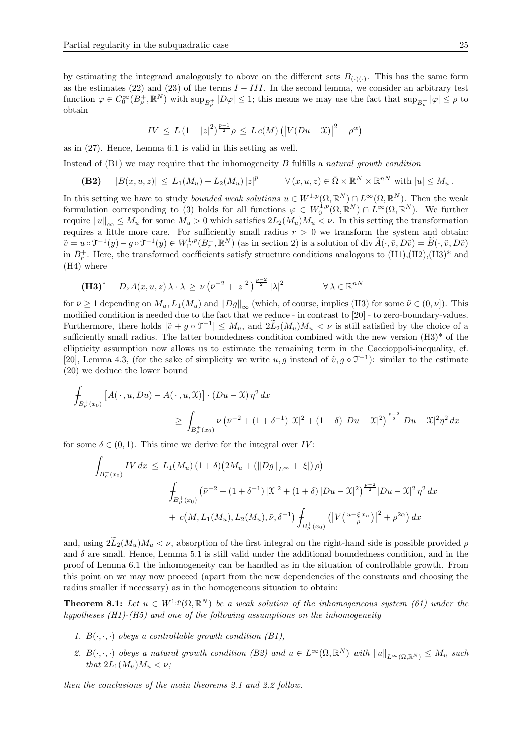by estimating the integrand analogously to above on the different sets $B_{(\cdot)(\cdot)}$. This has the same form as the estimates (22) and (23) of the terms $I - III$. In the second lemma, we consider an arbitrary test function $\varphi \in C_0^\infty(B_\rho^+, \mathbb{R}^N)$ with $\sup_{B_\rho^+} |D\varphi| \le 1$; this means we may use the fact that $\sup_{B_\rho^+} |\varphi| \le \rho$ to obtain

$$IV \;\le\; L\,(1+|z|^2)^{\frac{p-1}{2}}\rho \;\le\; L\,c(M)\,\big(\big|V(Du-\mathfrak{X})\big|^2+\rho^{\alpha}\big)$$

as in (27). Hence, Lemma 6.1 is valid in this setting as well.

Instead of (B1) we may require that the inhomogeneity $B$ fulfills a *natural growth condition*

$$\textbf{(B2)} \qquad |B(x,u,z)| \;\le\; L_1(M_u) + L_2(M_u)\,|z|^p \qquad \forall\,(x,u,z) \in \bar\Omega \times \mathbb{R}^N \times \mathbb{R}^{nN} \text{ with } |u| \le M_u\,.$$

In this setting we have to study *bounded weak solutions* $u \in W^{1,p}(\Omega,\mathbb{R}^N) \cap L^\infty(\Omega,\mathbb{R}^N)$. Then the weak formulation corresponding to (3) holds for all functions $\varphi \in W_0^{1,p}(\Omega,\mathbb{R}^N) \cap L^\infty(\Omega,\mathbb{R}^N)$. We further require $\|u\|_\infty \le M_u$ for some $M_u > 0$ which satisfies $2L_2(M_u)M_u < \nu$. In this setting the transformation requires a little more care. For sufficiently small radius $r > 0$ we transform the system and obtain: $\tilde v = u \circ \mathfrak{T}^{-1}(y) - g \circ \mathfrak{T}^{-1}(y) \in W^{1,p}_\Gamma(B_r^+,\mathbb{R}^N)$ (as in section 2) is a solution of $\operatorname{div} \widetilde A(\cdot,\tilde v, D\tilde v) = \widetilde B(\cdot,\tilde v, D\tilde v)$ in $B_r^+$. Here, the transformed coefficients satisfy structure conditions analogous to (H1),(H2),(H3)* and (H4) where

$$\textbf{(H3)}^* \qquad D_z A(x,u,z)\,\lambda\cdot\lambda \;\ge\; \nu\,\big(\bar\nu^{-2}+|z|^2\big)^{\frac{p-2}{2}}\,|\lambda|^2 \qquad\qquad \forall\,\lambda \in \mathbb{R}^{nN}$$

for $\bar\nu \ge 1$ depending on $M_u$, $L_1(M_u)$ and $\|Dg\|_\infty$ (which, of course, implies (H3) for some $\tilde\nu \in (0,\nu]$). This modified condition is needed due to the fact that we reduce - in contrast to [20] - to zero-boundary-values. Furthermore, there holds $|\tilde v + g\circ\mathfrak{T}^{-1}| \le M_u$, and $2\widetilde L_2(M_u)M_u < \nu$ is still satisfied by the choice of a sufficiently small radius. The latter boundedness condition combined with the new version (H3)* of the ellipticity assumption now allows us to estimate the remaining term in the Caccioppoli-inequality, cf. [20], Lemma 4.3, (for the sake of simplicity we write $u, g$ instead of $\tilde v, g\circ\mathfrak{T}^{-1}$): similar to the estimate (20) we deduce the lower bound

$$\begin{aligned}
&\fint_{B_\rho^+(x_0)} \big[A(\cdot,u,Du) - A(\cdot,u,\mathfrak{X})\big]\cdot(Du-\mathfrak{X})\,\eta^2\,dx \\
&\qquad\qquad \ge\; \fint_{B_\rho^+(x_0)} \nu\,\big(\bar\nu^{-2} + (1+\delta^{-1})\,|\mathfrak{X}|^2 + (1+\delta)\,|Du-\mathfrak{X}|^2\big)^{\frac{p-2}{2}}|Du-\mathfrak{X}|^2\eta^2\,dx
\end{aligned}$$

for some $\delta \in (0,1)$. This time we derive for the integral over $IV$:

$$\begin{aligned}
\fint_{B_\rho^+(x_0)} IV\,dx \;&\le\; L_1(M_u)\,(1+\delta)\big(2M_u + (\|Dg\|_{L^\infty} + |\xi|)\,\rho\big) \\
&\qquad \fint_{B_\rho^+(x_0)} \big(\bar\nu^{-2} + (1+\delta^{-1})\,|\mathfrak{X}|^2 + (1+\delta)\,|Du-\mathfrak{X}|^2\big)^{\frac{p-2}{2}}|Du-\mathfrak{X}|^2\,\eta^2\,dx \\
&\qquad + \,c\big(M, L_1(M_u), L_2(M_u), \bar\nu, \delta^{-1}\big) \fint_{B_\rho^+(x_0)} \big(\big|V\big(\tfrac{u-\xi\,x_n}{\rho}\big)\big|^2 + \rho^{2\alpha}\big)\,dx
\end{aligned}$$

and, using $2\widetilde L_2(M_u)M_u < \nu$, absorption of the first integral on the right-hand side is possible provided $\rho$ and $\delta$ are small. Hence, Lemma 5.1 is still valid under the additional boundedness condition, and in the proof of Lemma 6.1 the inhomogeneity can be handled as in the situation of controllable growth. From this point on we may now proceed (apart from the new dependencies of the constants and choosing the radius smaller if necessary) as in the homogeneous situation to obtain:

**Theorem 8.1:** *Let $u \in W^{1,p}(\Omega,\mathbb{R}^N)$ be a weak solution of the inhomogeneous system (61) under the hypotheses (H1)-(H5) and one of the following assumptions on the inhomogeneity*

1. *$B(\cdot,\cdot,\cdot)$ obeys a controllable growth condition (B1),*
2. *$B(\cdot,\cdot,\cdot)$ obeys a natural growth condition (B2) and $u \in L^\infty(\Omega,\mathbb{R}^N)$ with $\|u\|_{L^\infty(\Omega,\mathbb{R}^N)} \le M_u$ such that $2L_1(M_u)M_u < \nu$;*

*then the conclusions of the main theorems 2.1 and 2.2 follow.*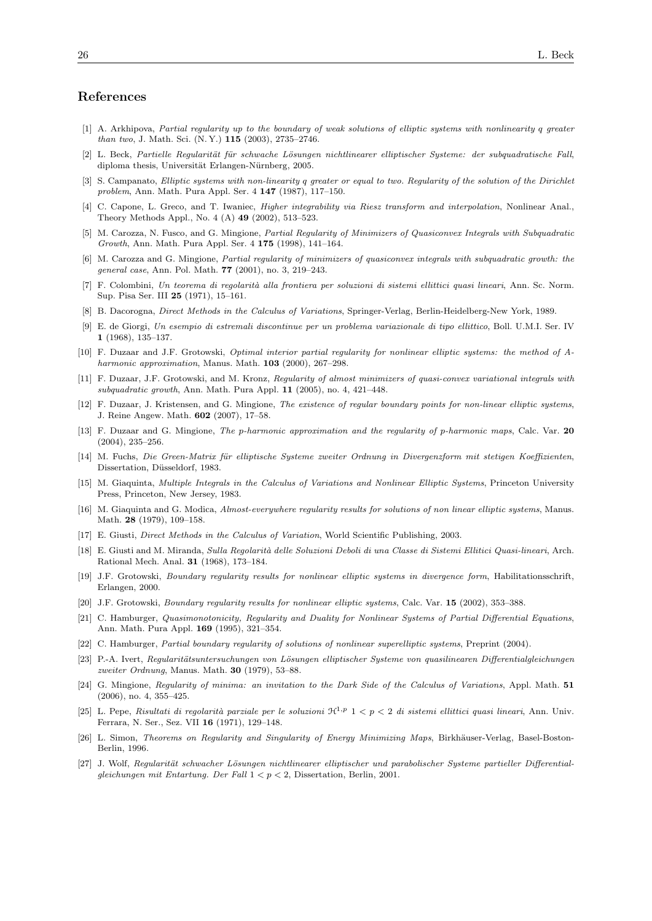## References

[1] A. Arkhipova, *Partial regularity up to the boundary of weak solutions of elliptic systems with nonlinearity q greater than two*, J. Math. Sci. (N. Y.) **115** (2003), 2735–2746.

[2] L. Beck, *Partielle Regularität für schwache Lösungen nichtlinearer elliptischer Systeme: der subquadratische Fall*, diploma thesis, Universität Erlangen-Nürnberg, 2005.

[3] S. Campanato, *Elliptic systems with non-linearity q greater or equal to two. Regularity of the solution of the Dirichlet problem*, Ann. Math. Pura Appl. Ser. 4 **147** (1987), 117–150.

[4] C. Capone, L. Greco, and T. Iwaniec, *Higher integrability via Riesz transform and interpolation*, Nonlinear Anal., Theory Methods Appl., No. 4 (A) **49** (2002), 513–523.

[5] M. Carozza, N. Fusco, and G. Mingione, *Partial Regularity of Minimizers of Quasiconvex Integrals with Subquadratic Growth*, Ann. Math. Pura Appl. Ser. 4 **175** (1998), 141–164.

[6] M. Carozza and G. Mingione, *Partial regularity of minimizers of quasiconvex integrals with subquadratic growth: the general case*, Ann. Pol. Math. **77** (2001), no. 3, 219–243.

[7] F. Colombini, *Un teorema di regolarità alla frontiera per soluzioni di sistemi ellittici quasi lineari*, Ann. Sc. Norm. Sup. Pisa Ser. III **25** (1971), 15–161.

[8] B. Dacorogna, *Direct Methods in the Calculus of Variations*, Springer-Verlag, Berlin-Heidelberg-New York, 1989.

[9] E. de Giorgi, *Un esempio di estremali discontinue per un problema variazionale di tipo ellittico*, Boll. U.M.I. Ser. IV **1** (1968), 135–137.

[10] F. Duzaar and J.F. Grotowski, *Optimal interior partial regularity for nonlinear elliptic systems: the method of A-harmonic approximation*, Manus. Math. **103** (2000), 267–298.

[11] F. Duzaar, J.F. Grotowski, and M. Kronz, *Regularity of almost minimizers of quasi-convex variational integrals with subquadratic growth*, Ann. Math. Pura Appl. **11** (2005), no. 4, 421–448.

[12] F. Duzaar, J. Kristensen, and G. Mingione, *The existence of regular boundary points for non-linear elliptic systems*, J. Reine Angew. Math. **602** (2007), 17–58.

[13] F. Duzaar and G. Mingione, *The p-harmonic approximation and the regularity of p-harmonic maps*, Calc. Var. **20** (2004), 235–256.

[14] M. Fuchs, *Die Green-Matrix für elliptische Systeme zweiter Ordnung in Divergenzform mit stetigen Koeffizienten*, Dissertation, Düsseldorf, 1983.

[15] M. Giaquinta, *Multiple Integrals in the Calculus of Variations and Nonlinear Elliptic Systems*, Princeton University Press, Princeton, New Jersey, 1983.

[16] M. Giaquinta and G. Modica, *Almost-everywhere regularity results for solutions of non linear elliptic systems*, Manus. Math. **28** (1979), 109–158.

[17] E. Giusti, *Direct Methods in the Calculus of Variation*, World Scientific Publishing, 2003.

[18] E. Giusti and M. Miranda, *Sulla Regolarità delle Soluzioni Deboli di una Classe di Sistemi Ellitici Quasi-lineari*, Arch. Rational Mech. Anal. **31** (1968), 173–184.

[19] J.F. Grotowski, *Boundary regularity results for nonlinear elliptic systems in divergence form*, Habilitationsschrift, Erlangen, 2000.

[20] J.F. Grotowski, *Boundary regularity results for nonlinear elliptic systems*, Calc. Var. **15** (2002), 353–388.

[21] C. Hamburger, *Quasimonotonicity, Regularity and Duality for Nonlinear Systems of Partial Differential Equations*, Ann. Math. Pura Appl. **169** (1995), 321–354.

[22] C. Hamburger, *Partial boundary regularity of solutions of nonlinear superelliptic systems*, Preprint (2004).

[23] P.-A. Ivert, *Regularitätsuntersuchungen von Lösungen elliptischer Systeme von quasilinearen Differentialgleichungen zweiter Ordnung*, Manus. Math. **30** (1979), 53–88.

[24] G. Mingione, *Regularity of minima: an invitation to the Dark Side of the Calculus of Variations*, Appl. Math. **51** (2006), no. 4, 355–425.

[25] L. Pepe, *Risultati di regolarità parziale per le soluzioni $\mathcal{H}^{1,p}$ $1 < p < 2$ di sistemi ellittici quasi lineari*, Ann. Univ. Ferrara, N. Ser., Sez. VII **16** (1971), 129–148.

[26] L. Simon, *Theorems on Regularity and Singularity of Energy Minimizing Maps*, Birkhäuser-Verlag, Basel-Boston-Berlin, 1996.

[27] J. Wolf, *Regularität schwacher Lösungen nichtlinearer elliptischer und parabolischer Systeme partieller Differentialgleichungen mit Entartung. Der Fall $1 < p < 2$*, Dissertation, Berlin, 2001.